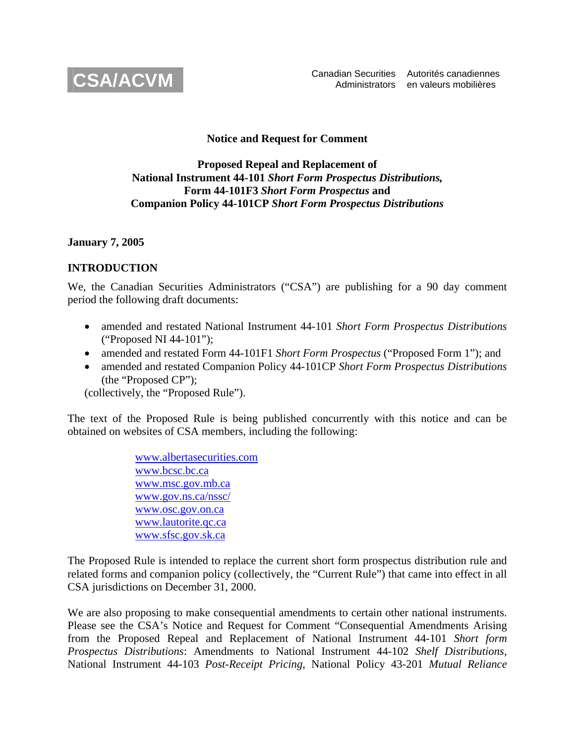**CSA/ACVM**

Canadian Securities Administrators    Autorités canadiennes en valeurs mobilières

**Notice and Request for Comment**

**Proposed Repeal and Replacement of**
**National Instrument 44-101 *Short Form Prospectus Distributions,***
**Form 44-101F3 *Short Form Prospectus* and**
**Companion Policy 44-101CP *Short Form Prospectus Distributions***

**January 7, 2005**

## INTRODUCTION

We, the Canadian Securities Administrators ("CSA") are publishing for a 90 day comment period the following draft documents:

- amended and restated National Instrument 44-101 *Short Form Prospectus Distributions* ("Proposed NI 44-101");
- amended and restated Form 44-101F1 *Short Form Prospectus* ("Proposed Form 1"); and
- amended and restated Companion Policy 44-101CP *Short Form Prospectus Distributions* (the "Proposed CP");

(collectively, the "Proposed Rule").

The text of the Proposed Rule is being published concurrently with this notice and can be obtained on websites of CSA members, including the following:

www.albertasecurities.com
www.bcsc.bc.ca
www.msc.gov.mb.ca
www.gov.ns.ca/nssc/
www.osc.gov.on.ca
www.lautorite.qc.ca
www.sfsc.gov.sk.ca

The Proposed Rule is intended to replace the current short form prospectus distribution rule and related forms and companion policy (collectively, the "Current Rule") that came into effect in all CSA jurisdictions on December 31, 2000.

We are also proposing to make consequential amendments to certain other national instruments. Please see the CSA's Notice and Request for Comment "Consequential Amendments Arising from the Proposed Repeal and Replacement of National Instrument 44-101 *Short form Prospectus Distributions*: Amendments to National Instrument 44-102 *Shelf Distributions*, National Instrument 44-103 *Post-Receipt Pricing*, National Policy 43-201 *Mutual Reliance*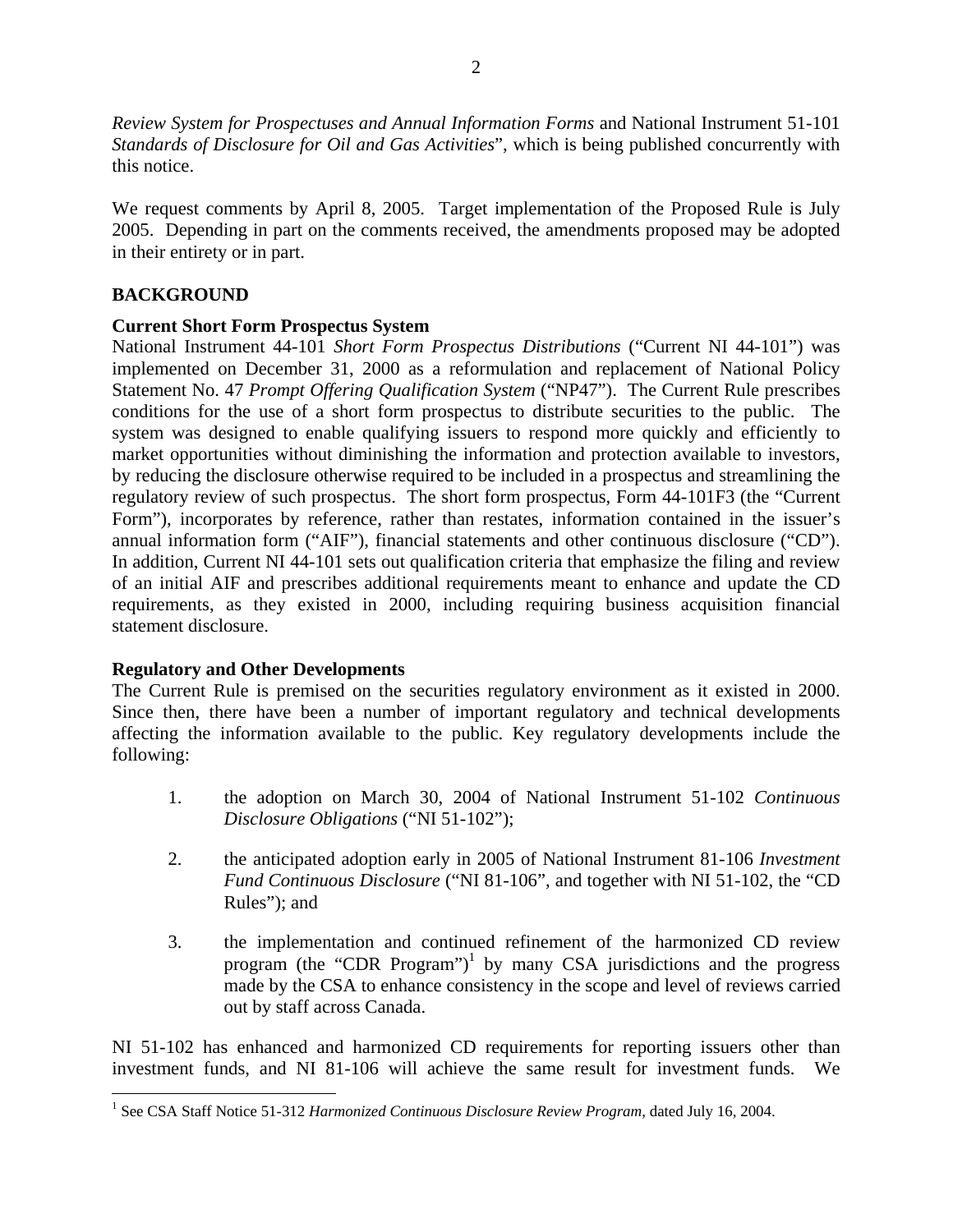*Review System for Prospectuses and Annual Information Forms* and National Instrument 51-101 *Standards of Disclosure for Oil and Gas Activities*", which is being published concurrently with this notice.

We request comments by April 8, 2005. Target implementation of the Proposed Rule is July 2005. Depending in part on the comments received, the amendments proposed may be adopted in their entirety or in part.

## BACKGROUND

### Current Short Form Prospectus System

National Instrument 44-101 *Short Form Prospectus Distributions* ("Current NI 44-101") was implemented on December 31, 2000 as a reformulation and replacement of National Policy Statement No. 47 *Prompt Offering Qualification System* ("NP47"). The Current Rule prescribes conditions for the use of a short form prospectus to distribute securities to the public. The system was designed to enable qualifying issuers to respond more quickly and efficiently to market opportunities without diminishing the information and protection available to investors, by reducing the disclosure otherwise required to be included in a prospectus and streamlining the regulatory review of such prospectus. The short form prospectus, Form 44-101F3 (the "Current Form"), incorporates by reference, rather than restates, information contained in the issuer's annual information form ("AIF"), financial statements and other continuous disclosure ("CD"). In addition, Current NI 44-101 sets out qualification criteria that emphasize the filing and review of an initial AIF and prescribes additional requirements meant to enhance and update the CD requirements, as they existed in 2000, including requiring business acquisition financial statement disclosure.

### Regulatory and Other Developments

The Current Rule is premised on the securities regulatory environment as it existed in 2000. Since then, there have been a number of important regulatory and technical developments affecting the information available to the public. Key regulatory developments include the following:

1. the adoption on March 30, 2004 of National Instrument 51-102 *Continuous Disclosure Obligations* ("NI 51-102");

2. the anticipated adoption early in 2005 of National Instrument 81-106 *Investment Fund Continuous Disclosure* ("NI 81-106", and together with NI 51-102, the "CD Rules"); and

3. the implementation and continued refinement of the harmonized CD review program (the "CDR Program")[1] by many CSA jurisdictions and the progress made by the CSA to enhance consistency in the scope and level of reviews carried out by staff across Canada.

NI 51-102 has enhanced and harmonized CD requirements for reporting issuers other than investment funds, and NI 81-106 will achieve the same result for investment funds. We

[1] See CSA Staff Notice 51-312 *Harmonized Continuous Disclosure Review Program*, dated July 16, 2004.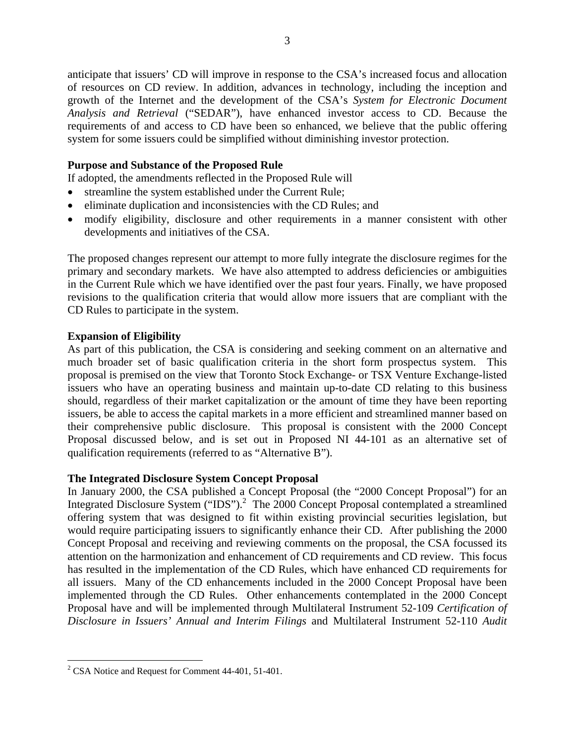anticipate that issuers' CD will improve in response to the CSA's increased focus and allocation of resources on CD review. In addition, advances in technology, including the inception and growth of the Internet and the development of the CSA's *System for Electronic Document Analysis and Retrieval* ("SEDAR"), have enhanced investor access to CD. Because the requirements of and access to CD have been so enhanced, we believe that the public offering system for some issuers could be simplified without diminishing investor protection.

**Purpose and Substance of the Proposed Rule**

If adopted, the amendments reflected in the Proposed Rule will

- streamline the system established under the Current Rule;
- eliminate duplication and inconsistencies with the CD Rules; and
- modify eligibility, disclosure and other requirements in a manner consistent with other developments and initiatives of the CSA.

The proposed changes represent our attempt to more fully integrate the disclosure regimes for the primary and secondary markets. We have also attempted to address deficiencies or ambiguities in the Current Rule which we have identified over the past four years. Finally, we have proposed revisions to the qualification criteria that would allow more issuers that are compliant with the CD Rules to participate in the system.

**Expansion of Eligibility**

As part of this publication, the CSA is considering and seeking comment on an alternative and much broader set of basic qualification criteria in the short form prospectus system. This proposal is premised on the view that Toronto Stock Exchange- or TSX Venture Exchange-listed issuers who have an operating business and maintain up-to-date CD relating to this business should, regardless of their market capitalization or the amount of time they have been reporting issuers, be able to access the capital markets in a more efficient and streamlined manner based on their comprehensive public disclosure. This proposal is consistent with the 2000 Concept Proposal discussed below, and is set out in Proposed NI 44-101 as an alternative set of qualification requirements (referred to as "Alternative B").

**The Integrated Disclosure System Concept Proposal**

In January 2000, the CSA published a Concept Proposal (the "2000 Concept Proposal") for an Integrated Disclosure System ("IDS").[2] The 2000 Concept Proposal contemplated a streamlined offering system that was designed to fit within existing provincial securities legislation, but would require participating issuers to significantly enhance their CD. After publishing the 2000 Concept Proposal and receiving and reviewing comments on the proposal, the CSA focussed its attention on the harmonization and enhancement of CD requirements and CD review. This focus has resulted in the implementation of the CD Rules, which have enhanced CD requirements for all issuers. Many of the CD enhancements included in the 2000 Concept Proposal have been implemented through the CD Rules. Other enhancements contemplated in the 2000 Concept Proposal have and will be implemented through Multilateral Instrument 52-109 *Certification of Disclosure in Issuers' Annual and Interim Filings* and Multilateral Instrument 52-110 *Audit*

[2] CSA Notice and Request for Comment 44-401, 51-401.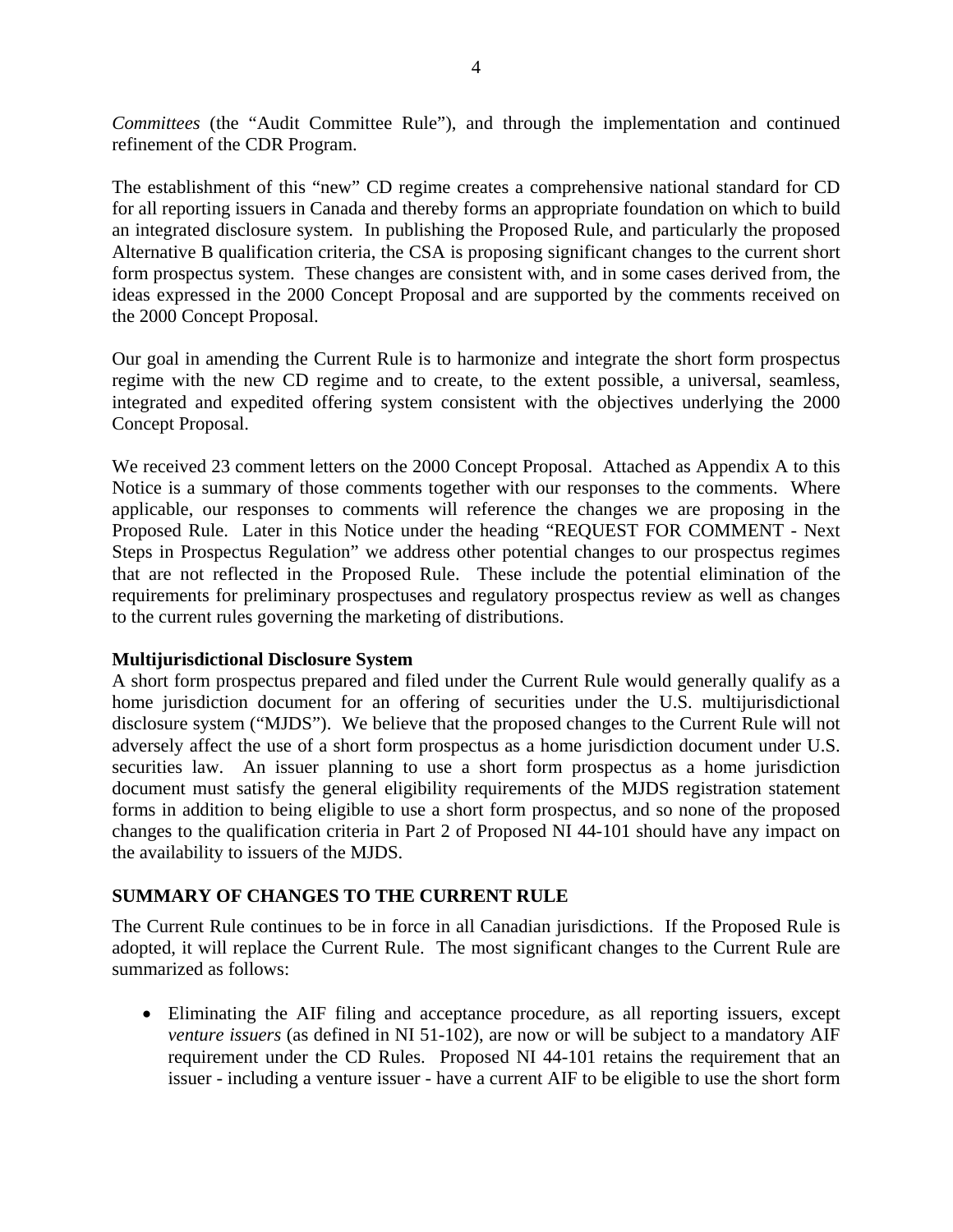*Committees* (the "Audit Committee Rule"), and through the implementation and continued refinement of the CDR Program.

The establishment of this "new" CD regime creates a comprehensive national standard for CD for all reporting issuers in Canada and thereby forms an appropriate foundation on which to build an integrated disclosure system. In publishing the Proposed Rule, and particularly the proposed Alternative B qualification criteria, the CSA is proposing significant changes to the current short form prospectus system. These changes are consistent with, and in some cases derived from, the ideas expressed in the 2000 Concept Proposal and are supported by the comments received on the 2000 Concept Proposal.

Our goal in amending the Current Rule is to harmonize and integrate the short form prospectus regime with the new CD regime and to create, to the extent possible, a universal, seamless, integrated and expedited offering system consistent with the objectives underlying the 2000 Concept Proposal.

We received 23 comment letters on the 2000 Concept Proposal. Attached as Appendix A to this Notice is a summary of those comments together with our responses to the comments. Where applicable, our responses to comments will reference the changes we are proposing in the Proposed Rule. Later in this Notice under the heading "REQUEST FOR COMMENT - Next Steps in Prospectus Regulation" we address other potential changes to our prospectus regimes that are not reflected in the Proposed Rule. These include the potential elimination of the requirements for preliminary prospectuses and regulatory prospectus review as well as changes to the current rules governing the marketing of distributions.

**Multijurisdictional Disclosure System**

A short form prospectus prepared and filed under the Current Rule would generally qualify as a home jurisdiction document for an offering of securities under the U.S. multijurisdictional disclosure system ("MJDS"). We believe that the proposed changes to the Current Rule will not adversely affect the use of a short form prospectus as a home jurisdiction document under U.S. securities law. An issuer planning to use a short form prospectus as a home jurisdiction document must satisfy the general eligibility requirements of the MJDS registration statement forms in addition to being eligible to use a short form prospectus, and so none of the proposed changes to the qualification criteria in Part 2 of Proposed NI 44-101 should have any impact on the availability to issuers of the MJDS.

## SUMMARY OF CHANGES TO THE CURRENT RULE

The Current Rule continues to be in force in all Canadian jurisdictions. If the Proposed Rule is adopted, it will replace the Current Rule. The most significant changes to the Current Rule are summarized as follows:

- Eliminating the AIF filing and acceptance procedure, as all reporting issuers, except *venture issuers* (as defined in NI 51-102), are now or will be subject to a mandatory AIF requirement under the CD Rules. Proposed NI 44-101 retains the requirement that an issuer - including a venture issuer - have a current AIF to be eligible to use the short form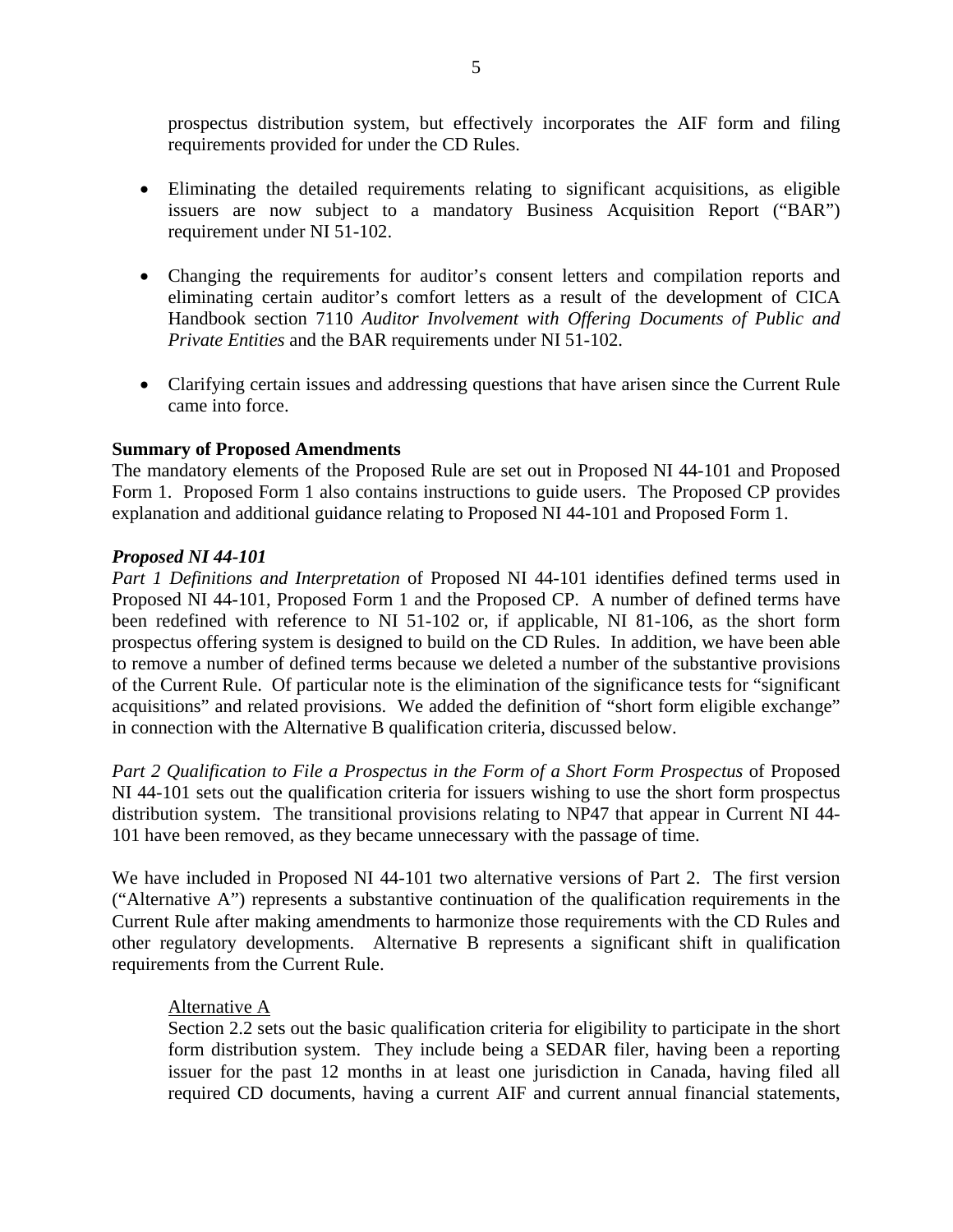prospectus distribution system, but effectively incorporates the AIF form and filing requirements provided for under the CD Rules.

- Eliminating the detailed requirements relating to significant acquisitions, as eligible issuers are now subject to a mandatory Business Acquisition Report ("BAR") requirement under NI 51-102.
- Changing the requirements for auditor's consent letters and compilation reports and eliminating certain auditor's comfort letters as a result of the development of CICA Handbook section 7110 *Auditor Involvement with Offering Documents of Public and Private Entities* and the BAR requirements under NI 51-102.
- Clarifying certain issues and addressing questions that have arisen since the Current Rule came into force.

**Summary of Proposed Amendments**

The mandatory elements of the Proposed Rule are set out in Proposed NI 44-101 and Proposed Form 1. Proposed Form 1 also contains instructions to guide users. The Proposed CP provides explanation and additional guidance relating to Proposed NI 44-101 and Proposed Form 1.

***Proposed NI 44-101***

*Part 1 Definitions and Interpretation* of Proposed NI 44-101 identifies defined terms used in Proposed NI 44-101, Proposed Form 1 and the Proposed CP. A number of defined terms have been redefined with reference to NI 51-102 or, if applicable, NI 81-106, as the short form prospectus offering system is designed to build on the CD Rules. In addition, we have been able to remove a number of defined terms because we deleted a number of the substantive provisions of the Current Rule. Of particular note is the elimination of the significance tests for "significant acquisitions" and related provisions. We added the definition of "short form eligible exchange" in connection with the Alternative B qualification criteria, discussed below.

*Part 2 Qualification to File a Prospectus in the Form of a Short Form Prospectus* of Proposed NI 44-101 sets out the qualification criteria for issuers wishing to use the short form prospectus distribution system. The transitional provisions relating to NP47 that appear in Current NI 44-101 have been removed, as they became unnecessary with the passage of time.

We have included in Proposed NI 44-101 two alternative versions of Part 2. The first version ("Alternative A") represents a substantive continuation of the qualification requirements in the Current Rule after making amendments to harmonize those requirements with the CD Rules and other regulatory developments. Alternative B represents a significant shift in qualification requirements from the Current Rule.

Alternative A

Section 2.2 sets out the basic qualification criteria for eligibility to participate in the short form distribution system. They include being a SEDAR filer, having been a reporting issuer for the past 12 months in at least one jurisdiction in Canada, having filed all required CD documents, having a current AIF and current annual financial statements,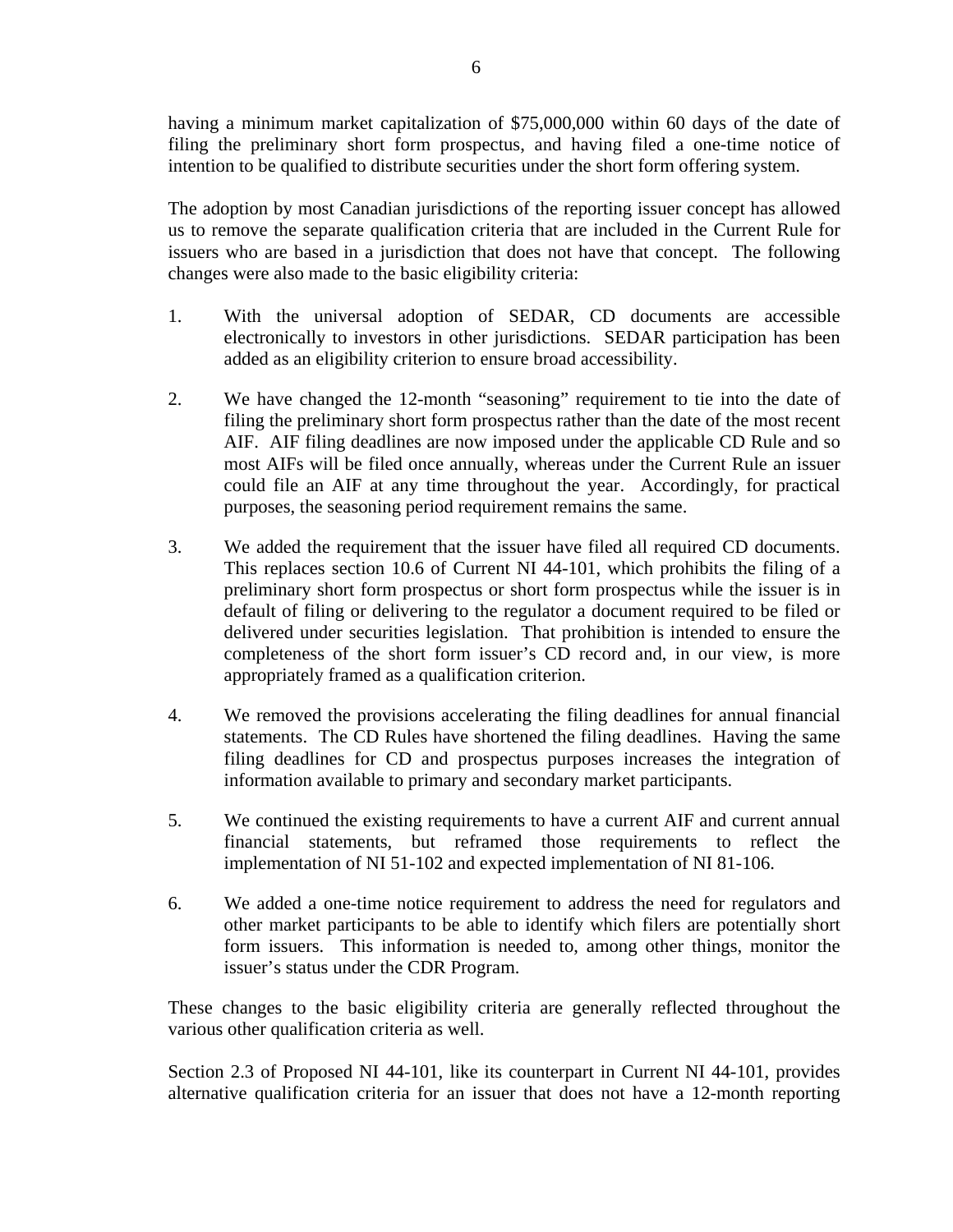having a minimum market capitalization of $75,000,000 within 60 days of the date of filing the preliminary short form prospectus, and having filed a one-time notice of intention to be qualified to distribute securities under the short form offering system.

The adoption by most Canadian jurisdictions of the reporting issuer concept has allowed us to remove the separate qualification criteria that are included in the Current Rule for issuers who are based in a jurisdiction that does not have that concept. The following changes were also made to the basic eligibility criteria:

1. With the universal adoption of SEDAR, CD documents are accessible electronically to investors in other jurisdictions. SEDAR participation has been added as an eligibility criterion to ensure broad accessibility.

2. We have changed the 12-month "seasoning" requirement to tie into the date of filing the preliminary short form prospectus rather than the date of the most recent AIF. AIF filing deadlines are now imposed under the applicable CD Rule and so most AIFs will be filed once annually, whereas under the Current Rule an issuer could file an AIF at any time throughout the year. Accordingly, for practical purposes, the seasoning period requirement remains the same.

3. We added the requirement that the issuer have filed all required CD documents. This replaces section 10.6 of Current NI 44-101, which prohibits the filing of a preliminary short form prospectus or short form prospectus while the issuer is in default of filing or delivering to the regulator a document required to be filed or delivered under securities legislation. That prohibition is intended to ensure the completeness of the short form issuer's CD record and, in our view, is more appropriately framed as a qualification criterion.

4. We removed the provisions accelerating the filing deadlines for annual financial statements. The CD Rules have shortened the filing deadlines. Having the same filing deadlines for CD and prospectus purposes increases the integration of information available to primary and secondary market participants.

5. We continued the existing requirements to have a current AIF and current annual financial statements, but reframed those requirements to reflect the implementation of NI 51-102 and expected implementation of NI 81-106.

6. We added a one-time notice requirement to address the need for regulators and other market participants to be able to identify which filers are potentially short form issuers. This information is needed to, among other things, monitor the issuer's status under the CDR Program.

These changes to the basic eligibility criteria are generally reflected throughout the various other qualification criteria as well.

Section 2.3 of Proposed NI 44-101, like its counterpart in Current NI 44-101, provides alternative qualification criteria for an issuer that does not have a 12-month reporting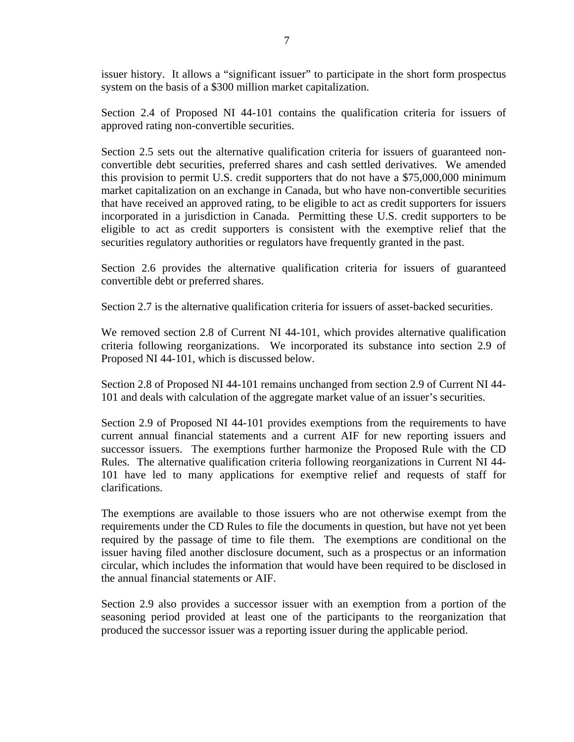issuer history. It allows a "significant issuer" to participate in the short form prospectus system on the basis of a $300 million market capitalization.

Section 2.4 of Proposed NI 44-101 contains the qualification criteria for issuers of approved rating non-convertible securities.

Section 2.5 sets out the alternative qualification criteria for issuers of guaranteed non-convertible debt securities, preferred shares and cash settled derivatives. We amended this provision to permit U.S. credit supporters that do not have a $75,000,000 minimum market capitalization on an exchange in Canada, but who have non-convertible securities that have received an approved rating, to be eligible to act as credit supporters for issuers incorporated in a jurisdiction in Canada. Permitting these U.S. credit supporters to be eligible to act as credit supporters is consistent with the exemptive relief that the securities regulatory authorities or regulators have frequently granted in the past.

Section 2.6 provides the alternative qualification criteria for issuers of guaranteed convertible debt or preferred shares.

Section 2.7 is the alternative qualification criteria for issuers of asset-backed securities.

We removed section 2.8 of Current NI 44-101, which provides alternative qualification criteria following reorganizations. We incorporated its substance into section 2.9 of Proposed NI 44-101, which is discussed below.

Section 2.8 of Proposed NI 44-101 remains unchanged from section 2.9 of Current NI 44-101 and deals with calculation of the aggregate market value of an issuer's securities.

Section 2.9 of Proposed NI 44-101 provides exemptions from the requirements to have current annual financial statements and a current AIF for new reporting issuers and successor issuers. The exemptions further harmonize the Proposed Rule with the CD Rules. The alternative qualification criteria following reorganizations in Current NI 44-101 have led to many applications for exemptive relief and requests of staff for clarifications.

The exemptions are available to those issuers who are not otherwise exempt from the requirements under the CD Rules to file the documents in question, but have not yet been required by the passage of time to file them. The exemptions are conditional on the issuer having filed another disclosure document, such as a prospectus or an information circular, which includes the information that would have been required to be disclosed in the annual financial statements or AIF.

Section 2.9 also provides a successor issuer with an exemption from a portion of the seasoning period provided at least one of the participants to the reorganization that produced the successor issuer was a reporting issuer during the applicable period.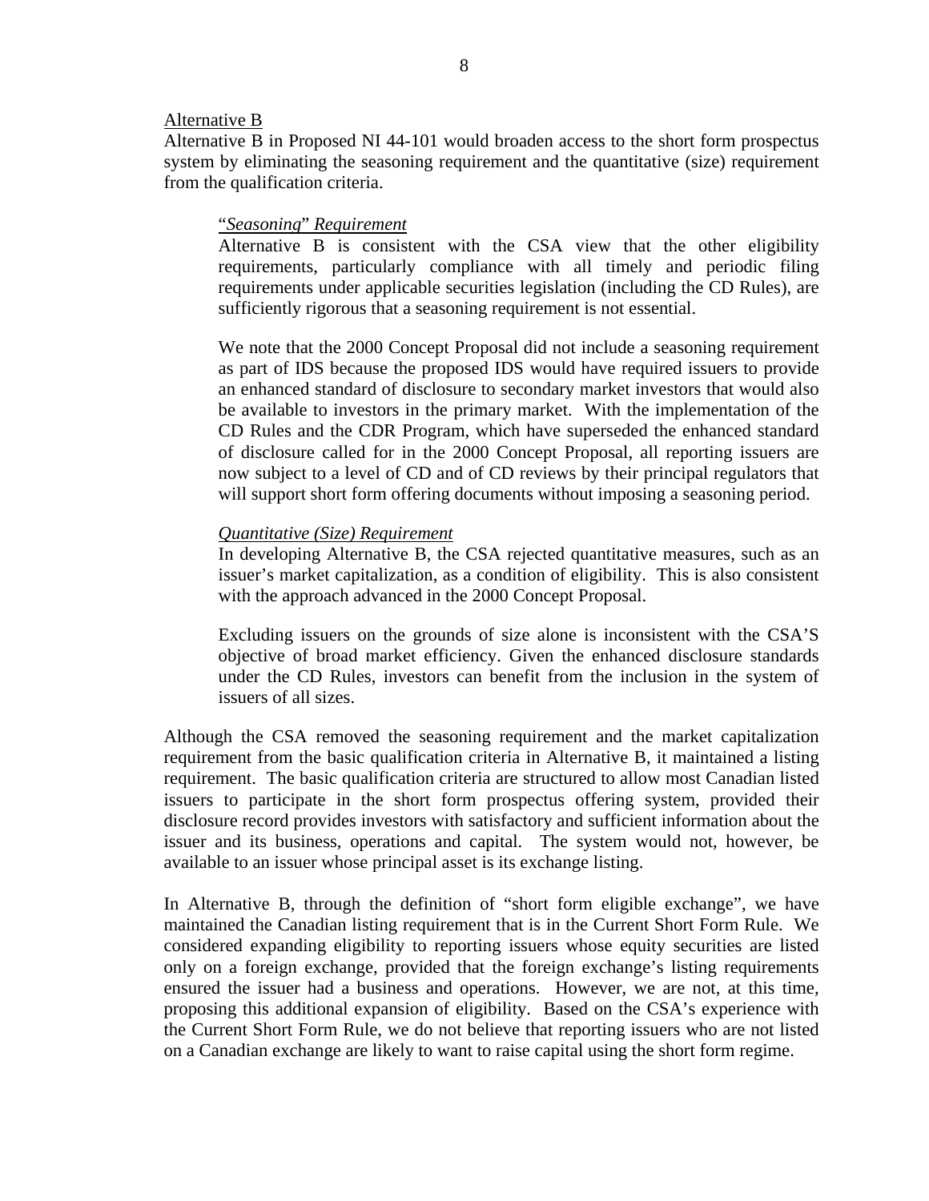Alternative B

Alternative B in Proposed NI 44-101 would broaden access to the short form prospectus system by eliminating the seasoning requirement and the quantitative (size) requirement from the qualification criteria.

> "*Seasoning*" *Requirement*
>
> Alternative B is consistent with the CSA view that the other eligibility requirements, particularly compliance with all timely and periodic filing requirements under applicable securities legislation (including the CD Rules), are sufficiently rigorous that a seasoning requirement is not essential.
>
> We note that the 2000 Concept Proposal did not include a seasoning requirement as part of IDS because the proposed IDS would have required issuers to provide an enhanced standard of disclosure to secondary market investors that would also be available to investors in the primary market. With the implementation of the CD Rules and the CDR Program, which have superseded the enhanced standard of disclosure called for in the 2000 Concept Proposal, all reporting issuers are now subject to a level of CD and of CD reviews by their principal regulators that will support short form offering documents without imposing a seasoning period.
>
> *Quantitative (Size) Requirement*
>
> In developing Alternative B, the CSA rejected quantitative measures, such as an issuer's market capitalization, as a condition of eligibility. This is also consistent with the approach advanced in the 2000 Concept Proposal.
>
> Excluding issuers on the grounds of size alone is inconsistent with the CSA'S objective of broad market efficiency. Given the enhanced disclosure standards under the CD Rules, investors can benefit from the inclusion in the system of issuers of all sizes.

Although the CSA removed the seasoning requirement and the market capitalization requirement from the basic qualification criteria in Alternative B, it maintained a listing requirement. The basic qualification criteria are structured to allow most Canadian listed issuers to participate in the short form prospectus offering system, provided their disclosure record provides investors with satisfactory and sufficient information about the issuer and its business, operations and capital. The system would not, however, be available to an issuer whose principal asset is its exchange listing.

In Alternative B, through the definition of "short form eligible exchange", we have maintained the Canadian listing requirement that is in the Current Short Form Rule. We considered expanding eligibility to reporting issuers whose equity securities are listed only on a foreign exchange, provided that the foreign exchange's listing requirements ensured the issuer had a business and operations. However, we are not, at this time, proposing this additional expansion of eligibility. Based on the CSA's experience with the Current Short Form Rule, we do not believe that reporting issuers who are not listed on a Canadian exchange are likely to want to raise capital using the short form regime.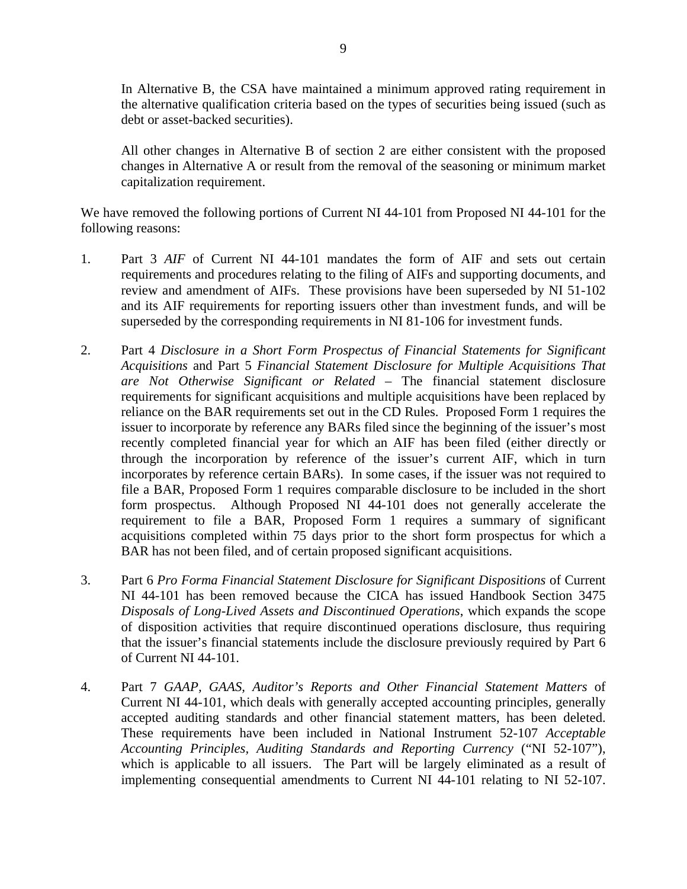In Alternative B, the CSA have maintained a minimum approved rating requirement in the alternative qualification criteria based on the types of securities being issued (such as debt or asset-backed securities).

All other changes in Alternative B of section 2 are either consistent with the proposed changes in Alternative A or result from the removal of the seasoning or minimum market capitalization requirement.

We have removed the following portions of Current NI 44-101 from Proposed NI 44-101 for the following reasons:

1. Part 3 *AIF* of Current NI 44-101 mandates the form of AIF and sets out certain requirements and procedures relating to the filing of AIFs and supporting documents, and review and amendment of AIFs. These provisions have been superseded by NI 51-102 and its AIF requirements for reporting issuers other than investment funds, and will be superseded by the corresponding requirements in NI 81-106 for investment funds.

2. Part 4 *Disclosure in a Short Form Prospectus of Financial Statements for Significant Acquisitions* and Part 5 *Financial Statement Disclosure for Multiple Acquisitions That are Not Otherwise Significant or Related* – The financial statement disclosure requirements for significant acquisitions and multiple acquisitions have been replaced by reliance on the BAR requirements set out in the CD Rules. Proposed Form 1 requires the issuer to incorporate by reference any BARs filed since the beginning of the issuer's most recently completed financial year for which an AIF has been filed (either directly or through the incorporation by reference of the issuer's current AIF, which in turn incorporates by reference certain BARs). In some cases, if the issuer was not required to file a BAR, Proposed Form 1 requires comparable disclosure to be included in the short form prospectus. Although Proposed NI 44-101 does not generally accelerate the requirement to file a BAR, Proposed Form 1 requires a summary of significant acquisitions completed within 75 days prior to the short form prospectus for which a BAR has not been filed, and of certain proposed significant acquisitions.

3. Part 6 *Pro Forma Financial Statement Disclosure for Significant Dispositions* of Current NI 44-101 has been removed because the CICA has issued Handbook Section 3475 *Disposals of Long-Lived Assets and Discontinued Operations*, which expands the scope of disposition activities that require discontinued operations disclosure, thus requiring that the issuer's financial statements include the disclosure previously required by Part 6 of Current NI 44-101.

4. Part 7 *GAAP, GAAS, Auditor's Reports and Other Financial Statement Matters* of Current NI 44-101, which deals with generally accepted accounting principles, generally accepted auditing standards and other financial statement matters, has been deleted. These requirements have been included in National Instrument 52-107 *Acceptable Accounting Principles, Auditing Standards and Reporting Currency* ("NI 52-107"), which is applicable to all issuers. The Part will be largely eliminated as a result of implementing consequential amendments to Current NI 44-101 relating to NI 52-107.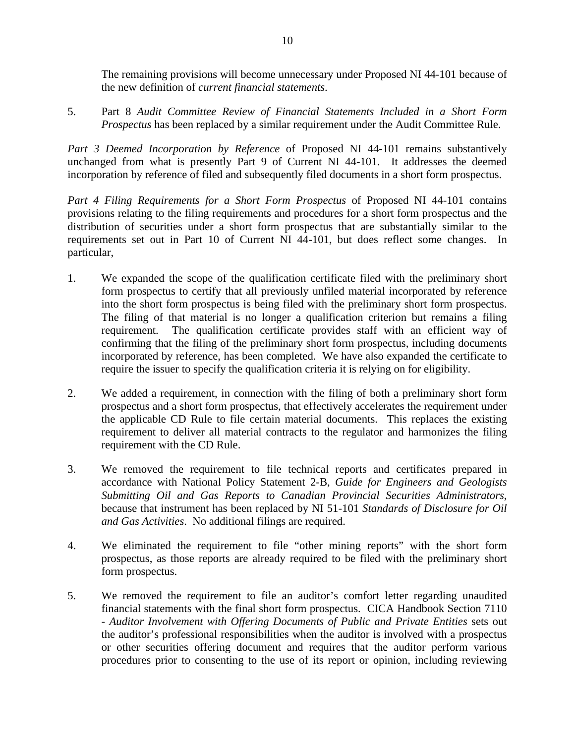The remaining provisions will become unnecessary under Proposed NI 44-101 because of the new definition of *current financial statements*.

5. Part 8 *Audit Committee Review of Financial Statements Included in a Short Form Prospectus* has been replaced by a similar requirement under the Audit Committee Rule.

*Part 3 Deemed Incorporation by Reference* of Proposed NI 44-101 remains substantively unchanged from what is presently Part 9 of Current NI 44-101. It addresses the deemed incorporation by reference of filed and subsequently filed documents in a short form prospectus.

*Part 4 Filing Requirements for a Short Form Prospectus* of Proposed NI 44-101 contains provisions relating to the filing requirements and procedures for a short form prospectus and the distribution of securities under a short form prospectus that are substantially similar to the requirements set out in Part 10 of Current NI 44-101, but does reflect some changes. In particular,

1. We expanded the scope of the qualification certificate filed with the preliminary short form prospectus to certify that all previously unfiled material incorporated by reference into the short form prospectus is being filed with the preliminary short form prospectus. The filing of that material is no longer a qualification criterion but remains a filing requirement. The qualification certificate provides staff with an efficient way of confirming that the filing of the preliminary short form prospectus, including documents incorporated by reference, has been completed. We have also expanded the certificate to require the issuer to specify the qualification criteria it is relying on for eligibility.

2. We added a requirement, in connection with the filing of both a preliminary short form prospectus and a short form prospectus, that effectively accelerates the requirement under the applicable CD Rule to file certain material documents. This replaces the existing requirement to deliver all material contracts to the regulator and harmonizes the filing requirement with the CD Rule.

3. We removed the requirement to file technical reports and certificates prepared in accordance with National Policy Statement 2-B, *Guide for Engineers and Geologists Submitting Oil and Gas Reports to Canadian Provincial Securities Administrators*, because that instrument has been replaced by NI 51-101 *Standards of Disclosure for Oil and Gas Activities*. No additional filings are required.

4. We eliminated the requirement to file "other mining reports" with the short form prospectus, as those reports are already required to be filed with the preliminary short form prospectus.

5. We removed the requirement to file an auditor's comfort letter regarding unaudited financial statements with the final short form prospectus. CICA Handbook Section 7110 - *Auditor Involvement with Offering Documents of Public and Private Entities* sets out the auditor's professional responsibilities when the auditor is involved with a prospectus or other securities offering document and requires that the auditor perform various procedures prior to consenting to the use of its report or opinion, including reviewing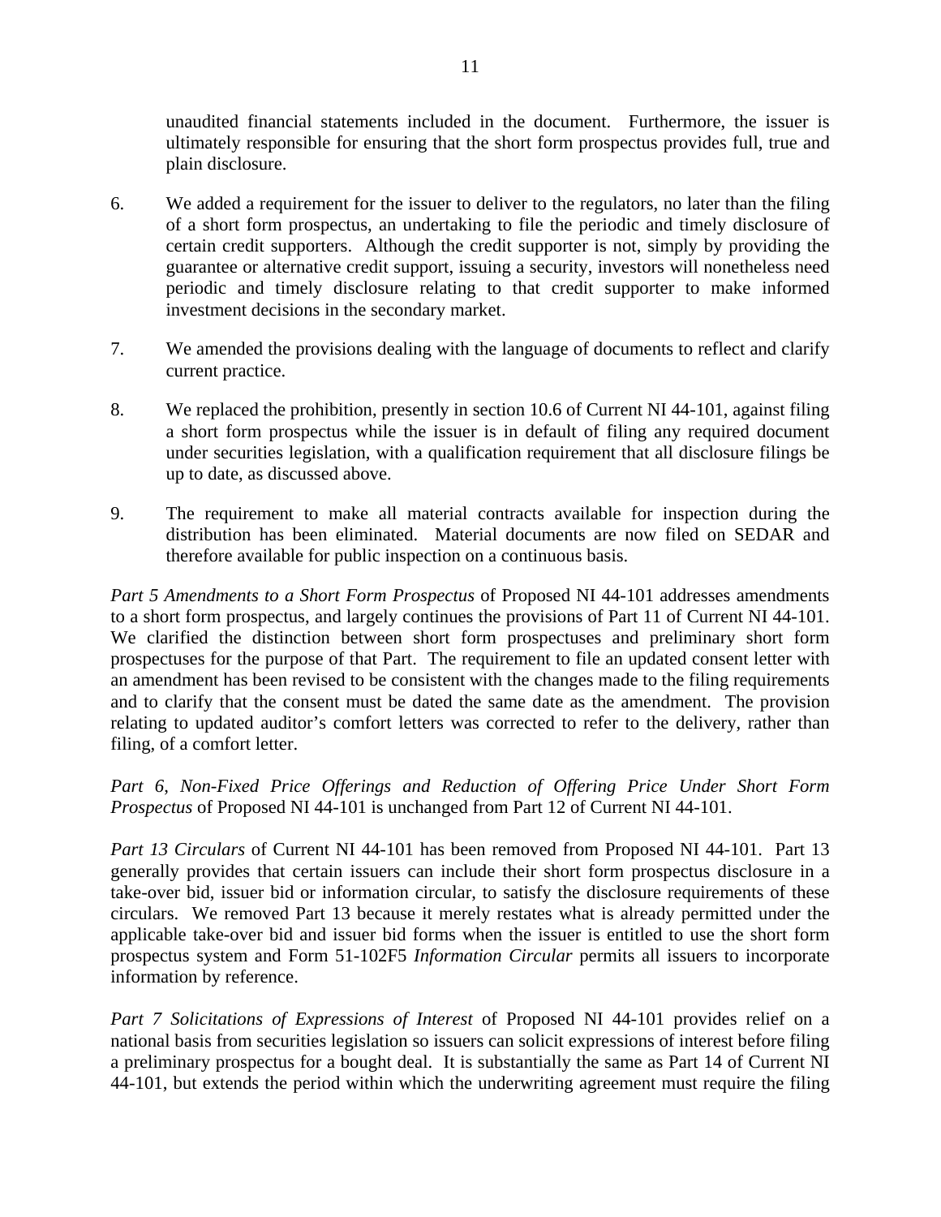unaudited financial statements included in the document. Furthermore, the issuer is ultimately responsible for ensuring that the short form prospectus provides full, true and plain disclosure.

6. We added a requirement for the issuer to deliver to the regulators, no later than the filing of a short form prospectus, an undertaking to file the periodic and timely disclosure of certain credit supporters. Although the credit supporter is not, simply by providing the guarantee or alternative credit support, issuing a security, investors will nonetheless need periodic and timely disclosure relating to that credit supporter to make informed investment decisions in the secondary market.

7. We amended the provisions dealing with the language of documents to reflect and clarify current practice.

8. We replaced the prohibition, presently in section 10.6 of Current NI 44-101, against filing a short form prospectus while the issuer is in default of filing any required document under securities legislation, with a qualification requirement that all disclosure filings be up to date, as discussed above.

9. The requirement to make all material contracts available for inspection during the distribution has been eliminated. Material documents are now filed on SEDAR and therefore available for public inspection on a continuous basis.

*Part 5 Amendments to a Short Form Prospectus* of Proposed NI 44-101 addresses amendments to a short form prospectus, and largely continues the provisions of Part 11 of Current NI 44-101. We clarified the distinction between short form prospectuses and preliminary short form prospectuses for the purpose of that Part. The requirement to file an updated consent letter with an amendment has been revised to be consistent with the changes made to the filing requirements and to clarify that the consent must be dated the same date as the amendment. The provision relating to updated auditor's comfort letters was corrected to refer to the delivery, rather than filing, of a comfort letter.

*Part 6, Non-Fixed Price Offerings and Reduction of Offering Price Under Short Form Prospectus* of Proposed NI 44-101 is unchanged from Part 12 of Current NI 44-101.

*Part 13 Circulars* of Current NI 44-101 has been removed from Proposed NI 44-101. Part 13 generally provides that certain issuers can include their short form prospectus disclosure in a take-over bid, issuer bid or information circular, to satisfy the disclosure requirements of these circulars. We removed Part 13 because it merely restates what is already permitted under the applicable take-over bid and issuer bid forms when the issuer is entitled to use the short form prospectus system and Form 51-102F5 *Information Circular* permits all issuers to incorporate information by reference.

*Part 7 Solicitations of Expressions of Interest* of Proposed NI 44-101 provides relief on a national basis from securities legislation so issuers can solicit expressions of interest before filing a preliminary prospectus for a bought deal. It is substantially the same as Part 14 of Current NI 44-101, but extends the period within which the underwriting agreement must require the filing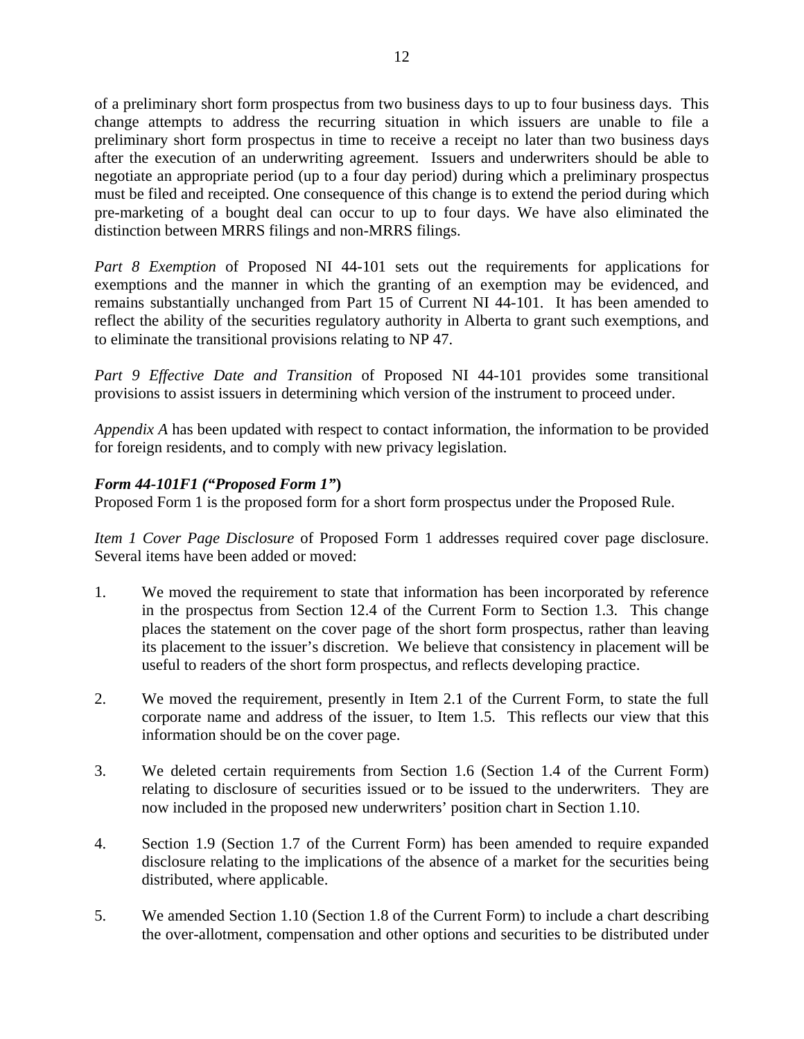of a preliminary short form prospectus from two business days to up to four business days. This change attempts to address the recurring situation in which issuers are unable to file a preliminary short form prospectus in time to receive a receipt no later than two business days after the execution of an underwriting agreement. Issuers and underwriters should be able to negotiate an appropriate period (up to a four day period) during which a preliminary prospectus must be filed and receipted. One consequence of this change is to extend the period during which pre-marketing of a bought deal can occur to up to four days. We have also eliminated the distinction between MRRS filings and non-MRRS filings.

*Part 8 Exemption* of Proposed NI 44-101 sets out the requirements for applications for exemptions and the manner in which the granting of an exemption may be evidenced, and remains substantially unchanged from Part 15 of Current NI 44-101. It has been amended to reflect the ability of the securities regulatory authority in Alberta to grant such exemptions, and to eliminate the transitional provisions relating to NP 47.

*Part 9 Effective Date and Transition* of Proposed NI 44-101 provides some transitional provisions to assist issuers in determining which version of the instrument to proceed under.

*Appendix A* has been updated with respect to contact information, the information to be provided for foreign residents, and to comply with new privacy legislation.

***Form 44-101F1 ("Proposed Form 1")***

Proposed Form 1 is the proposed form for a short form prospectus under the Proposed Rule.

*Item 1 Cover Page Disclosure* of Proposed Form 1 addresses required cover page disclosure. Several items have been added or moved:

1. We moved the requirement to state that information has been incorporated by reference in the prospectus from Section 12.4 of the Current Form to Section 1.3. This change places the statement on the cover page of the short form prospectus, rather than leaving its placement to the issuer's discretion. We believe that consistency in placement will be useful to readers of the short form prospectus, and reflects developing practice.

2. We moved the requirement, presently in Item 2.1 of the Current Form, to state the full corporate name and address of the issuer, to Item 1.5. This reflects our view that this information should be on the cover page.

3. We deleted certain requirements from Section 1.6 (Section 1.4 of the Current Form) relating to disclosure of securities issued or to be issued to the underwriters. They are now included in the proposed new underwriters' position chart in Section 1.10.

4. Section 1.9 (Section 1.7 of the Current Form) has been amended to require expanded disclosure relating to the implications of the absence of a market for the securities being distributed, where applicable.

5. We amended Section 1.10 (Section 1.8 of the Current Form) to include a chart describing the over-allotment, compensation and other options and securities to be distributed under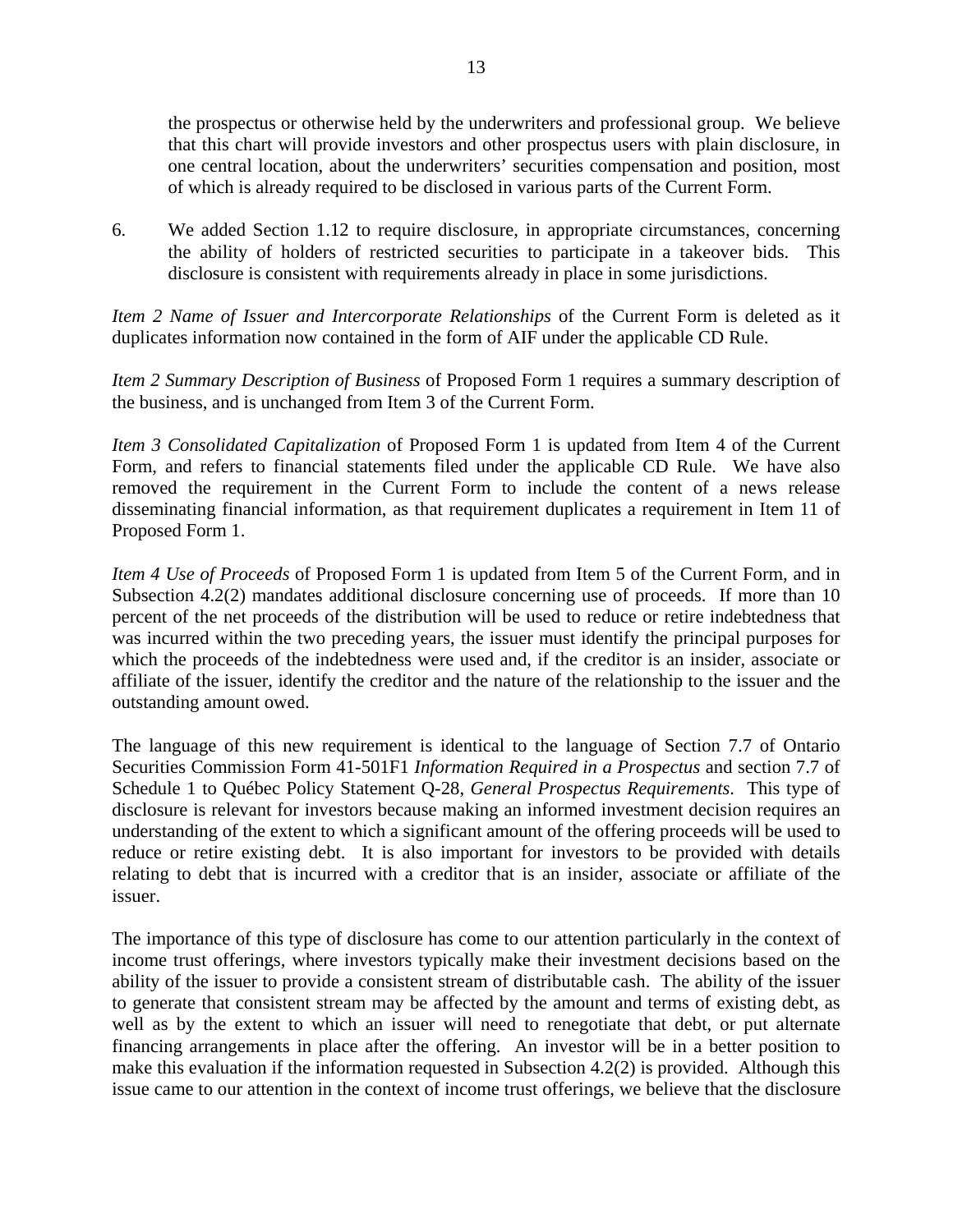the prospectus or otherwise held by the underwriters and professional group. We believe that this chart will provide investors and other prospectus users with plain disclosure, in one central location, about the underwriters' securities compensation and position, most of which is already required to be disclosed in various parts of the Current Form.

6. We added Section 1.12 to require disclosure, in appropriate circumstances, concerning the ability of holders of restricted securities to participate in a takeover bids. This disclosure is consistent with requirements already in place in some jurisdictions.

*Item 2 Name of Issuer and Intercorporate Relationships* of the Current Form is deleted as it duplicates information now contained in the form of AIF under the applicable CD Rule.

*Item 2 Summary Description of Business* of Proposed Form 1 requires a summary description of the business, and is unchanged from Item 3 of the Current Form.

*Item 3 Consolidated Capitalization* of Proposed Form 1 is updated from Item 4 of the Current Form, and refers to financial statements filed under the applicable CD Rule. We have also removed the requirement in the Current Form to include the content of a news release disseminating financial information, as that requirement duplicates a requirement in Item 11 of Proposed Form 1.

*Item 4 Use of Proceeds* of Proposed Form 1 is updated from Item 5 of the Current Form, and in Subsection 4.2(2) mandates additional disclosure concerning use of proceeds. If more than 10 percent of the net proceeds of the distribution will be used to reduce or retire indebtedness that was incurred within the two preceding years, the issuer must identify the principal purposes for which the proceeds of the indebtedness were used and, if the creditor is an insider, associate or affiliate of the issuer, identify the creditor and the nature of the relationship to the issuer and the outstanding amount owed.

The language of this new requirement is identical to the language of Section 7.7 of Ontario Securities Commission Form 41-501F1 *Information Required in a Prospectus* and section 7.7 of Schedule 1 to Québec Policy Statement Q-28, *General Prospectus Requirements*. This type of disclosure is relevant for investors because making an informed investment decision requires an understanding of the extent to which a significant amount of the offering proceeds will be used to reduce or retire existing debt. It is also important for investors to be provided with details relating to debt that is incurred with a creditor that is an insider, associate or affiliate of the issuer.

The importance of this type of disclosure has come to our attention particularly in the context of income trust offerings, where investors typically make their investment decisions based on the ability of the issuer to provide a consistent stream of distributable cash. The ability of the issuer to generate that consistent stream may be affected by the amount and terms of existing debt, as well as by the extent to which an issuer will need to renegotiate that debt, or put alternate financing arrangements in place after the offering. An investor will be in a better position to make this evaluation if the information requested in Subsection 4.2(2) is provided. Although this issue came to our attention in the context of income trust offerings, we believe that the disclosure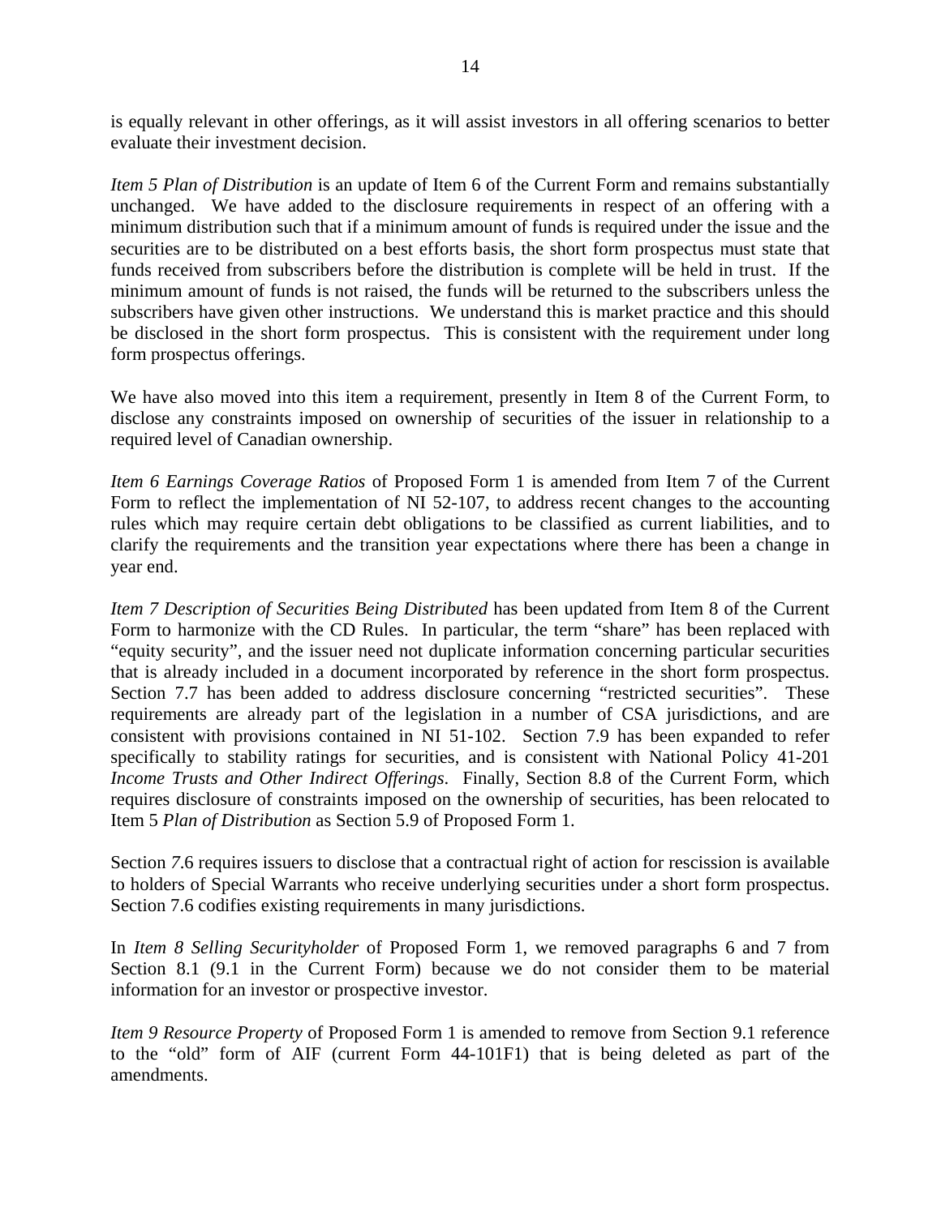is equally relevant in other offerings, as it will assist investors in all offering scenarios to better evaluate their investment decision.

*Item 5 Plan of Distribution* is an update of Item 6 of the Current Form and remains substantially unchanged. We have added to the disclosure requirements in respect of an offering with a minimum distribution such that if a minimum amount of funds is required under the issue and the securities are to be distributed on a best efforts basis, the short form prospectus must state that funds received from subscribers before the distribution is complete will be held in trust. If the minimum amount of funds is not raised, the funds will be returned to the subscribers unless the subscribers have given other instructions. We understand this is market practice and this should be disclosed in the short form prospectus. This is consistent with the requirement under long form prospectus offerings.

We have also moved into this item a requirement, presently in Item 8 of the Current Form, to disclose any constraints imposed on ownership of securities of the issuer in relationship to a required level of Canadian ownership.

*Item 6 Earnings Coverage Ratios* of Proposed Form 1 is amended from Item 7 of the Current Form to reflect the implementation of NI 52-107, to address recent changes to the accounting rules which may require certain debt obligations to be classified as current liabilities, and to clarify the requirements and the transition year expectations where there has been a change in year end.

*Item 7 Description of Securities Being Distributed* has been updated from Item 8 of the Current Form to harmonize with the CD Rules. In particular, the term "share" has been replaced with "equity security", and the issuer need not duplicate information concerning particular securities that is already included in a document incorporated by reference in the short form prospectus. Section 7.7 has been added to address disclosure concerning "restricted securities". These requirements are already part of the legislation in a number of CSA jurisdictions, and are consistent with provisions contained in NI 51-102. Section 7.9 has been expanded to refer specifically to stability ratings for securities, and is consistent with National Policy 41-201 *Income Trusts and Other Indirect Offerings*. Finally, Section 8.8 of the Current Form, which requires disclosure of constraints imposed on the ownership of securities, has been relocated to Item 5 *Plan of Distribution* as Section 5.9 of Proposed Form 1.

Section 7.6 requires issuers to disclose that a contractual right of action for rescission is available to holders of Special Warrants who receive underlying securities under a short form prospectus. Section 7.6 codifies existing requirements in many jurisdictions.

In *Item 8 Selling Securityholder* of Proposed Form 1, we removed paragraphs 6 and 7 from Section 8.1 (9.1 in the Current Form) because we do not consider them to be material information for an investor or prospective investor.

*Item 9 Resource Property* of Proposed Form 1 is amended to remove from Section 9.1 reference to the "old" form of AIF (current Form 44-101F1) that is being deleted as part of the amendments.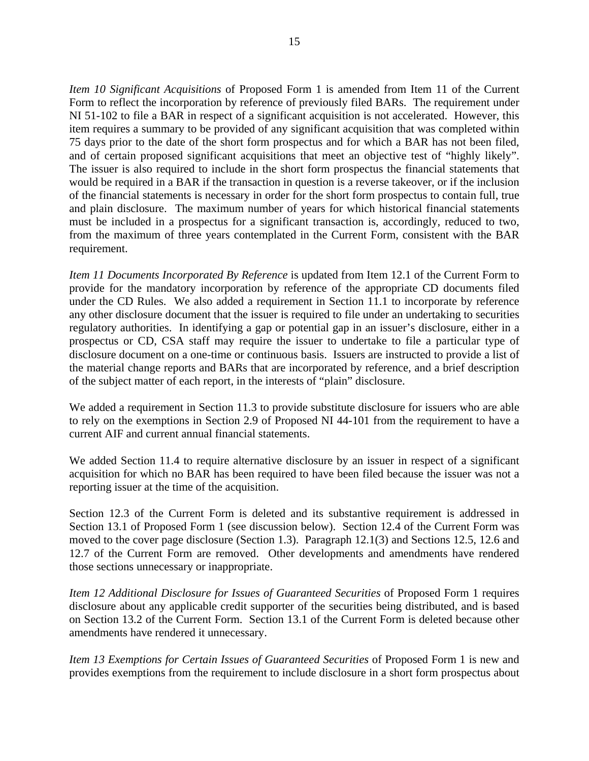*Item 10 Significant Acquisitions* of Proposed Form 1 is amended from Item 11 of the Current Form to reflect the incorporation by reference of previously filed BARs. The requirement under NI 51-102 to file a BAR in respect of a significant acquisition is not accelerated. However, this item requires a summary to be provided of any significant acquisition that was completed within 75 days prior to the date of the short form prospectus and for which a BAR has not been filed, and of certain proposed significant acquisitions that meet an objective test of "highly likely". The issuer is also required to include in the short form prospectus the financial statements that would be required in a BAR if the transaction in question is a reverse takeover, or if the inclusion of the financial statements is necessary in order for the short form prospectus to contain full, true and plain disclosure. The maximum number of years for which historical financial statements must be included in a prospectus for a significant transaction is, accordingly, reduced to two, from the maximum of three years contemplated in the Current Form, consistent with the BAR requirement.

*Item 11 Documents Incorporated By Reference* is updated from Item 12.1 of the Current Form to provide for the mandatory incorporation by reference of the appropriate CD documents filed under the CD Rules. We also added a requirement in Section 11.1 to incorporate by reference any other disclosure document that the issuer is required to file under an undertaking to securities regulatory authorities. In identifying a gap or potential gap in an issuer's disclosure, either in a prospectus or CD, CSA staff may require the issuer to undertake to file a particular type of disclosure document on a one-time or continuous basis. Issuers are instructed to provide a list of the material change reports and BARs that are incorporated by reference, and a brief description of the subject matter of each report, in the interests of "plain" disclosure.

We added a requirement in Section 11.3 to provide substitute disclosure for issuers who are able to rely on the exemptions in Section 2.9 of Proposed NI 44-101 from the requirement to have a current AIF and current annual financial statements.

We added Section 11.4 to require alternative disclosure by an issuer in respect of a significant acquisition for which no BAR has been required to have been filed because the issuer was not a reporting issuer at the time of the acquisition.

Section 12.3 of the Current Form is deleted and its substantive requirement is addressed in Section 13.1 of Proposed Form 1 (see discussion below). Section 12.4 of the Current Form was moved to the cover page disclosure (Section 1.3). Paragraph 12.1(3) and Sections 12.5, 12.6 and 12.7 of the Current Form are removed. Other developments and amendments have rendered those sections unnecessary or inappropriate.

*Item 12 Additional Disclosure for Issues of Guaranteed Securities* of Proposed Form 1 requires disclosure about any applicable credit supporter of the securities being distributed, and is based on Section 13.2 of the Current Form. Section 13.1 of the Current Form is deleted because other amendments have rendered it unnecessary.

*Item 13 Exemptions for Certain Issues of Guaranteed Securities* of Proposed Form 1 is new and provides exemptions from the requirement to include disclosure in a short form prospectus about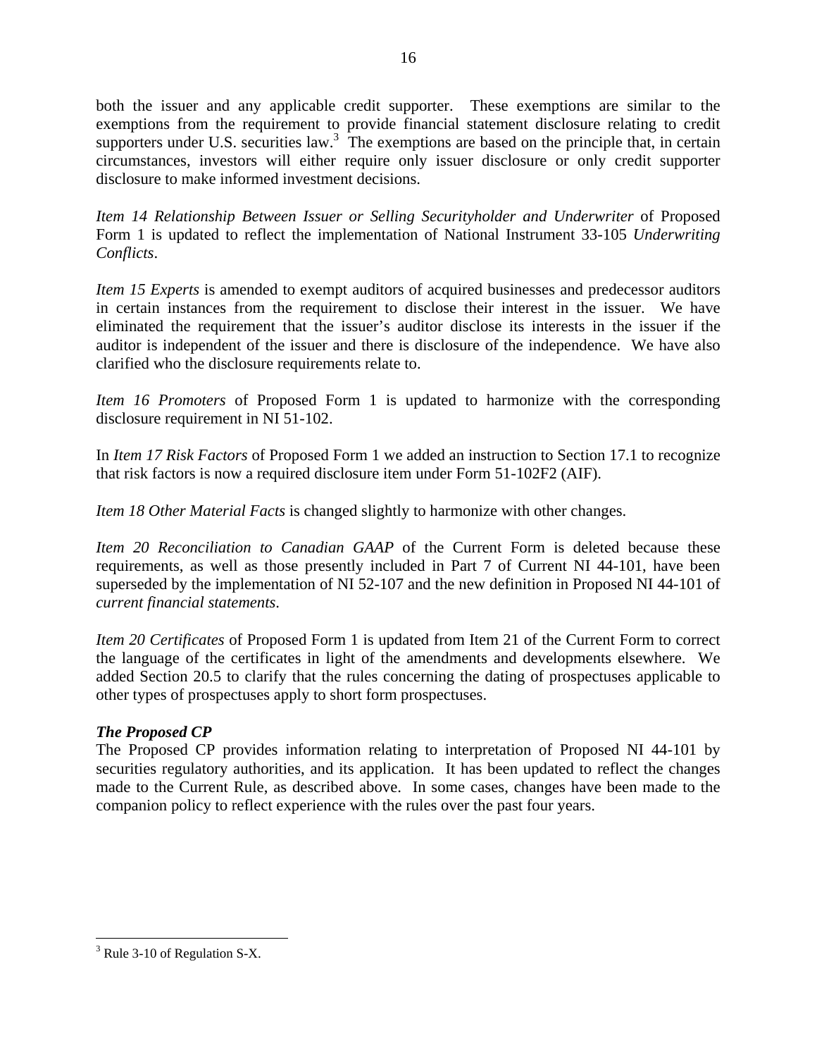both the issuer and any applicable credit supporter. These exemptions are similar to the exemptions from the requirement to provide financial statement disclosure relating to credit supporters under U.S. securities law.[3] The exemptions are based on the principle that, in certain circumstances, investors will either require only issuer disclosure or only credit supporter disclosure to make informed investment decisions.

*Item 14 Relationship Between Issuer or Selling Securityholder and Underwriter* of Proposed Form 1 is updated to reflect the implementation of National Instrument 33-105 *Underwriting Conflicts*.

*Item 15 Experts* is amended to exempt auditors of acquired businesses and predecessor auditors in certain instances from the requirement to disclose their interest in the issuer. We have eliminated the requirement that the issuer's auditor disclose its interests in the issuer if the auditor is independent of the issuer and there is disclosure of the independence. We have also clarified who the disclosure requirements relate to.

*Item 16 Promoters* of Proposed Form 1 is updated to harmonize with the corresponding disclosure requirement in NI 51-102.

In *Item 17 Risk Factors* of Proposed Form 1 we added an instruction to Section 17.1 to recognize that risk factors is now a required disclosure item under Form 51-102F2 (AIF).

*Item 18 Other Material Facts* is changed slightly to harmonize with other changes.

*Item 20 Reconciliation to Canadian GAAP* of the Current Form is deleted because these requirements, as well as those presently included in Part 7 of Current NI 44-101, have been superseded by the implementation of NI 52-107 and the new definition in Proposed NI 44-101 of *current financial statements*.

*Item 20 Certificates* of Proposed Form 1 is updated from Item 21 of the Current Form to correct the language of the certificates in light of the amendments and developments elsewhere. We added Section 20.5 to clarify that the rules concerning the dating of prospectuses applicable to other types of prospectuses apply to short form prospectuses.

***The Proposed CP***

The Proposed CP provides information relating to interpretation of Proposed NI 44-101 by securities regulatory authorities, and its application. It has been updated to reflect the changes made to the Current Rule, as described above. In some cases, changes have been made to the companion policy to reflect experience with the rules over the past four years.

[3] Rule 3-10 of Regulation S-X.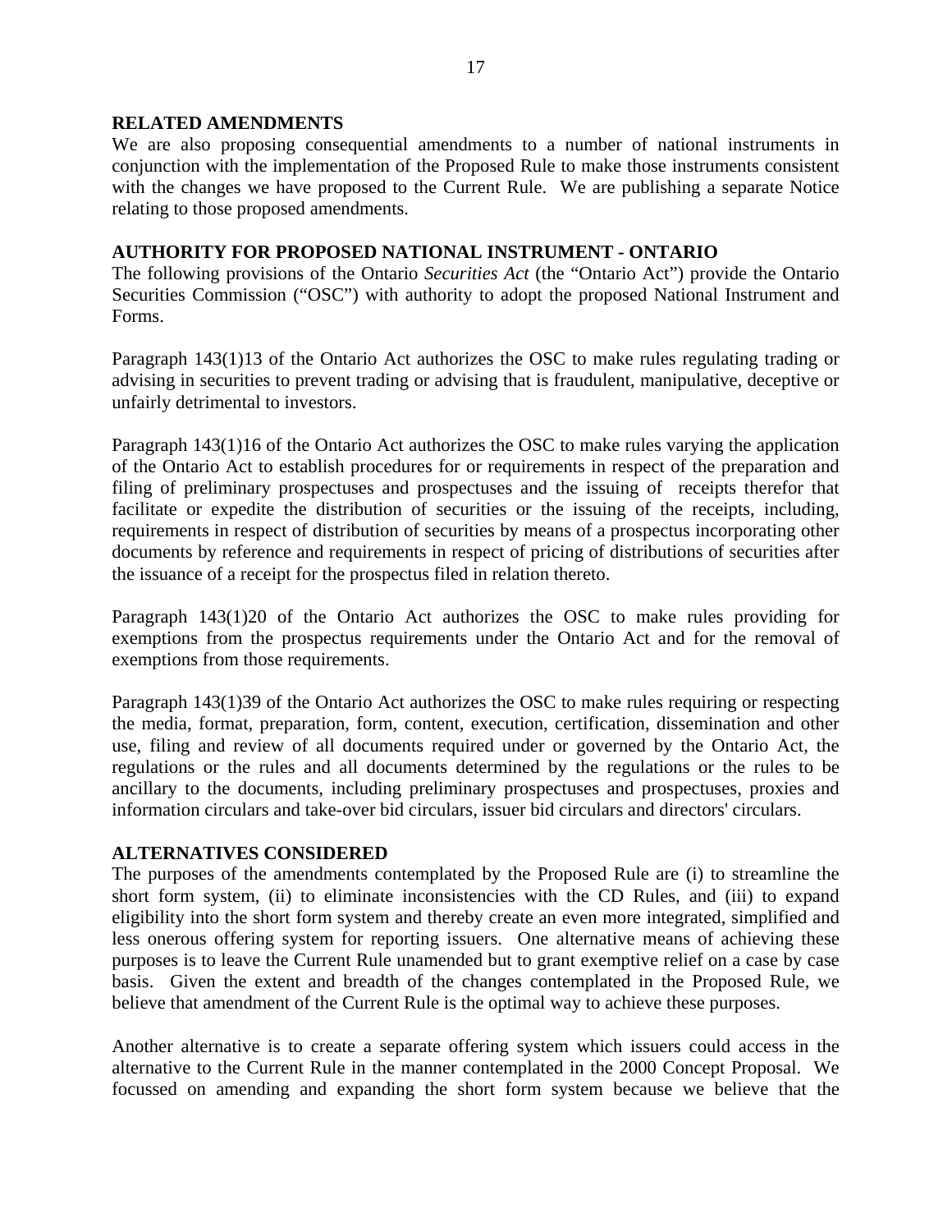## RELATED AMENDMENTS

We are also proposing consequential amendments to a number of national instruments in conjunction with the implementation of the Proposed Rule to make those instruments consistent with the changes we have proposed to the Current Rule. We are publishing a separate Notice relating to those proposed amendments.

## AUTHORITY FOR PROPOSED NATIONAL INSTRUMENT - ONTARIO

The following provisions of the Ontario *Securities Act* (the "Ontario Act") provide the Ontario Securities Commission ("OSC") with authority to adopt the proposed National Instrument and Forms.

Paragraph 143(1)13 of the Ontario Act authorizes the OSC to make rules regulating trading or advising in securities to prevent trading or advising that is fraudulent, manipulative, deceptive or unfairly detrimental to investors.

Paragraph 143(1)16 of the Ontario Act authorizes the OSC to make rules varying the application of the Ontario Act to establish procedures for or requirements in respect of the preparation and filing of preliminary prospectuses and prospectuses and the issuing of receipts therefor that facilitate or expedite the distribution of securities or the issuing of the receipts, including, requirements in respect of distribution of securities by means of a prospectus incorporating other documents by reference and requirements in respect of pricing of distributions of securities after the issuance of a receipt for the prospectus filed in relation thereto.

Paragraph 143(1)20 of the Ontario Act authorizes the OSC to make rules providing for exemptions from the prospectus requirements under the Ontario Act and for the removal of exemptions from those requirements.

Paragraph 143(1)39 of the Ontario Act authorizes the OSC to make rules requiring or respecting the media, format, preparation, form, content, execution, certification, dissemination and other use, filing and review of all documents required under or governed by the Ontario Act, the regulations or the rules and all documents determined by the regulations or the rules to be ancillary to the documents, including preliminary prospectuses and prospectuses, proxies and information circulars and take-over bid circulars, issuer bid circulars and directors' circulars.

## ALTERNATIVES CONSIDERED

The purposes of the amendments contemplated by the Proposed Rule are (i) to streamline the short form system, (ii) to eliminate inconsistencies with the CD Rules, and (iii) to expand eligibility into the short form system and thereby create an even more integrated, simplified and less onerous offering system for reporting issuers. One alternative means of achieving these purposes is to leave the Current Rule unamended but to grant exemptive relief on a case by case basis. Given the extent and breadth of the changes contemplated in the Proposed Rule, we believe that amendment of the Current Rule is the optimal way to achieve these purposes.

Another alternative is to create a separate offering system which issuers could access in the alternative to the Current Rule in the manner contemplated in the 2000 Concept Proposal. We focussed on amending and expanding the short form system because we believe that the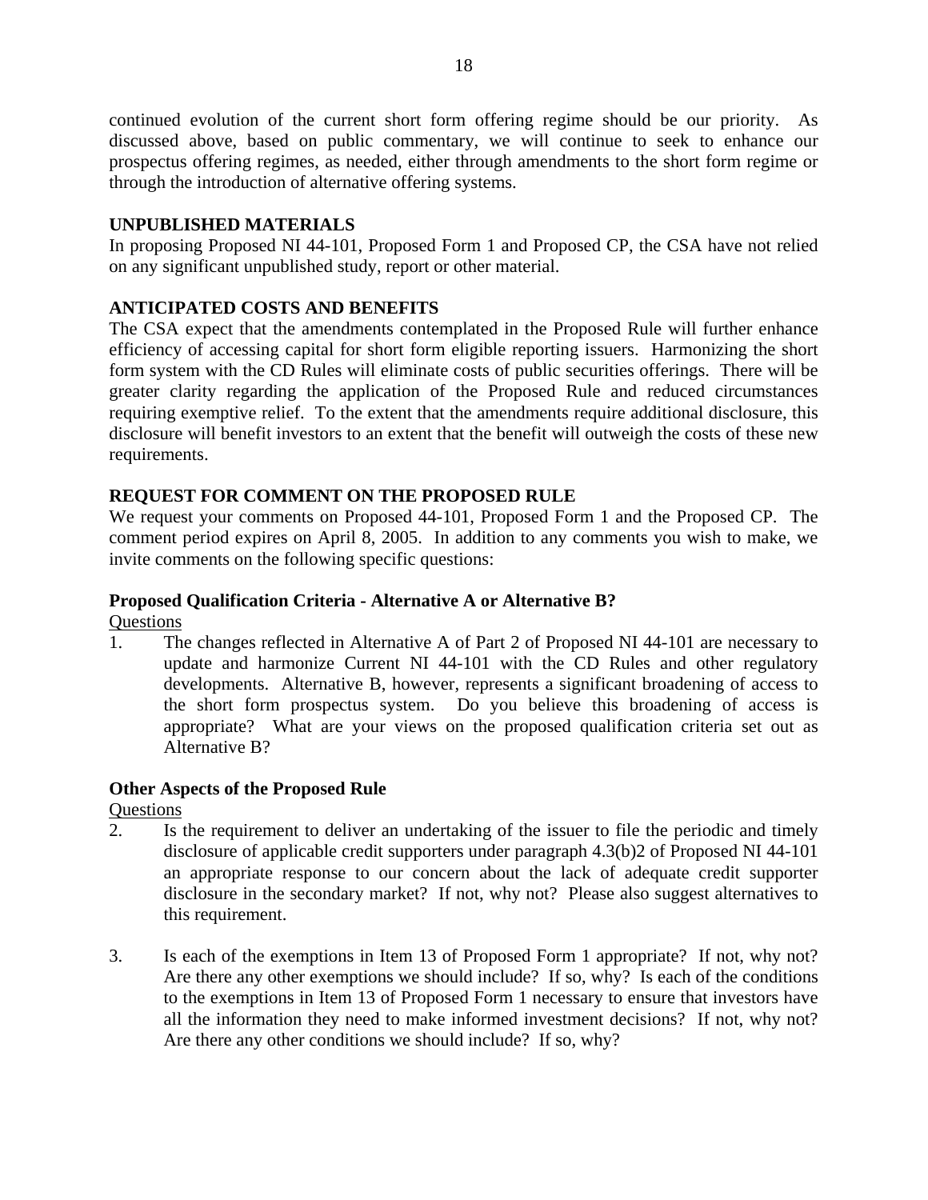continued evolution of the current short form offering regime should be our priority. As discussed above, based on public commentary, we will continue to seek to enhance our prospectus offering regimes, as needed, either through amendments to the short form regime or through the introduction of alternative offering systems.

## UNPUBLISHED MATERIALS

In proposing Proposed NI 44-101, Proposed Form 1 and Proposed CP, the CSA have not relied on any significant unpublished study, report or other material.

## ANTICIPATED COSTS AND BENEFITS

The CSA expect that the amendments contemplated in the Proposed Rule will further enhance efficiency of accessing capital for short form eligible reporting issuers. Harmonizing the short form system with the CD Rules will eliminate costs of public securities offerings. There will be greater clarity regarding the application of the Proposed Rule and reduced circumstances requiring exemptive relief. To the extent that the amendments require additional disclosure, this disclosure will benefit investors to an extent that the benefit will outweigh the costs of these new requirements.

## REQUEST FOR COMMENT ON THE PROPOSED RULE

We request your comments on Proposed 44-101, Proposed Form 1 and the Proposed CP. The comment period expires on April 8, 2005. In addition to any comments you wish to make, we invite comments on the following specific questions:

### Proposed Qualification Criteria - Alternative A or Alternative B?

Questions

1. The changes reflected in Alternative A of Part 2 of Proposed NI 44-101 are necessary to update and harmonize Current NI 44-101 with the CD Rules and other regulatory developments. Alternative B, however, represents a significant broadening of access to the short form prospectus system. Do you believe this broadening of access is appropriate? What are your views on the proposed qualification criteria set out as Alternative B?

### Other Aspects of the Proposed Rule

Questions

2. Is the requirement to deliver an undertaking of the issuer to file the periodic and timely disclosure of applicable credit supporters under paragraph 4.3(b)2 of Proposed NI 44-101 an appropriate response to our concern about the lack of adequate credit supporter disclosure in the secondary market? If not, why not? Please also suggest alternatives to this requirement.

3. Is each of the exemptions in Item 13 of Proposed Form 1 appropriate? If not, why not? Are there any other exemptions we should include? If so, why? Is each of the conditions to the exemptions in Item 13 of Proposed Form 1 necessary to ensure that investors have all the information they need to make informed investment decisions? If not, why not? Are there any other conditions we should include? If so, why?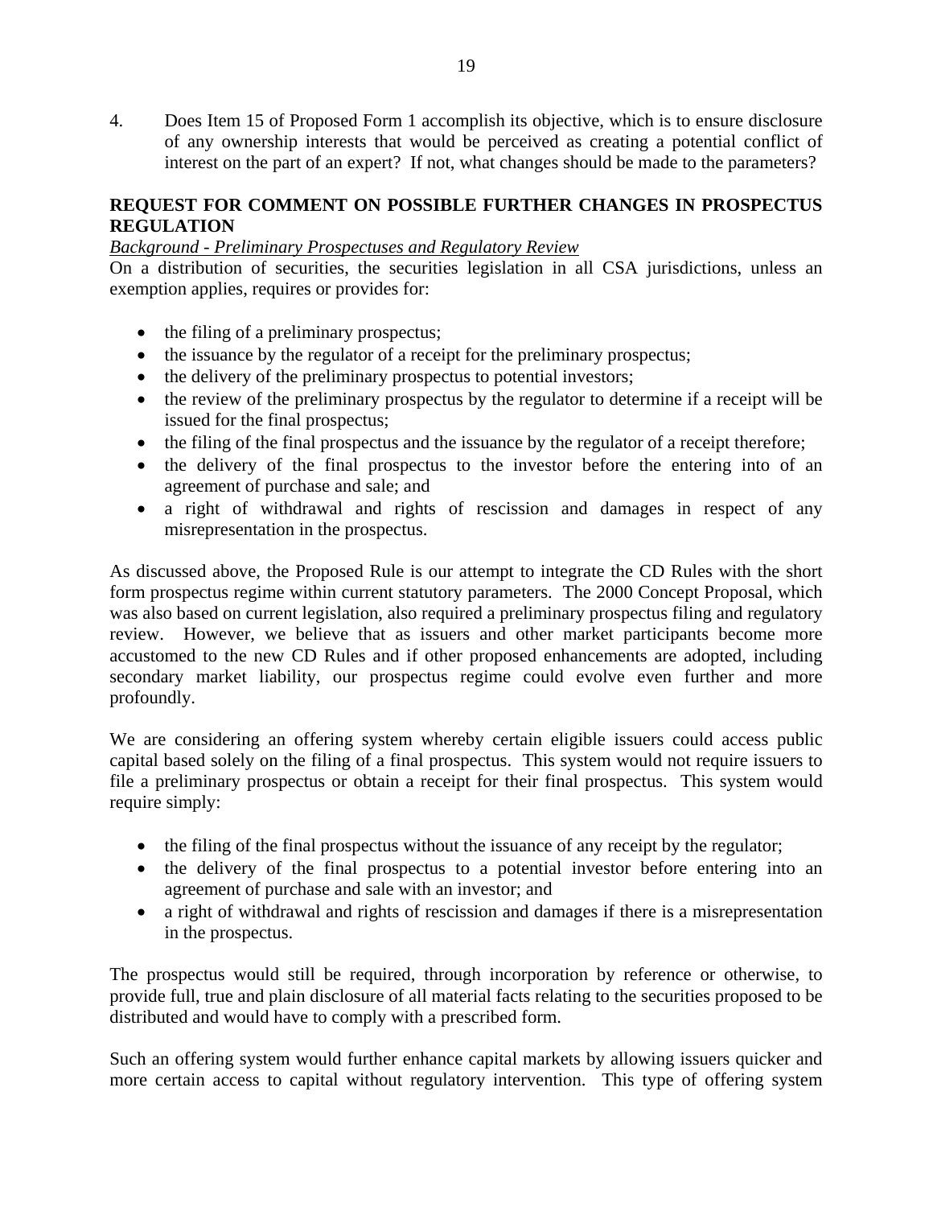4. Does Item 15 of Proposed Form 1 accomplish its objective, which is to ensure disclosure of any ownership interests that would be perceived as creating a potential conflict of interest on the part of an expert? If not, what changes should be made to the parameters?

## REQUEST FOR COMMENT ON POSSIBLE FURTHER CHANGES IN PROSPECTUS REGULATION

*Background - Preliminary Prospectuses and Regulatory Review*

On a distribution of securities, the securities legislation in all CSA jurisdictions, unless an exemption applies, requires or provides for:

- the filing of a preliminary prospectus;
- the issuance by the regulator of a receipt for the preliminary prospectus;
- the delivery of the preliminary prospectus to potential investors;
- the review of the preliminary prospectus by the regulator to determine if a receipt will be issued for the final prospectus;
- the filing of the final prospectus and the issuance by the regulator of a receipt therefore;
- the delivery of the final prospectus to the investor before the entering into of an agreement of purchase and sale; and
- a right of withdrawal and rights of rescission and damages in respect of any misrepresentation in the prospectus.

As discussed above, the Proposed Rule is our attempt to integrate the CD Rules with the short form prospectus regime within current statutory parameters. The 2000 Concept Proposal, which was also based on current legislation, also required a preliminary prospectus filing and regulatory review. However, we believe that as issuers and other market participants become more accustomed to the new CD Rules and if other proposed enhancements are adopted, including secondary market liability, our prospectus regime could evolve even further and more profoundly.

We are considering an offering system whereby certain eligible issuers could access public capital based solely on the filing of a final prospectus. This system would not require issuers to file a preliminary prospectus or obtain a receipt for their final prospectus. This system would require simply:

- the filing of the final prospectus without the issuance of any receipt by the regulator;
- the delivery of the final prospectus to a potential investor before entering into an agreement of purchase and sale with an investor; and
- a right of withdrawal and rights of rescission and damages if there is a misrepresentation in the prospectus.

The prospectus would still be required, through incorporation by reference or otherwise, to provide full, true and plain disclosure of all material facts relating to the securities proposed to be distributed and would have to comply with a prescribed form.

Such an offering system would further enhance capital markets by allowing issuers quicker and more certain access to capital without regulatory intervention. This type of offering system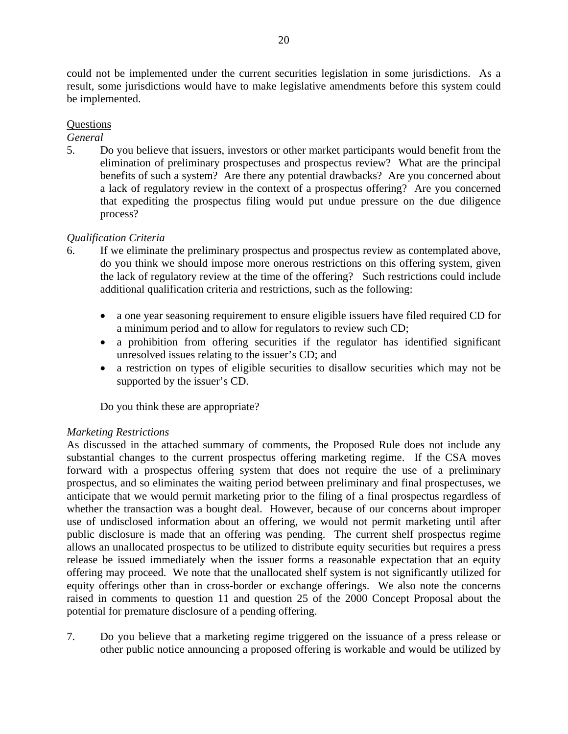could not be implemented under the current securities legislation in some jurisdictions. As a result, some jurisdictions would have to make legislative amendments before this system could be implemented.

Questions

*General*

5. Do you believe that issuers, investors or other market participants would benefit from the elimination of preliminary prospectuses and prospectus review? What are the principal benefits of such a system? Are there any potential drawbacks? Are you concerned about a lack of regulatory review in the context of a prospectus offering? Are you concerned that expediting the prospectus filing would put undue pressure on the due diligence process?

*Qualification Criteria*

6. If we eliminate the preliminary prospectus and prospectus review as contemplated above, do you think we should impose more onerous restrictions on this offering system, given the lack of regulatory review at the time of the offering? Such restrictions could include additional qualification criteria and restrictions, such as the following:

   - a one year seasoning requirement to ensure eligible issuers have filed required CD for a minimum period and to allow for regulators to review such CD;
   - a prohibition from offering securities if the regulator has identified significant unresolved issues relating to the issuer's CD; and
   - a restriction on types of eligible securities to disallow securities which may not be supported by the issuer's CD.

   Do you think these are appropriate?

*Marketing Restrictions*

As discussed in the attached summary of comments, the Proposed Rule does not include any substantial changes to the current prospectus offering marketing regime. If the CSA moves forward with a prospectus offering system that does not require the use of a preliminary prospectus, and so eliminates the waiting period between preliminary and final prospectuses, we anticipate that we would permit marketing prior to the filing of a final prospectus regardless of whether the transaction was a bought deal. However, because of our concerns about improper use of undisclosed information about an offering, we would not permit marketing until after public disclosure is made that an offering was pending. The current shelf prospectus regime allows an unallocated prospectus to be utilized to distribute equity securities but requires a press release be issued immediately when the issuer forms a reasonable expectation that an equity offering may proceed. We note that the unallocated shelf system is not significantly utilized for equity offerings other than in cross-border or exchange offerings. We also note the concerns raised in comments to question 11 and question 25 of the 2000 Concept Proposal about the potential for premature disclosure of a pending offering.

7. Do you believe that a marketing regime triggered on the issuance of a press release or other public notice announcing a proposed offering is workable and would be utilized by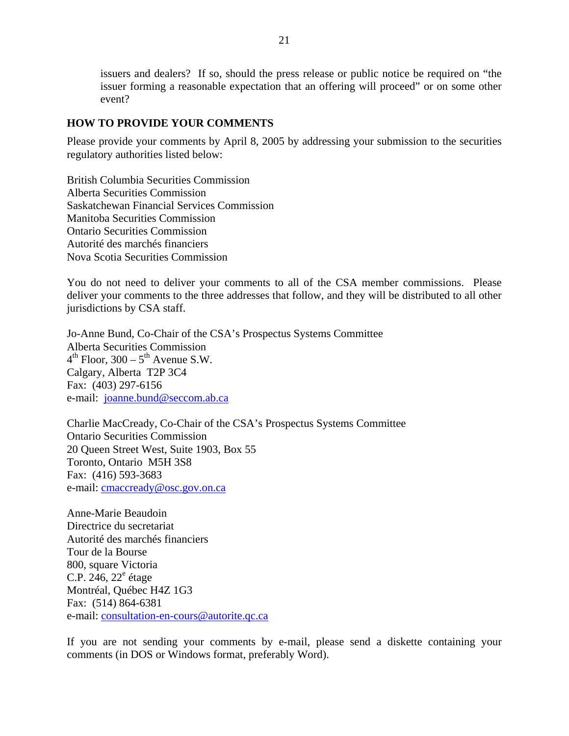issuers and dealers? If so, should the press release or public notice be required on "the issuer forming a reasonable expectation that an offering will proceed" or on some other event?

## HOW TO PROVIDE YOUR COMMENTS

Please provide your comments by April 8, 2005 by addressing your submission to the securities regulatory authorities listed below:

British Columbia Securities Commission
Alberta Securities Commission
Saskatchewan Financial Services Commission
Manitoba Securities Commission
Ontario Securities Commission
Autorité des marchés financiers
Nova Scotia Securities Commission

You do not need to deliver your comments to all of the CSA member commissions. Please deliver your comments to the three addresses that follow, and they will be distributed to all other jurisdictions by CSA staff.

Jo-Anne Bund, Co-Chair of the CSA's Prospectus Systems Committee
Alberta Securities Commission
4th Floor, 300 – 5th Avenue S.W.
Calgary, Alberta T2P 3C4
Fax: (403) 297-6156
e-mail: joanne.bund@seccom.ab.ca

Charlie MacCready, Co-Chair of the CSA's Prospectus Systems Committee
Ontario Securities Commission
20 Queen Street West, Suite 1903, Box 55
Toronto, Ontario M5H 3S8
Fax: (416) 593-3683
e-mail: cmaccready@osc.gov.on.ca

Anne-Marie Beaudoin
Directrice du secretariat
Autorité des marchés financiers
Tour de la Bourse
800, square Victoria
C.P. 246, 22e étage
Montréal, Québec H4Z 1G3
Fax: (514) 864-6381
e-mail: consultation-en-cours@autorite.qc.ca

If you are not sending your comments by e-mail, please send a diskette containing your comments (in DOS or Windows format, preferably Word).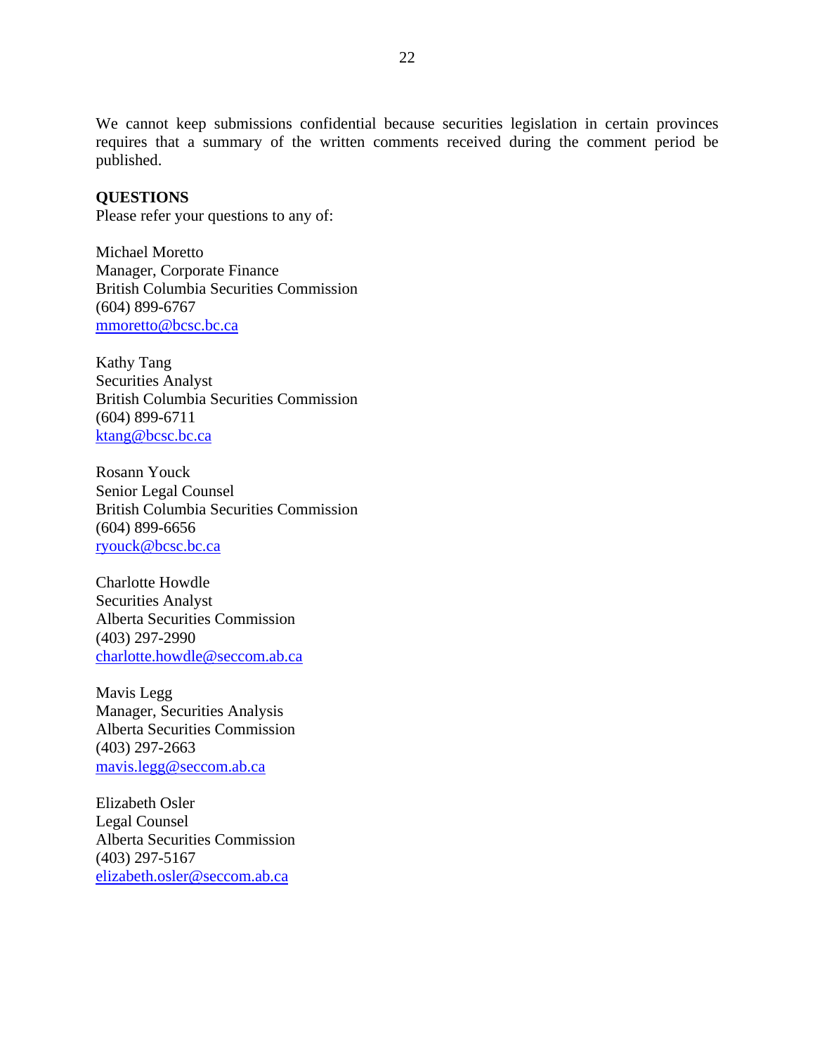We cannot keep submissions confidential because securities legislation in certain provinces requires that a summary of the written comments received during the comment period be published.

**QUESTIONS**

Please refer your questions to any of:

Michael Moretto
Manager, Corporate Finance
British Columbia Securities Commission
(604) 899-6767
mmoretto@bcsc.bc.ca

Kathy Tang
Securities Analyst
British Columbia Securities Commission
(604) 899-6711
ktang@bcsc.bc.ca

Rosann Youck
Senior Legal Counsel
British Columbia Securities Commission
(604) 899-6656
ryouck@bcsc.bc.ca

Charlotte Howdle
Securities Analyst
Alberta Securities Commission
(403) 297-2990
charlotte.howdle@seccom.ab.ca

Mavis Legg
Manager, Securities Analysis
Alberta Securities Commission
(403) 297-2663
mavis.legg@seccom.ab.ca

Elizabeth Osler
Legal Counsel
Alberta Securities Commission
(403) 297-5167
elizabeth.osler@seccom.ab.ca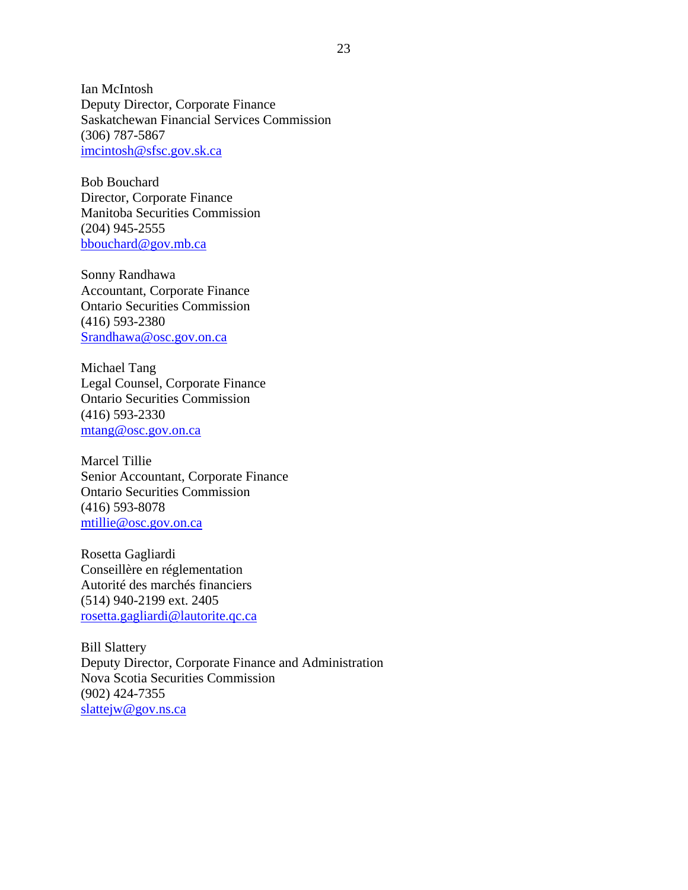Ian McIntosh  
Deputy Director, Corporate Finance  
Saskatchewan Financial Services Commission  
(306) 787-5867  
imcintosh@sfsc.gov.sk.ca

Bob Bouchard  
Director, Corporate Finance  
Manitoba Securities Commission  
(204) 945-2555  
bbouchard@gov.mb.ca

Sonny Randhawa  
Accountant, Corporate Finance  
Ontario Securities Commission  
(416) 593-2380  
Srandhawa@osc.gov.on.ca

Michael Tang  
Legal Counsel, Corporate Finance  
Ontario Securities Commission  
(416) 593-2330  
mtang@osc.gov.on.ca

Marcel Tillie  
Senior Accountant, Corporate Finance  
Ontario Securities Commission  
(416) 593-8078  
mtillie@osc.gov.on.ca

Rosetta Gagliardi  
Conseillère en réglementation  
Autorité des marchés financiers  
(514) 940-2199 ext. 2405  
rosetta.gagliardi@lautorite.qc.ca

Bill Slattery  
Deputy Director, Corporate Finance and Administration  
Nova Scotia Securities Commission  
(902) 424-7355  
slattejw@gov.ns.ca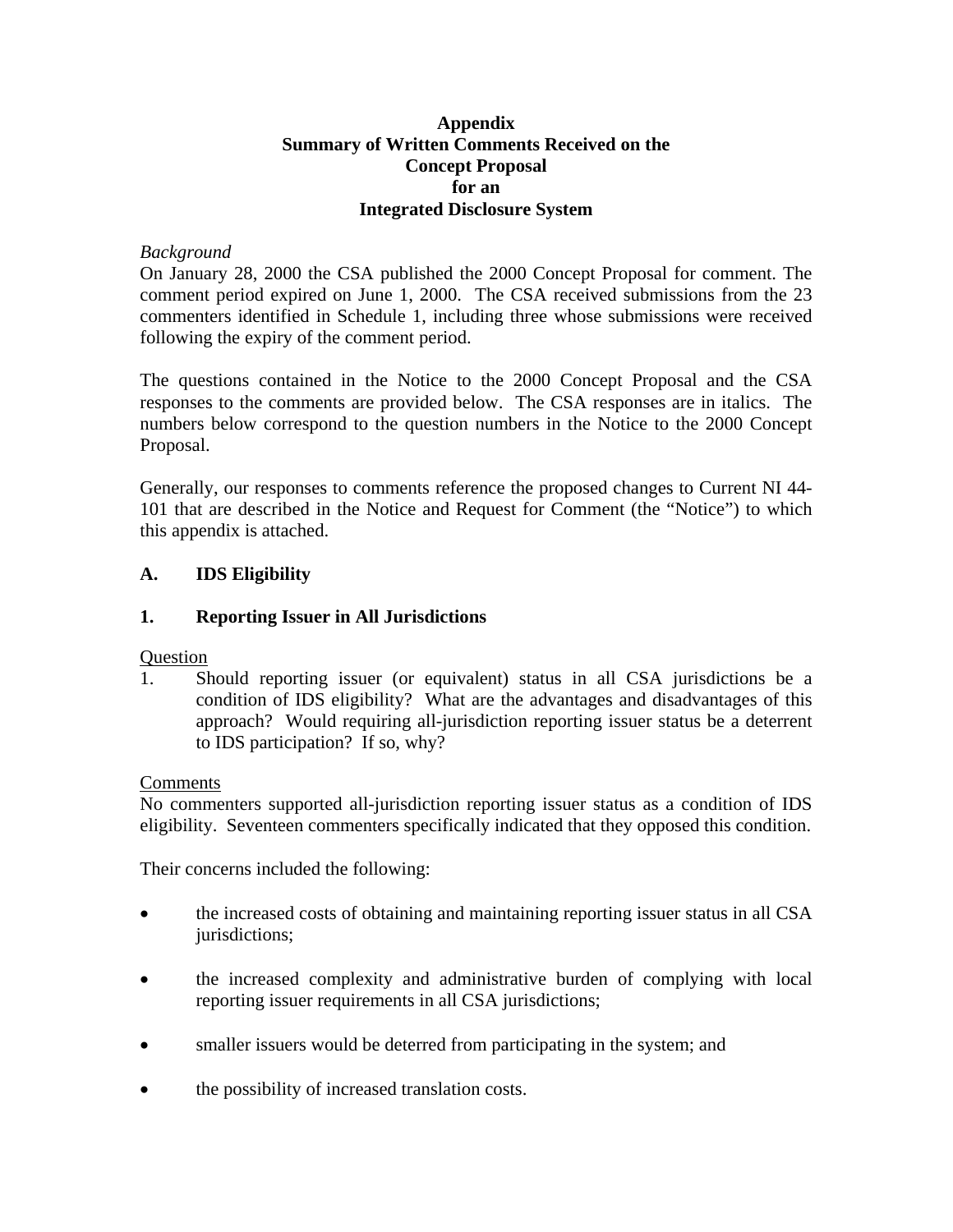**Appendix**
**Summary of Written Comments Received on the**
**Concept Proposal**
**for an**
**Integrated Disclosure System**

*Background*

On January 28, 2000 the CSA published the 2000 Concept Proposal for comment. The comment period expired on June 1, 2000. The CSA received submissions from the 23 commenters identified in Schedule 1, including three whose submissions were received following the expiry of the comment period.

The questions contained in the Notice to the 2000 Concept Proposal and the CSA responses to the comments are provided below. The CSA responses are in italics. The numbers below correspond to the question numbers in the Notice to the 2000 Concept Proposal.

Generally, our responses to comments reference the proposed changes to Current NI 44-101 that are described in the Notice and Request for Comment (the "Notice") to which this appendix is attached.

## A. IDS Eligibility

### 1. Reporting Issuer in All Jurisdictions

Question

1. Should reporting issuer (or equivalent) status in all CSA jurisdictions be a condition of IDS eligibility? What are the advantages and disadvantages of this approach? Would requiring all-jurisdiction reporting issuer status be a deterrent to IDS participation? If so, why?

Comments

No commenters supported all-jurisdiction reporting issuer status as a condition of IDS eligibility. Seventeen commenters specifically indicated that they opposed this condition.

Their concerns included the following:

- the increased costs of obtaining and maintaining reporting issuer status in all CSA jurisdictions;
- the increased complexity and administrative burden of complying with local reporting issuer requirements in all CSA jurisdictions;
- smaller issuers would be deterred from participating in the system; and
- the possibility of increased translation costs.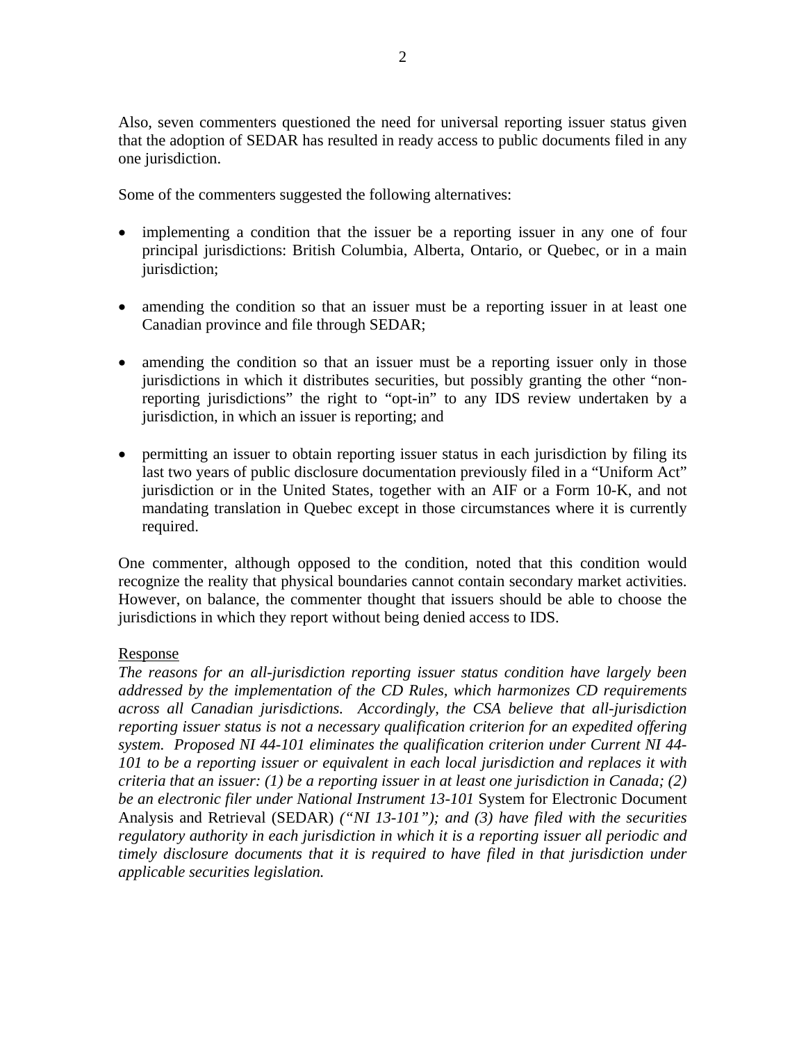Also, seven commenters questioned the need for universal reporting issuer status given that the adoption of SEDAR has resulted in ready access to public documents filed in any one jurisdiction.

Some of the commenters suggested the following alternatives:

- implementing a condition that the issuer be a reporting issuer in any one of four principal jurisdictions: British Columbia, Alberta, Ontario, or Quebec, or in a main jurisdiction;
- amending the condition so that an issuer must be a reporting issuer in at least one Canadian province and file through SEDAR;
- amending the condition so that an issuer must be a reporting issuer only in those jurisdictions in which it distributes securities, but possibly granting the other "non-reporting jurisdictions" the right to "opt-in" to any IDS review undertaken by a jurisdiction, in which an issuer is reporting; and
- permitting an issuer to obtain reporting issuer status in each jurisdiction by filing its last two years of public disclosure documentation previously filed in a "Uniform Act" jurisdiction or in the United States, together with an AIF or a Form 10-K, and not mandating translation in Quebec except in those circumstances where it is currently required.

One commenter, although opposed to the condition, noted that this condition would recognize the reality that physical boundaries cannot contain secondary market activities. However, on balance, the commenter thought that issuers should be able to choose the jurisdictions in which they report without being denied access to IDS.

Response

*The reasons for an all-jurisdiction reporting issuer status condition have largely been addressed by the implementation of the CD Rules, which harmonizes CD requirements across all Canadian jurisdictions. Accordingly, the CSA believe that all-jurisdiction reporting issuer status is not a necessary qualification criterion for an expedited offering system. Proposed NI 44-101 eliminates the qualification criterion under Current NI 44-101 to be a reporting issuer or equivalent in each local jurisdiction and replaces it with criteria that an issuer: (1) be a reporting issuer in at least one jurisdiction in Canada; (2) be an electronic filer under National Instrument 13-101* System for Electronic Document Analysis and Retrieval (SEDAR) *("NI 13-101"); and (3) have filed with the securities regulatory authority in each jurisdiction in which it is a reporting issuer all periodic and timely disclosure documents that it is required to have filed in that jurisdiction under applicable securities legislation.*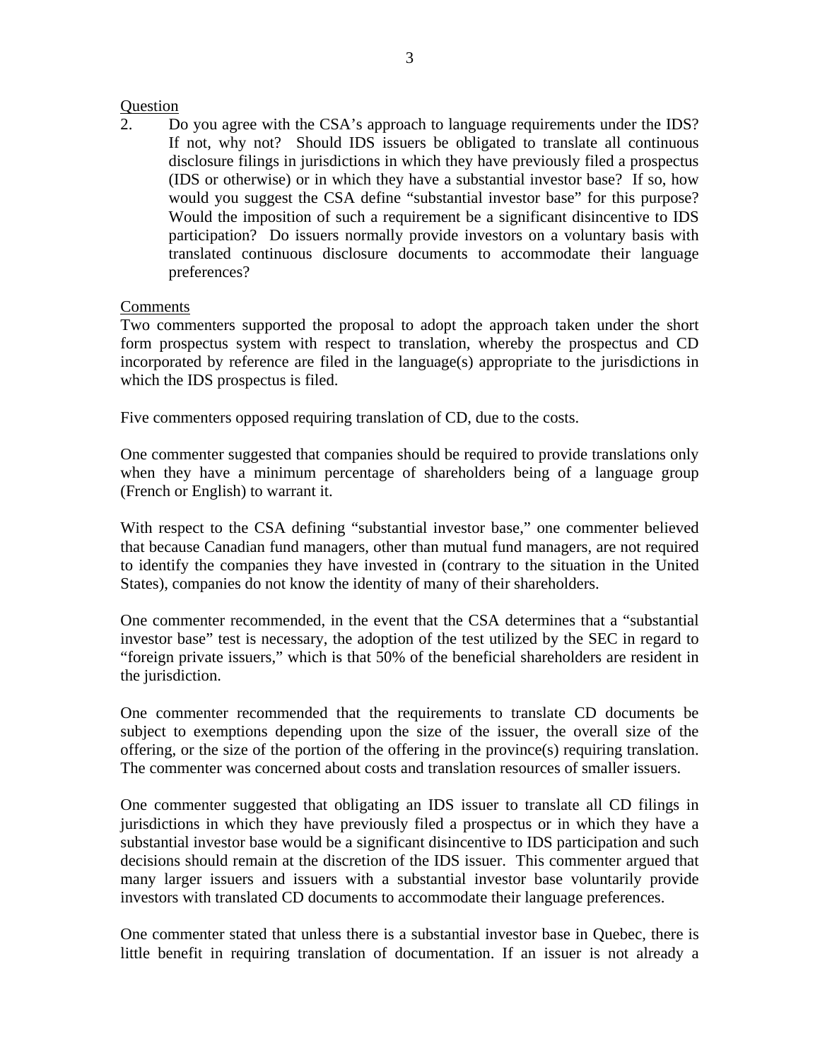Question

2. Do you agree with the CSA's approach to language requirements under the IDS? If not, why not? Should IDS issuers be obligated to translate all continuous disclosure filings in jurisdictions in which they have previously filed a prospectus (IDS or otherwise) or in which they have a substantial investor base? If so, how would you suggest the CSA define "substantial investor base" for this purpose? Would the imposition of such a requirement be a significant disincentive to IDS participation? Do issuers normally provide investors on a voluntary basis with translated continuous disclosure documents to accommodate their language preferences?

Comments

Two commenters supported the proposal to adopt the approach taken under the short form prospectus system with respect to translation, whereby the prospectus and CD incorporated by reference are filed in the language(s) appropriate to the jurisdictions in which the IDS prospectus is filed.

Five commenters opposed requiring translation of CD, due to the costs.

One commenter suggested that companies should be required to provide translations only when they have a minimum percentage of shareholders being of a language group (French or English) to warrant it.

With respect to the CSA defining "substantial investor base," one commenter believed that because Canadian fund managers, other than mutual fund managers, are not required to identify the companies they have invested in (contrary to the situation in the United States), companies do not know the identity of many of their shareholders.

One commenter recommended, in the event that the CSA determines that a "substantial investor base" test is necessary, the adoption of the test utilized by the SEC in regard to "foreign private issuers," which is that 50% of the beneficial shareholders are resident in the jurisdiction.

One commenter recommended that the requirements to translate CD documents be subject to exemptions depending upon the size of the issuer, the overall size of the offering, or the size of the portion of the offering in the province(s) requiring translation. The commenter was concerned about costs and translation resources of smaller issuers.

One commenter suggested that obligating an IDS issuer to translate all CD filings in jurisdictions in which they have previously filed a prospectus or in which they have a substantial investor base would be a significant disincentive to IDS participation and such decisions should remain at the discretion of the IDS issuer. This commenter argued that many larger issuers and issuers with a substantial investor base voluntarily provide investors with translated CD documents to accommodate their language preferences.

One commenter stated that unless there is a substantial investor base in Quebec, there is little benefit in requiring translation of documentation. If an issuer is not already a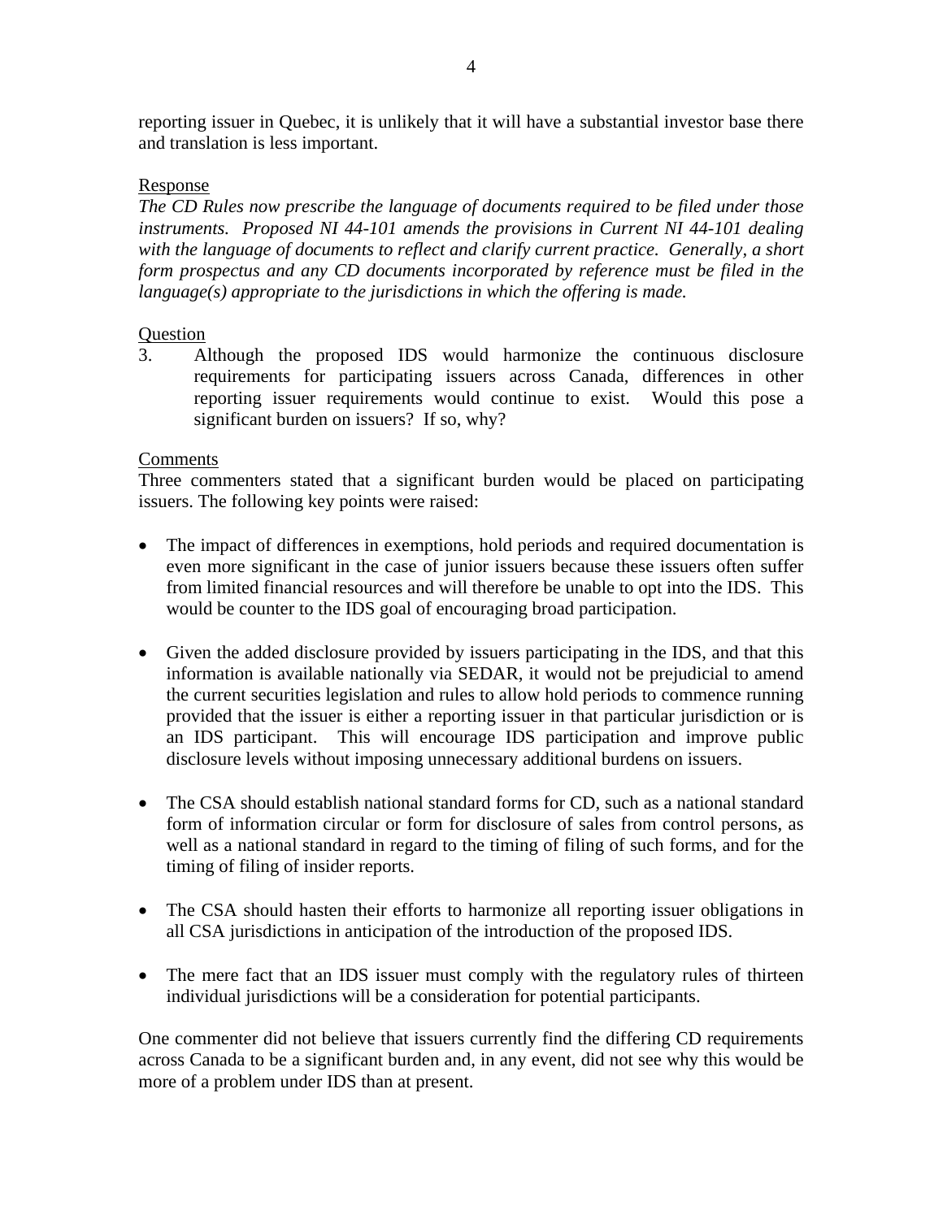reporting issuer in Quebec, it is unlikely that it will have a substantial investor base there and translation is less important.

Response

*The CD Rules now prescribe the language of documents required to be filed under those instruments. Proposed NI 44-101 amends the provisions in Current NI 44-101 dealing with the language of documents to reflect and clarify current practice. Generally, a short form prospectus and any CD documents incorporated by reference must be filed in the language(s) appropriate to the jurisdictions in which the offering is made.*

Question

3. Although the proposed IDS would harmonize the continuous disclosure requirements for participating issuers across Canada, differences in other reporting issuer requirements would continue to exist. Would this pose a significant burden on issuers? If so, why?

Comments

Three commenters stated that a significant burden would be placed on participating issuers. The following key points were raised:

- The impact of differences in exemptions, hold periods and required documentation is even more significant in the case of junior issuers because these issuers often suffer from limited financial resources and will therefore be unable to opt into the IDS. This would be counter to the IDS goal of encouraging broad participation.

- Given the added disclosure provided by issuers participating in the IDS, and that this information is available nationally via SEDAR, it would not be prejudicial to amend the current securities legislation and rules to allow hold periods to commence running provided that the issuer is either a reporting issuer in that particular jurisdiction or is an IDS participant. This will encourage IDS participation and improve public disclosure levels without imposing unnecessary additional burdens on issuers.

- The CSA should establish national standard forms for CD, such as a national standard form of information circular or form for disclosure of sales from control persons, as well as a national standard in regard to the timing of filing of such forms, and for the timing of filing of insider reports.

- The CSA should hasten their efforts to harmonize all reporting issuer obligations in all CSA jurisdictions in anticipation of the introduction of the proposed IDS.

- The mere fact that an IDS issuer must comply with the regulatory rules of thirteen individual jurisdictions will be a consideration for potential participants.

One commenter did not believe that issuers currently find the differing CD requirements across Canada to be a significant burden and, in any event, did not see why this would be more of a problem under IDS than at present.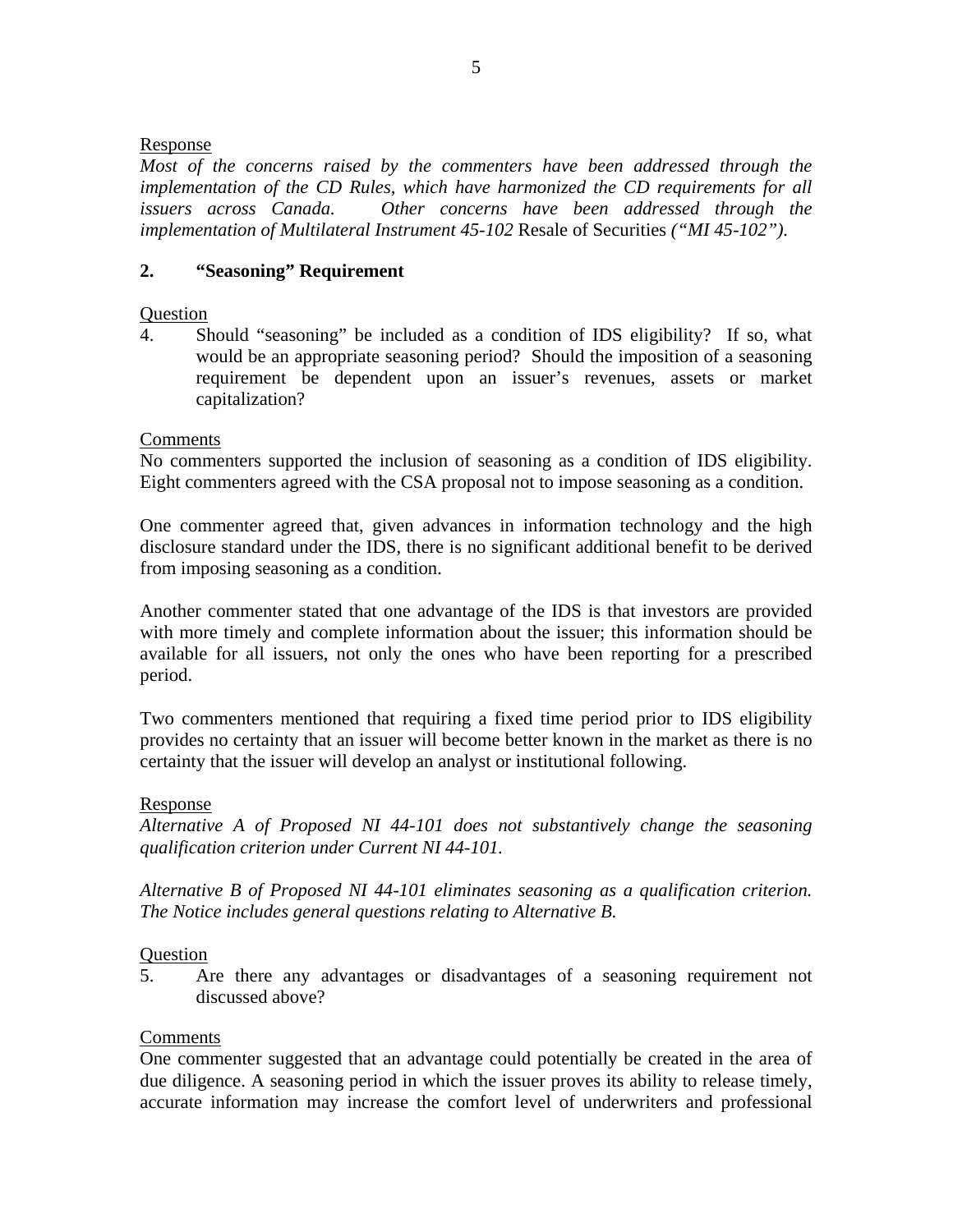<u>Response</u>

*Most of the concerns raised by the commenters have been addressed through the implementation of the CD Rules, which have harmonized the CD requirements for all issuers across Canada. Other concerns have been addressed through the implementation of Multilateral Instrument 45-102* Resale of Securities *("MI 45-102").*

## 2. "Seasoning" Requirement

<u>Question</u>

4. Should "seasoning" be included as a condition of IDS eligibility? If so, what would be an appropriate seasoning period? Should the imposition of a seasoning requirement be dependent upon an issuer's revenues, assets or market capitalization?

<u>Comments</u>

No commenters supported the inclusion of seasoning as a condition of IDS eligibility. Eight commenters agreed with the CSA proposal not to impose seasoning as a condition.

One commenter agreed that, given advances in information technology and the high disclosure standard under the IDS, there is no significant additional benefit to be derived from imposing seasoning as a condition.

Another commenter stated that one advantage of the IDS is that investors are provided with more timely and complete information about the issuer; this information should be available for all issuers, not only the ones who have been reporting for a prescribed period.

Two commenters mentioned that requiring a fixed time period prior to IDS eligibility provides no certainty that an issuer will become better known in the market as there is no certainty that the issuer will develop an analyst or institutional following.

<u>Response</u>

*Alternative A of Proposed NI 44-101 does not substantively change the seasoning qualification criterion under Current NI 44-101.*

*Alternative B of Proposed NI 44-101 eliminates seasoning as a qualification criterion. The Notice includes general questions relating to Alternative B.*

<u>Question</u>

5. Are there any advantages or disadvantages of a seasoning requirement not discussed above?

<u>Comments</u>

One commenter suggested that an advantage could potentially be created in the area of due diligence. A seasoning period in which the issuer proves its ability to release timely, accurate information may increase the comfort level of underwriters and professional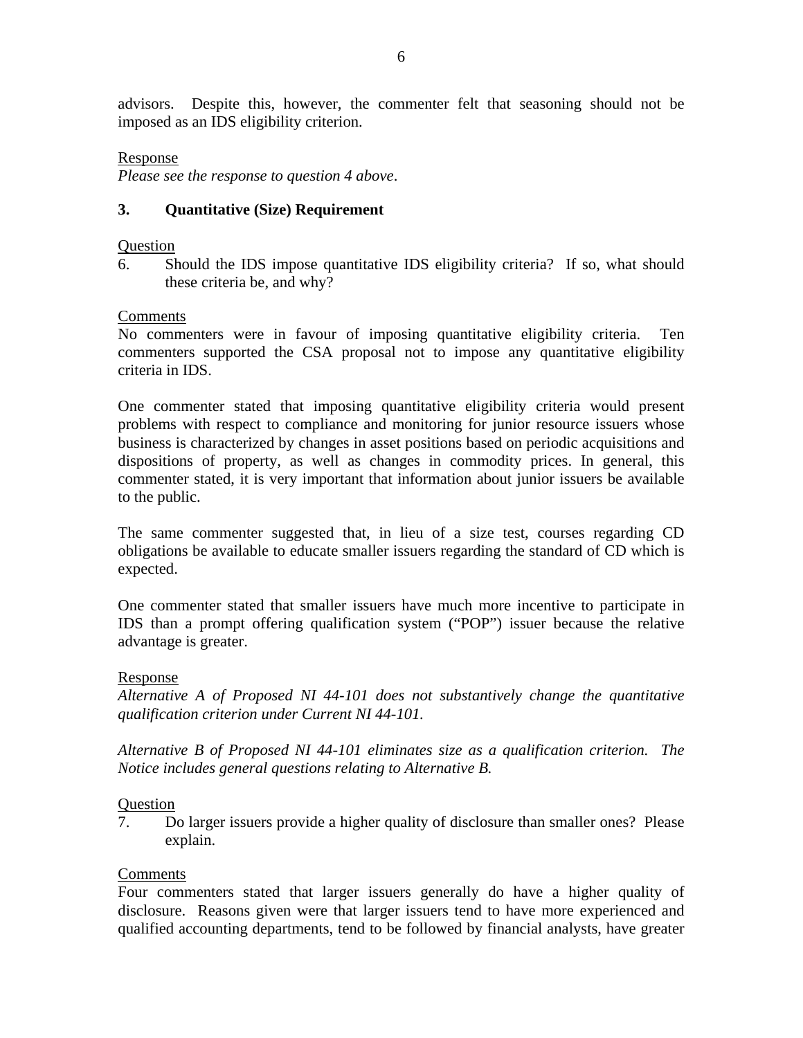advisors. Despite this, however, the commenter felt that seasoning should not be imposed as an IDS eligibility criterion.

Response

*Please see the response to question 4 above*.

### 3. Quantitative (Size) Requirement

Question

6. Should the IDS impose quantitative IDS eligibility criteria? If so, what should these criteria be, and why?

Comments

No commenters were in favour of imposing quantitative eligibility criteria. Ten commenters supported the CSA proposal not to impose any quantitative eligibility criteria in IDS.

One commenter stated that imposing quantitative eligibility criteria would present problems with respect to compliance and monitoring for junior resource issuers whose business is characterized by changes in asset positions based on periodic acquisitions and dispositions of property, as well as changes in commodity prices. In general, this commenter stated, it is very important that information about junior issuers be available to the public.

The same commenter suggested that, in lieu of a size test, courses regarding CD obligations be available to educate smaller issuers regarding the standard of CD which is expected.

One commenter stated that smaller issuers have much more incentive to participate in IDS than a prompt offering qualification system ("POP") issuer because the relative advantage is greater.

Response

*Alternative A of Proposed NI 44-101 does not substantively change the quantitative qualification criterion under Current NI 44-101.*

*Alternative B of Proposed NI 44-101 eliminates size as a qualification criterion. The Notice includes general questions relating to Alternative B.*

Question

7. Do larger issuers provide a higher quality of disclosure than smaller ones? Please explain.

Comments

Four commenters stated that larger issuers generally do have a higher quality of disclosure. Reasons given were that larger issuers tend to have more experienced and qualified accounting departments, tend to be followed by financial analysts, have greater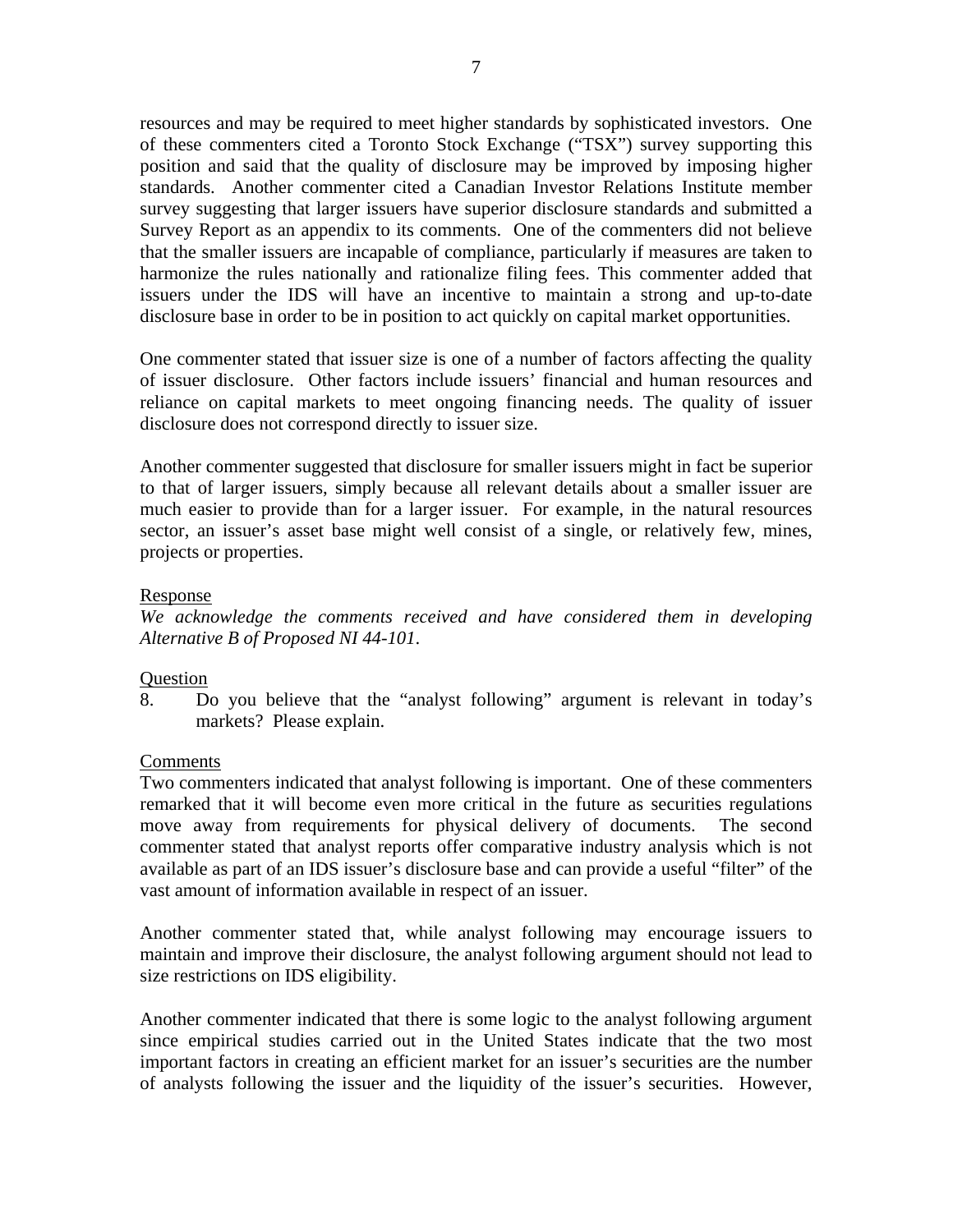resources and may be required to meet higher standards by sophisticated investors. One of these commenters cited a Toronto Stock Exchange ("TSX") survey supporting this position and said that the quality of disclosure may be improved by imposing higher standards. Another commenter cited a Canadian Investor Relations Institute member survey suggesting that larger issuers have superior disclosure standards and submitted a Survey Report as an appendix to its comments. One of the commenters did not believe that the smaller issuers are incapable of compliance, particularly if measures are taken to harmonize the rules nationally and rationalize filing fees. This commenter added that issuers under the IDS will have an incentive to maintain a strong and up-to-date disclosure base in order to be in position to act quickly on capital market opportunities.

One commenter stated that issuer size is one of a number of factors affecting the quality of issuer disclosure. Other factors include issuers' financial and human resources and reliance on capital markets to meet ongoing financing needs. The quality of issuer disclosure does not correspond directly to issuer size.

Another commenter suggested that disclosure for smaller issuers might in fact be superior to that of larger issuers, simply because all relevant details about a smaller issuer are much easier to provide than for a larger issuer. For example, in the natural resources sector, an issuer's asset base might well consist of a single, or relatively few, mines, projects or properties.

Response

*We acknowledge the comments received and have considered them in developing Alternative B of Proposed NI 44-101.*

Question

8. Do you believe that the "analyst following" argument is relevant in today's markets? Please explain.

Comments

Two commenters indicated that analyst following is important. One of these commenters remarked that it will become even more critical in the future as securities regulations move away from requirements for physical delivery of documents. The second commenter stated that analyst reports offer comparative industry analysis which is not available as part of an IDS issuer's disclosure base and can provide a useful "filter" of the vast amount of information available in respect of an issuer.

Another commenter stated that, while analyst following may encourage issuers to maintain and improve their disclosure, the analyst following argument should not lead to size restrictions on IDS eligibility.

Another commenter indicated that there is some logic to the analyst following argument since empirical studies carried out in the United States indicate that the two most important factors in creating an efficient market for an issuer's securities are the number of analysts following the issuer and the liquidity of the issuer's securities. However,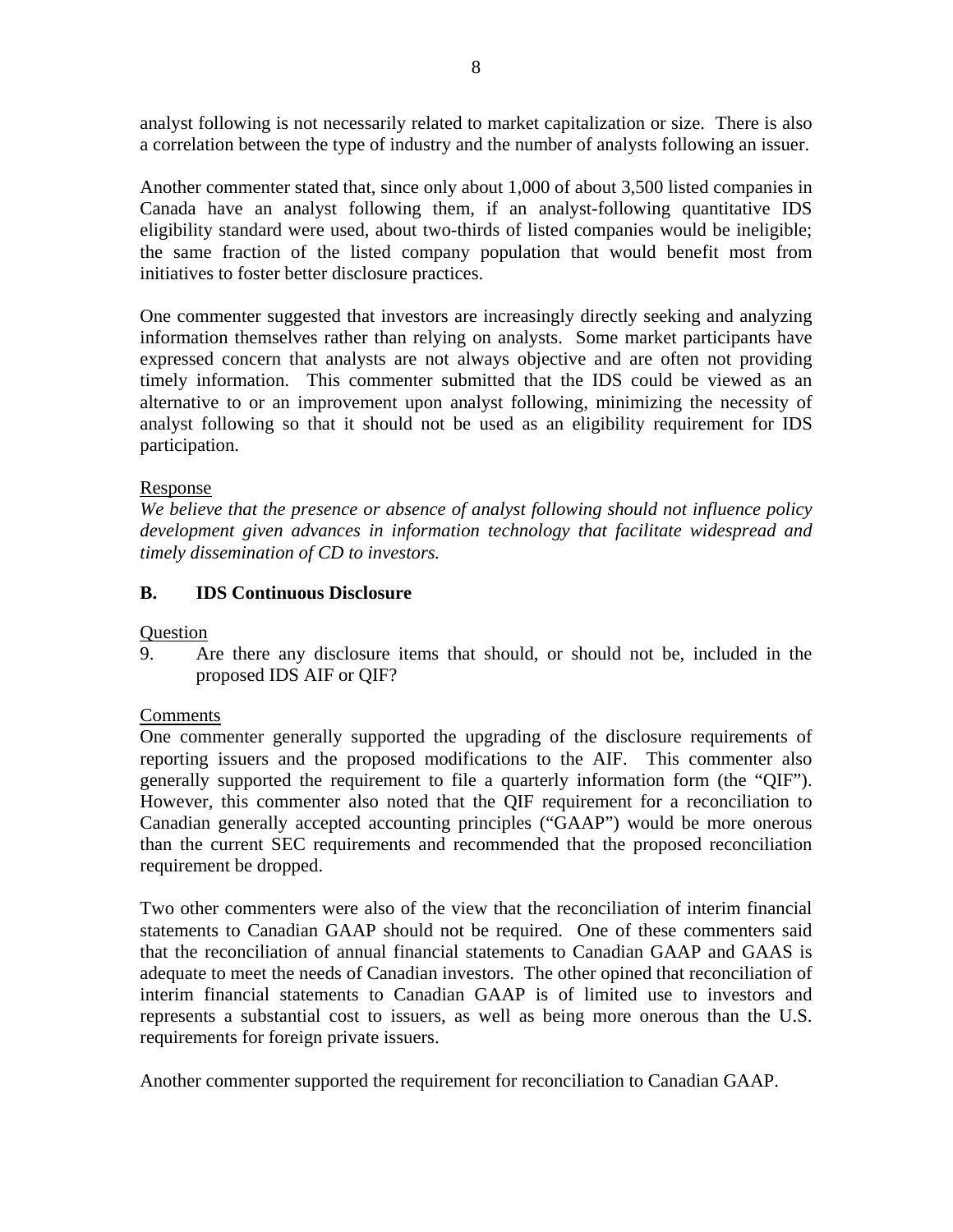analyst following is not necessarily related to market capitalization or size. There is also a correlation between the type of industry and the number of analysts following an issuer.

Another commenter stated that, since only about 1,000 of about 3,500 listed companies in Canada have an analyst following them, if an analyst-following quantitative IDS eligibility standard were used, about two-thirds of listed companies would be ineligible; the same fraction of the listed company population that would benefit most from initiatives to foster better disclosure practices.

One commenter suggested that investors are increasingly directly seeking and analyzing information themselves rather than relying on analysts. Some market participants have expressed concern that analysts are not always objective and are often not providing timely information. This commenter submitted that the IDS could be viewed as an alternative to or an improvement upon analyst following, minimizing the necessity of analyst following so that it should not be used as an eligibility requirement for IDS participation.

Response

*We believe that the presence or absence of analyst following should not influence policy development given advances in information technology that facilitate widespread and timely dissemination of CD to investors.*

**B. IDS Continuous Disclosure**

Question

9. Are there any disclosure items that should, or should not be, included in the proposed IDS AIF or QIF?

Comments

One commenter generally supported the upgrading of the disclosure requirements of reporting issuers and the proposed modifications to the AIF. This commenter also generally supported the requirement to file a quarterly information form (the "QIF"). However, this commenter also noted that the QIF requirement for a reconciliation to Canadian generally accepted accounting principles ("GAAP") would be more onerous than the current SEC requirements and recommended that the proposed reconciliation requirement be dropped.

Two other commenters were also of the view that the reconciliation of interim financial statements to Canadian GAAP should not be required. One of these commenters said that the reconciliation of annual financial statements to Canadian GAAP and GAAS is adequate to meet the needs of Canadian investors. The other opined that reconciliation of interim financial statements to Canadian GAAP is of limited use to investors and represents a substantial cost to issuers, as well as being more onerous than the U.S. requirements for foreign private issuers.

Another commenter supported the requirement for reconciliation to Canadian GAAP.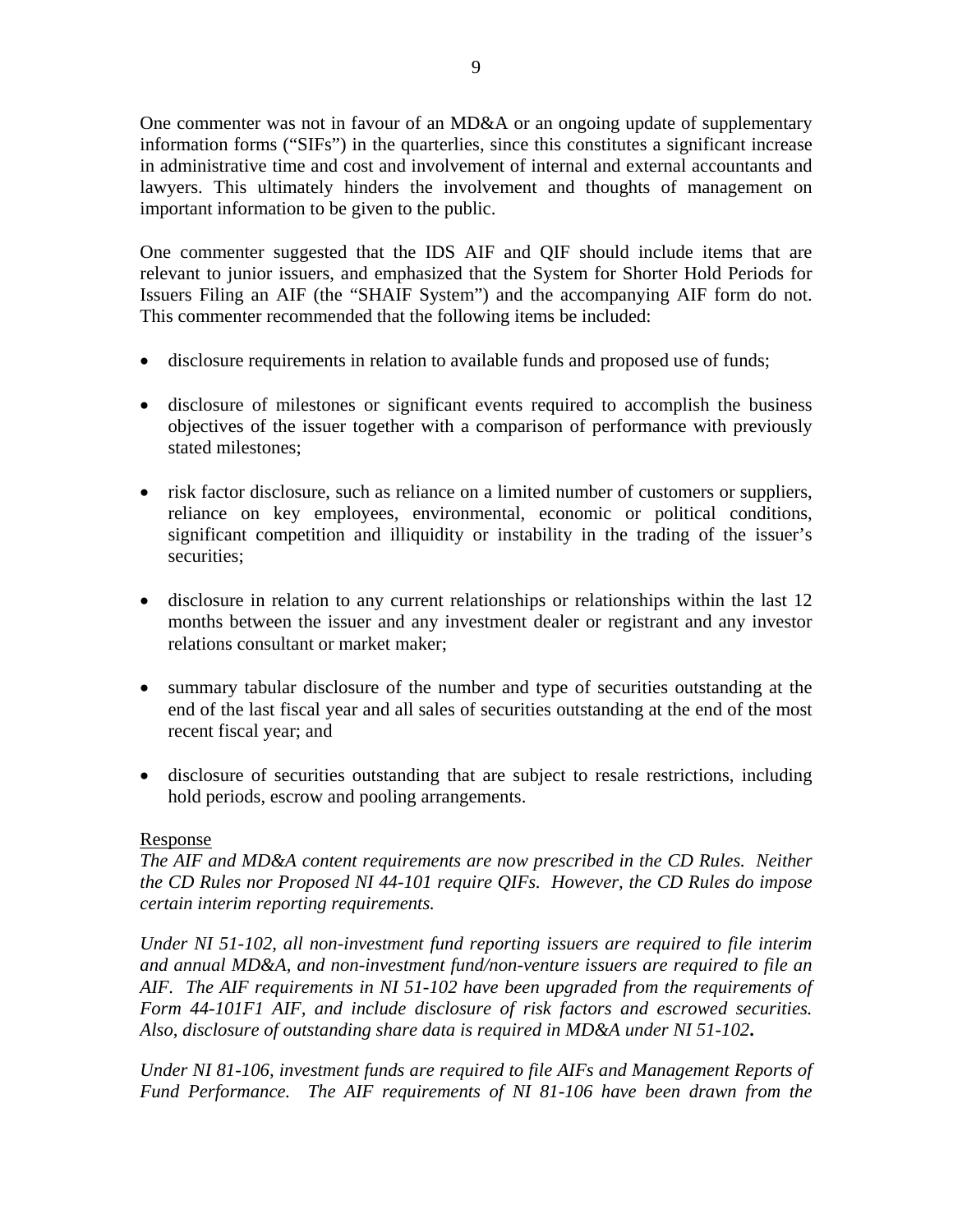One commenter was not in favour of an MD&A or an ongoing update of supplementary information forms ("SIFs") in the quarterlies, since this constitutes a significant increase in administrative time and cost and involvement of internal and external accountants and lawyers. This ultimately hinders the involvement and thoughts of management on important information to be given to the public.

One commenter suggested that the IDS AIF and QIF should include items that are relevant to junior issuers, and emphasized that the System for Shorter Hold Periods for Issuers Filing an AIF (the "SHAIF System") and the accompanying AIF form do not. This commenter recommended that the following items be included:

- disclosure requirements in relation to available funds and proposed use of funds;
- disclosure of milestones or significant events required to accomplish the business objectives of the issuer together with a comparison of performance with previously stated milestones;
- risk factor disclosure, such as reliance on a limited number of customers or suppliers, reliance on key employees, environmental, economic or political conditions, significant competition and illiquidity or instability in the trading of the issuer's securities;
- disclosure in relation to any current relationships or relationships within the last 12 months between the issuer and any investment dealer or registrant and any investor relations consultant or market maker;
- summary tabular disclosure of the number and type of securities outstanding at the end of the last fiscal year and all sales of securities outstanding at the end of the most recent fiscal year; and
- disclosure of securities outstanding that are subject to resale restrictions, including hold periods, escrow and pooling arrangements.

<u>Response</u>

*The AIF and MD&A content requirements are now prescribed in the CD Rules. Neither the CD Rules nor Proposed NI 44-101 require QIFs. However, the CD Rules do impose certain interim reporting requirements.*

*Under NI 51-102, all non-investment fund reporting issuers are required to file interim and annual MD&A, and non-investment fund/non-venture issuers are required to file an AIF. The AIF requirements in NI 51-102 have been upgraded from the requirements of Form 44-101F1 AIF, and include disclosure of risk factors and escrowed securities. Also, disclosure of outstanding share data is required in MD&A under NI 51-102.*

*Under NI 81-106, investment funds are required to file AIFs and Management Reports of Fund Performance. The AIF requirements of NI 81-106 have been drawn from the*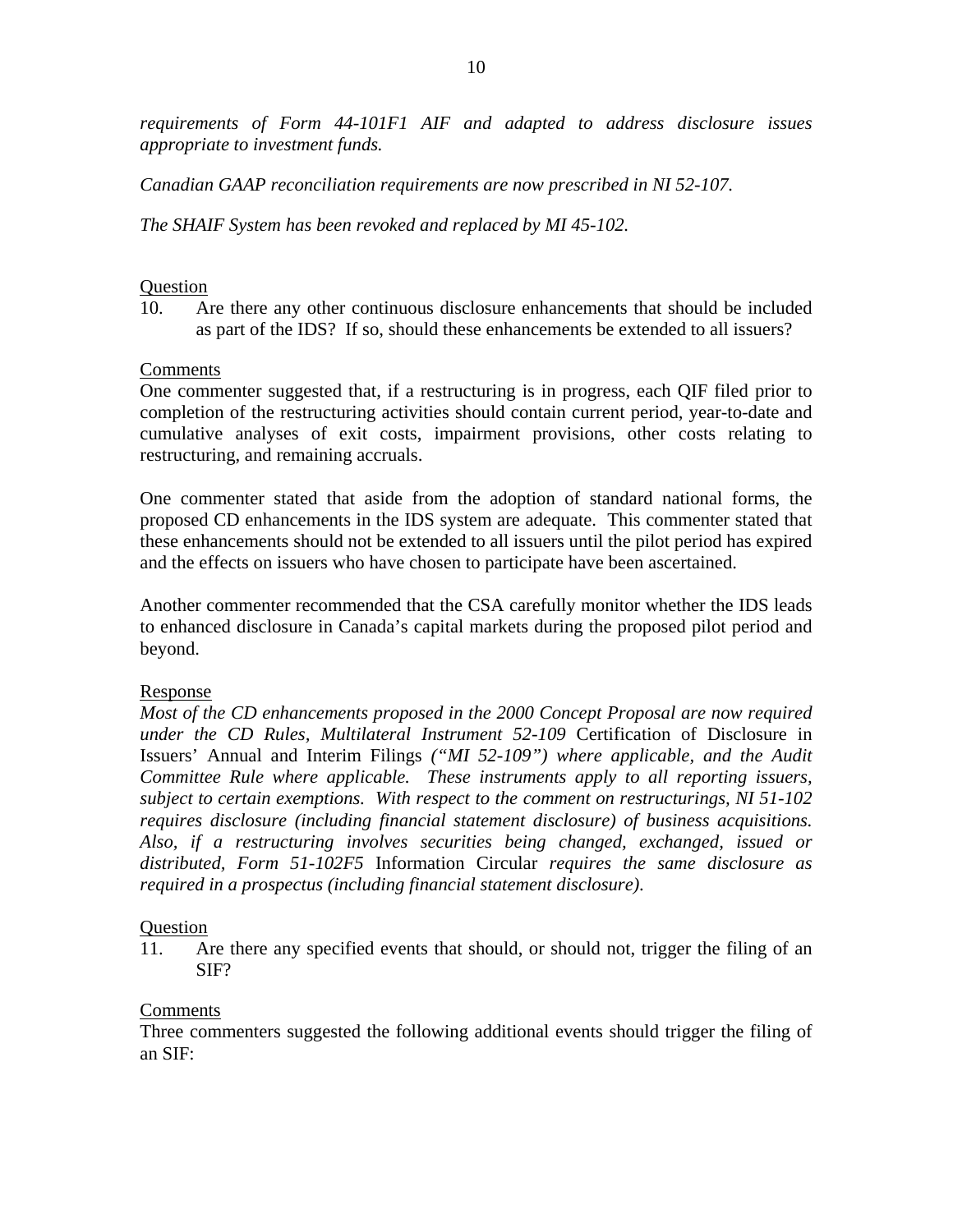*requirements of Form 44-101F1 AIF and adapted to address disclosure issues appropriate to investment funds.*

*Canadian GAAP reconciliation requirements are now prescribed in NI 52-107.*

*The SHAIF System has been revoked and replaced by MI 45-102.*

<u>Question</u>

10. Are there any other continuous disclosure enhancements that should be included as part of the IDS? If so, should these enhancements be extended to all issuers?

<u>Comments</u>

One commenter suggested that, if a restructuring is in progress, each QIF filed prior to completion of the restructuring activities should contain current period, year-to-date and cumulative analyses of exit costs, impairment provisions, other costs relating to restructuring, and remaining accruals.

One commenter stated that aside from the adoption of standard national forms, the proposed CD enhancements in the IDS system are adequate. This commenter stated that these enhancements should not be extended to all issuers until the pilot period has expired and the effects on issuers who have chosen to participate have been ascertained.

Another commenter recommended that the CSA carefully monitor whether the IDS leads to enhanced disclosure in Canada's capital markets during the proposed pilot period and beyond.

<u>Response</u>

*Most of the CD enhancements proposed in the 2000 Concept Proposal are now required under the CD Rules, Multilateral Instrument 52-109* Certification of Disclosure in Issuers' Annual and Interim Filings *("MI 52-109") where applicable, and the Audit Committee Rule where applicable. These instruments apply to all reporting issuers, subject to certain exemptions. With respect to the comment on restructurings, NI 51-102 requires disclosure (including financial statement disclosure) of business acquisitions. Also, if a restructuring involves securities being changed, exchanged, issued or distributed, Form 51-102F5* Information Circular *requires the same disclosure as required in a prospectus (including financial statement disclosure).*

<u>Question</u>

11. Are there any specified events that should, or should not, trigger the filing of an SIF?

<u>Comments</u>

Three commenters suggested the following additional events should trigger the filing of an SIF: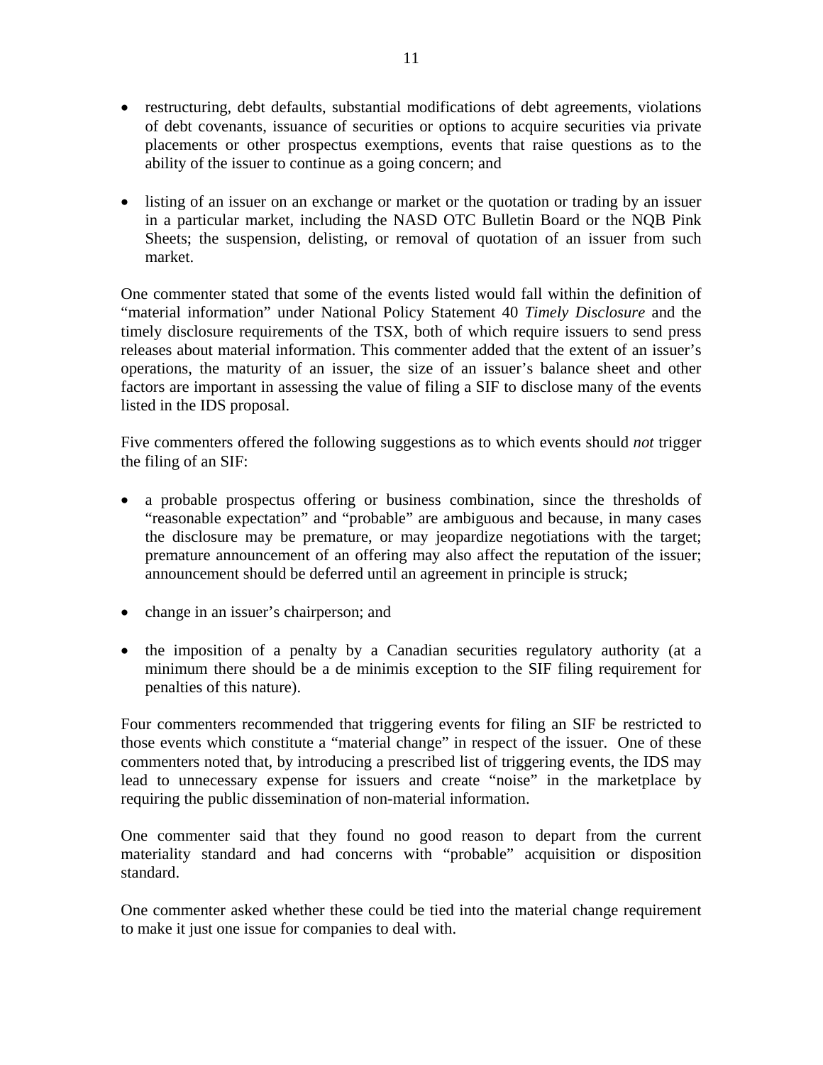- restructuring, debt defaults, substantial modifications of debt agreements, violations of debt covenants, issuance of securities or options to acquire securities via private placements or other prospectus exemptions, events that raise questions as to the ability of the issuer to continue as a going concern; and

- listing of an issuer on an exchange or market or the quotation or trading by an issuer in a particular market, including the NASD OTC Bulletin Board or the NQB Pink Sheets; the suspension, delisting, or removal of quotation of an issuer from such market.

One commenter stated that some of the events listed would fall within the definition of "material information" under National Policy Statement 40 *Timely Disclosure* and the timely disclosure requirements of the TSX, both of which require issuers to send press releases about material information. This commenter added that the extent of an issuer's operations, the maturity of an issuer, the size of an issuer's balance sheet and other factors are important in assessing the value of filing a SIF to disclose many of the events listed in the IDS proposal.

Five commenters offered the following suggestions as to which events should *not* trigger the filing of an SIF:

- a probable prospectus offering or business combination, since the thresholds of "reasonable expectation" and "probable" are ambiguous and because, in many cases the disclosure may be premature, or may jeopardize negotiations with the target; premature announcement of an offering may also affect the reputation of the issuer; announcement should be deferred until an agreement in principle is struck;

- change in an issuer's chairperson; and

- the imposition of a penalty by a Canadian securities regulatory authority (at a minimum there should be a de minimis exception to the SIF filing requirement for penalties of this nature).

Four commenters recommended that triggering events for filing an SIF be restricted to those events which constitute a "material change" in respect of the issuer. One of these commenters noted that, by introducing a prescribed list of triggering events, the IDS may lead to unnecessary expense for issuers and create "noise" in the marketplace by requiring the public dissemination of non-material information.

One commenter said that they found no good reason to depart from the current materiality standard and had concerns with "probable" acquisition or disposition standard.

One commenter asked whether these could be tied into the material change requirement to make it just one issue for companies to deal with.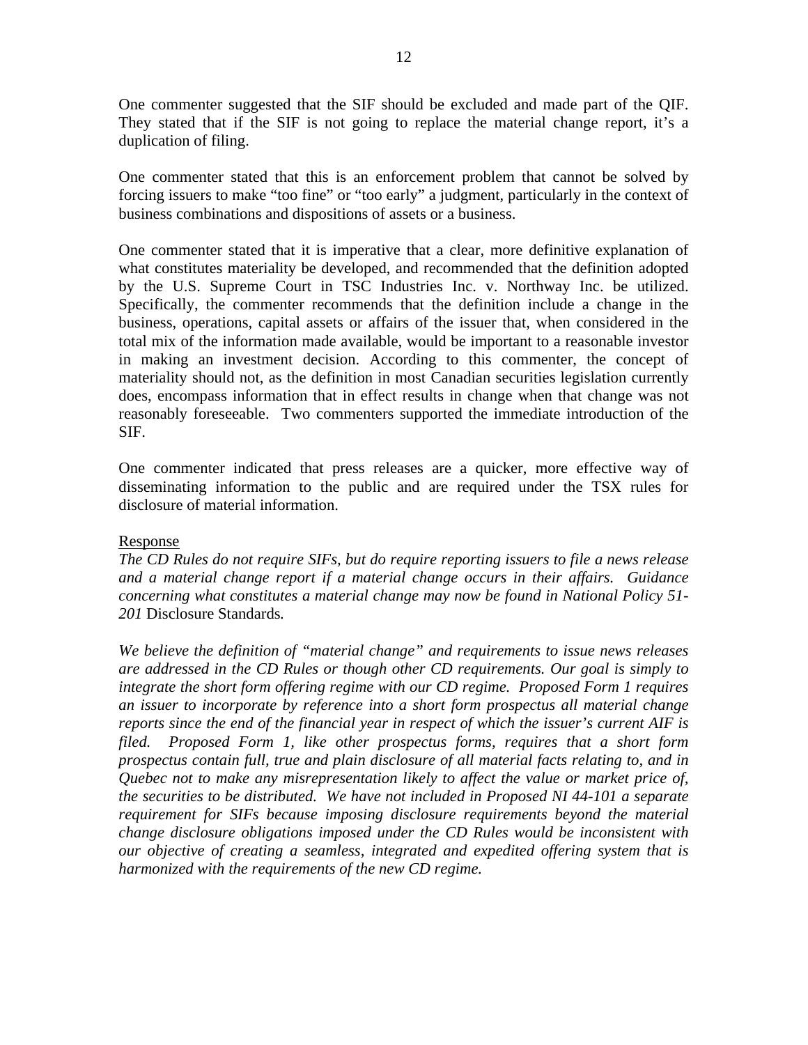One commenter suggested that the SIF should be excluded and made part of the QIF. They stated that if the SIF is not going to replace the material change report, it's a duplication of filing.

One commenter stated that this is an enforcement problem that cannot be solved by forcing issuers to make "too fine" or "too early" a judgment, particularly in the context of business combinations and dispositions of assets or a business.

One commenter stated that it is imperative that a clear, more definitive explanation of what constitutes materiality be developed, and recommended that the definition adopted by the U.S. Supreme Court in TSC Industries Inc. v. Northway Inc. be utilized. Specifically, the commenter recommends that the definition include a change in the business, operations, capital assets or affairs of the issuer that, when considered in the total mix of the information made available, would be important to a reasonable investor in making an investment decision. According to this commenter, the concept of materiality should not, as the definition in most Canadian securities legislation currently does, encompass information that in effect results in change when that change was not reasonably foreseeable. Two commenters supported the immediate introduction of the SIF.

One commenter indicated that press releases are a quicker, more effective way of disseminating information to the public and are required under the TSX rules for disclosure of material information.

<u>Response</u>

*The CD Rules do not require SIFs, but do require reporting issuers to file a news release and a material change report if a material change occurs in their affairs. Guidance concerning what constitutes a material change may now be found in National Policy 51-201* Disclosure Standards*.*

*We believe the definition of "material change" and requirements to issue news releases are addressed in the CD Rules or though other CD requirements. Our goal is simply to integrate the short form offering regime with our CD regime. Proposed Form 1 requires an issuer to incorporate by reference into a short form prospectus all material change reports since the end of the financial year in respect of which the issuer's current AIF is filed. Proposed Form 1, like other prospectus forms, requires that a short form prospectus contain full, true and plain disclosure of all material facts relating to, and in Quebec not to make any misrepresentation likely to affect the value or market price of, the securities to be distributed. We have not included in Proposed NI 44-101 a separate requirement for SIFs because imposing disclosure requirements beyond the material change disclosure obligations imposed under the CD Rules would be inconsistent with our objective of creating a seamless, integrated and expedited offering system that is harmonized with the requirements of the new CD regime.*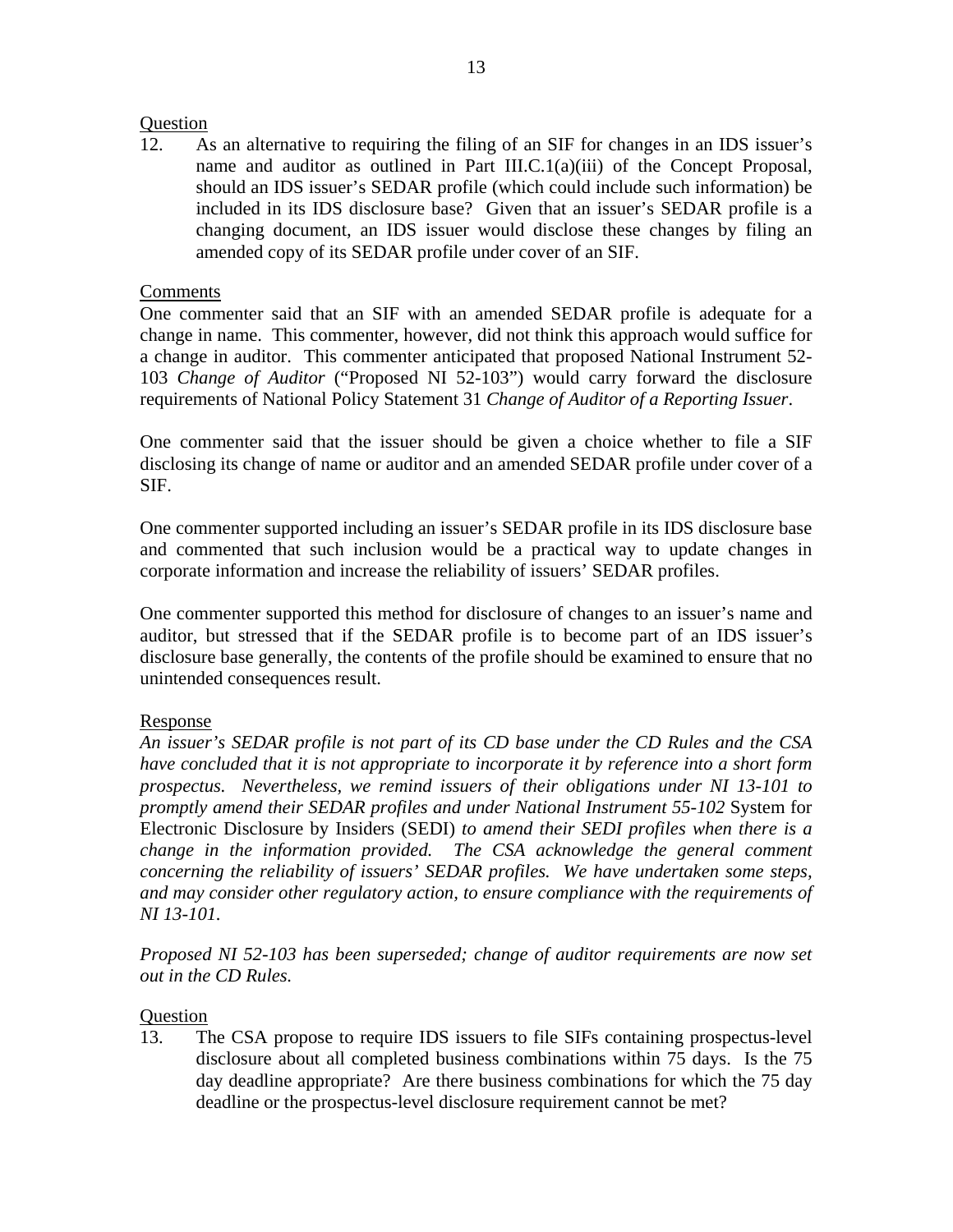Question

12. As an alternative to requiring the filing of an SIF for changes in an IDS issuer's name and auditor as outlined in Part III.C.1(a)(iii) of the Concept Proposal, should an IDS issuer's SEDAR profile (which could include such information) be included in its IDS disclosure base? Given that an issuer's SEDAR profile is a changing document, an IDS issuer would disclose these changes by filing an amended copy of its SEDAR profile under cover of an SIF.

Comments

One commenter said that an SIF with an amended SEDAR profile is adequate for a change in name. This commenter, however, did not think this approach would suffice for a change in auditor. This commenter anticipated that proposed National Instrument 52-103 *Change of Auditor* ("Proposed NI 52-103") would carry forward the disclosure requirements of National Policy Statement 31 *Change of Auditor of a Reporting Issuer*.

One commenter said that the issuer should be given a choice whether to file a SIF disclosing its change of name or auditor and an amended SEDAR profile under cover of a SIF.

One commenter supported including an issuer's SEDAR profile in its IDS disclosure base and commented that such inclusion would be a practical way to update changes in corporate information and increase the reliability of issuers' SEDAR profiles.

One commenter supported this method for disclosure of changes to an issuer's name and auditor, but stressed that if the SEDAR profile is to become part of an IDS issuer's disclosure base generally, the contents of the profile should be examined to ensure that no unintended consequences result.

Response

*An issuer's SEDAR profile is not part of its CD base under the CD Rules and the CSA have concluded that it is not appropriate to incorporate it by reference into a short form prospectus. Nevertheless, we remind issuers of their obligations under NI 13-101 to promptly amend their SEDAR profiles and under National Instrument 55-102* System for Electronic Disclosure by Insiders (SEDI) *to amend their SEDI profiles when there is a change in the information provided. The CSA acknowledge the general comment concerning the reliability of issuers' SEDAR profiles. We have undertaken some steps, and may consider other regulatory action, to ensure compliance with the requirements of NI 13-101.*

*Proposed NI 52-103 has been superseded; change of auditor requirements are now set out in the CD Rules.*

Question

13. The CSA propose to require IDS issuers to file SIFs containing prospectus-level disclosure about all completed business combinations within 75 days. Is the 75 day deadline appropriate? Are there business combinations for which the 75 day deadline or the prospectus-level disclosure requirement cannot be met?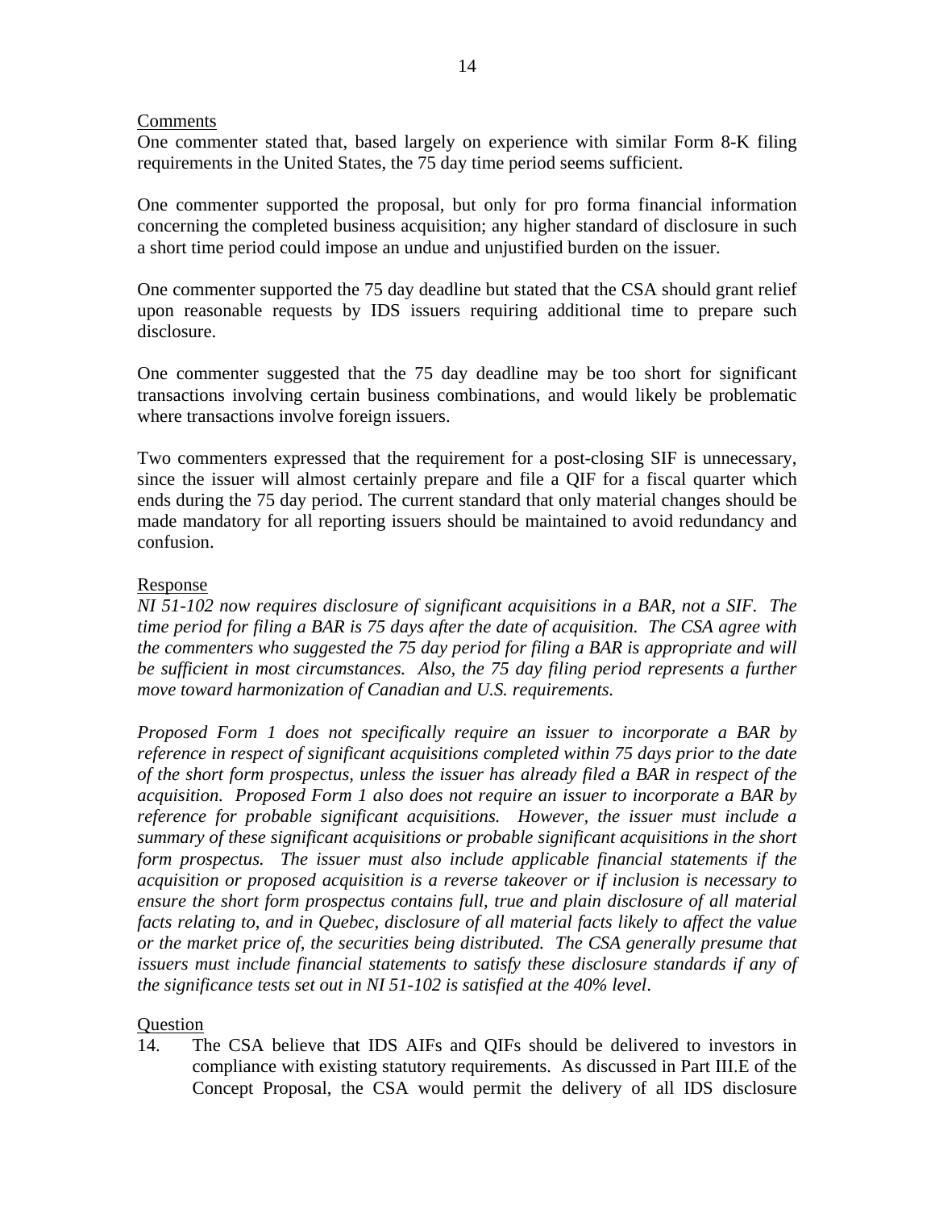Comments

One commenter stated that, based largely on experience with similar Form 8-K filing requirements in the United States, the 75 day time period seems sufficient.

One commenter supported the proposal, but only for pro forma financial information concerning the completed business acquisition; any higher standard of disclosure in such a short time period could impose an undue and unjustified burden on the issuer.

One commenter supported the 75 day deadline but stated that the CSA should grant relief upon reasonable requests by IDS issuers requiring additional time to prepare such disclosure.

One commenter suggested that the 75 day deadline may be too short for significant transactions involving certain business combinations, and would likely be problematic where transactions involve foreign issuers.

Two commenters expressed that the requirement for a post-closing SIF is unnecessary, since the issuer will almost certainly prepare and file a QIF for a fiscal quarter which ends during the 75 day period. The current standard that only material changes should be made mandatory for all reporting issuers should be maintained to avoid redundancy and confusion.

Response

*NI 51-102 now requires disclosure of significant acquisitions in a BAR, not a SIF. The time period for filing a BAR is 75 days after the date of acquisition. The CSA agree with the commenters who suggested the 75 day period for filing a BAR is appropriate and will be sufficient in most circumstances. Also, the 75 day filing period represents a further move toward harmonization of Canadian and U.S. requirements.*

*Proposed Form 1 does not specifically require an issuer to incorporate a BAR by reference in respect of significant acquisitions completed within 75 days prior to the date of the short form prospectus, unless the issuer has already filed a BAR in respect of the acquisition. Proposed Form 1 also does not require an issuer to incorporate a BAR by reference for probable significant acquisitions. However, the issuer must include a summary of these significant acquisitions or probable significant acquisitions in the short form prospectus. The issuer must also include applicable financial statements if the acquisition or proposed acquisition is a reverse takeover or if inclusion is necessary to ensure the short form prospectus contains full, true and plain disclosure of all material facts relating to, and in Quebec, disclosure of all material facts likely to affect the value or the market price of, the securities being distributed. The CSA generally presume that issuers must include financial statements to satisfy these disclosure standards if any of the significance tests set out in NI 51-102 is satisfied at the 40% level.*

Question

14. The CSA believe that IDS AIFs and QIFs should be delivered to investors in compliance with existing statutory requirements. As discussed in Part III.E of the Concept Proposal, the CSA would permit the delivery of all IDS disclosure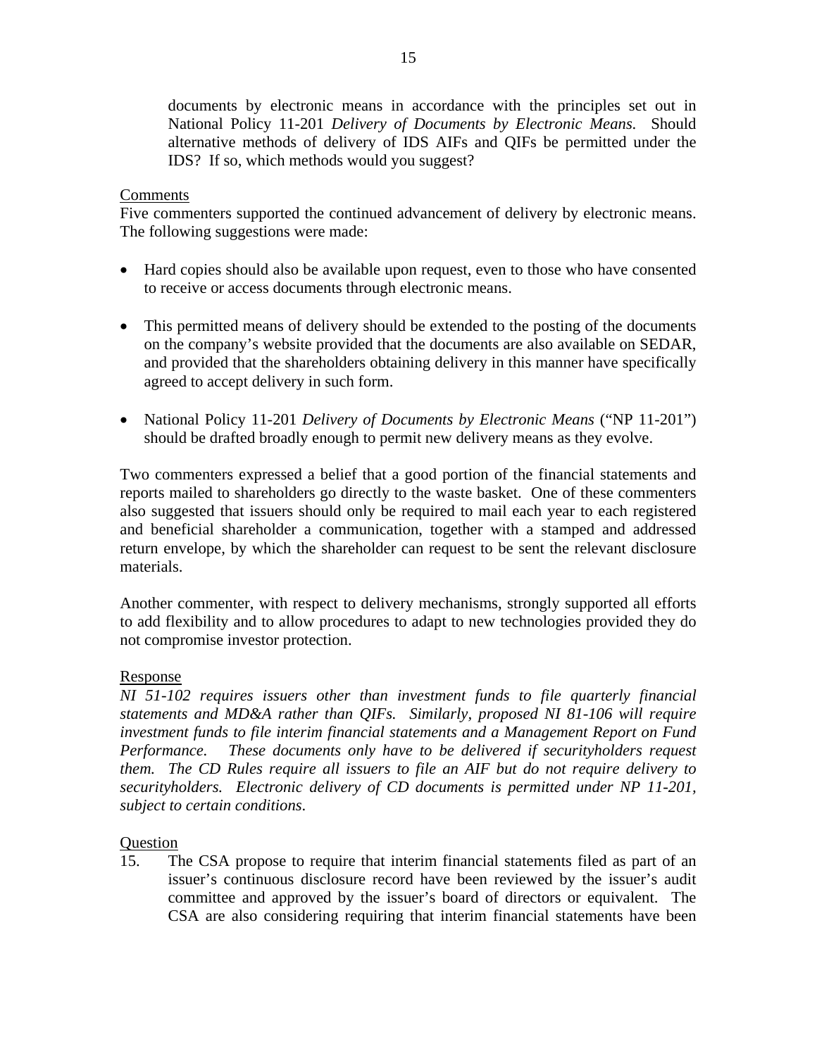documents by electronic means in accordance with the principles set out in National Policy 11-201 *Delivery of Documents by Electronic Means.* Should alternative methods of delivery of IDS AIFs and QIFs be permitted under the IDS? If so, which methods would you suggest?

<u>Comments</u>

Five commenters supported the continued advancement of delivery by electronic means. The following suggestions were made:

- Hard copies should also be available upon request, even to those who have consented to receive or access documents through electronic means.
- This permitted means of delivery should be extended to the posting of the documents on the company's website provided that the documents are also available on SEDAR, and provided that the shareholders obtaining delivery in this manner have specifically agreed to accept delivery in such form.
- National Policy 11-201 *Delivery of Documents by Electronic Means* ("NP 11-201") should be drafted broadly enough to permit new delivery means as they evolve.

Two commenters expressed a belief that a good portion of the financial statements and reports mailed to shareholders go directly to the waste basket. One of these commenters also suggested that issuers should only be required to mail each year to each registered and beneficial shareholder a communication, together with a stamped and addressed return envelope, by which the shareholder can request to be sent the relevant disclosure materials.

Another commenter, with respect to delivery mechanisms, strongly supported all efforts to add flexibility and to allow procedures to adapt to new technologies provided they do not compromise investor protection.

<u>Response</u>

*NI 51-102 requires issuers other than investment funds to file quarterly financial statements and MD&A rather than QIFs. Similarly, proposed NI 81-106 will require investment funds to file interim financial statements and a Management Report on Fund Performance. These documents only have to be delivered if securityholders request them. The CD Rules require all issuers to file an AIF but do not require delivery to securityholders. Electronic delivery of CD documents is permitted under NP 11-201, subject to certain conditions.*

<u>Question</u>

15. The CSA propose to require that interim financial statements filed as part of an issuer's continuous disclosure record have been reviewed by the issuer's audit committee and approved by the issuer's board of directors or equivalent. The CSA are also considering requiring that interim financial statements have been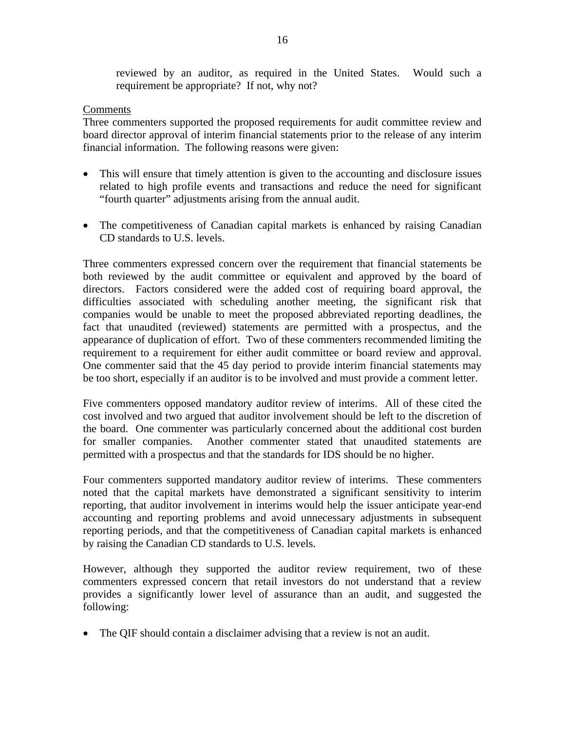reviewed by an auditor, as required in the United States. Would such a requirement be appropriate? If not, why not?

Comments

Three commenters supported the proposed requirements for audit committee review and board director approval of interim financial statements prior to the release of any interim financial information. The following reasons were given:

- This will ensure that timely attention is given to the accounting and disclosure issues related to high profile events and transactions and reduce the need for significant "fourth quarter" adjustments arising from the annual audit.
- The competitiveness of Canadian capital markets is enhanced by raising Canadian CD standards to U.S. levels.

Three commenters expressed concern over the requirement that financial statements be both reviewed by the audit committee or equivalent and approved by the board of directors. Factors considered were the added cost of requiring board approval, the difficulties associated with scheduling another meeting, the significant risk that companies would be unable to meet the proposed abbreviated reporting deadlines, the fact that unaudited (reviewed) statements are permitted with a prospectus, and the appearance of duplication of effort. Two of these commenters recommended limiting the requirement to a requirement for either audit committee or board review and approval. One commenter said that the 45 day period to provide interim financial statements may be too short, especially if an auditor is to be involved and must provide a comment letter.

Five commenters opposed mandatory auditor review of interims. All of these cited the cost involved and two argued that auditor involvement should be left to the discretion of the board. One commenter was particularly concerned about the additional cost burden for smaller companies. Another commenter stated that unaudited statements are permitted with a prospectus and that the standards for IDS should be no higher.

Four commenters supported mandatory auditor review of interims. These commenters noted that the capital markets have demonstrated a significant sensitivity to interim reporting, that auditor involvement in interims would help the issuer anticipate year-end accounting and reporting problems and avoid unnecessary adjustments in subsequent reporting periods, and that the competitiveness of Canadian capital markets is enhanced by raising the Canadian CD standards to U.S. levels.

However, although they supported the auditor review requirement, two of these commenters expressed concern that retail investors do not understand that a review provides a significantly lower level of assurance than an audit, and suggested the following:

- The QIF should contain a disclaimer advising that a review is not an audit.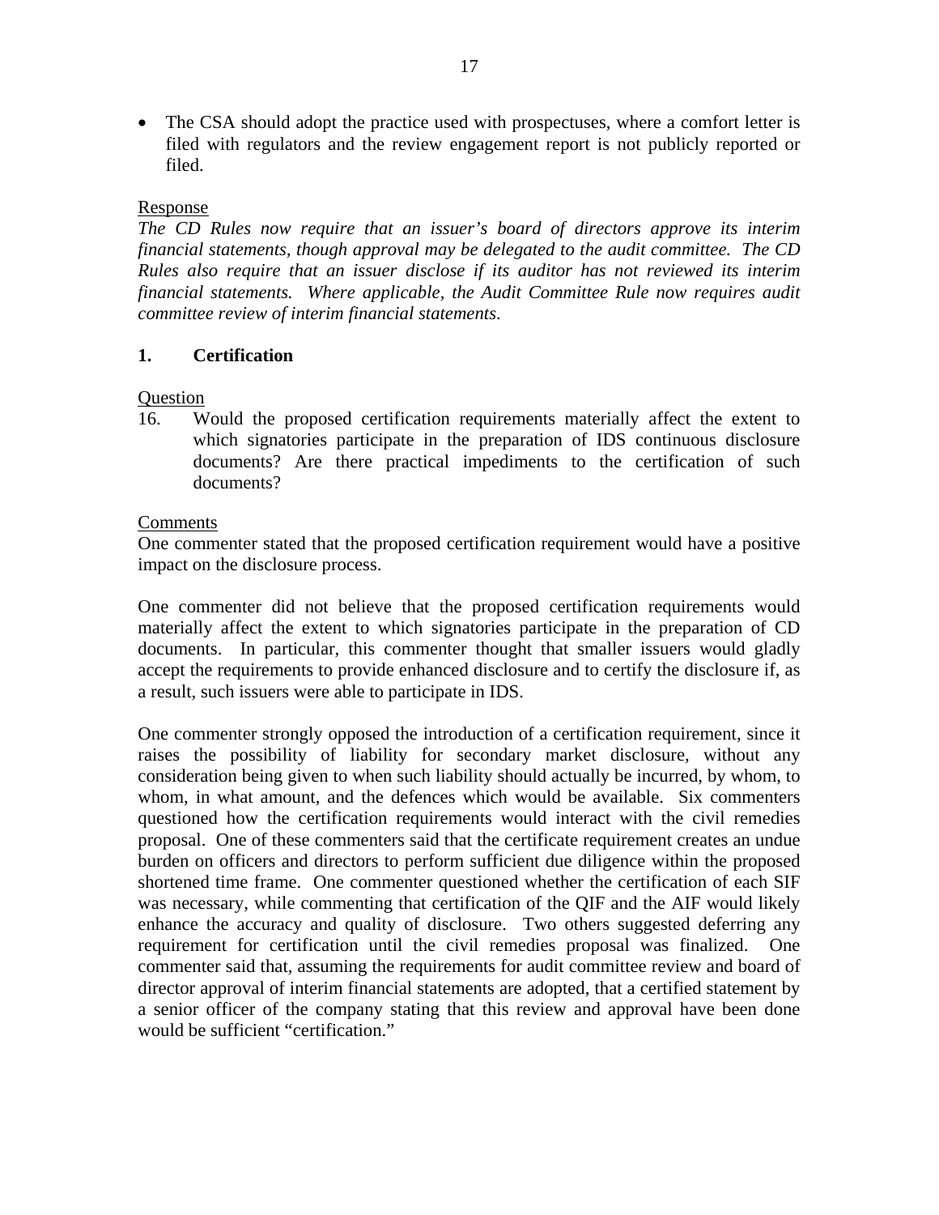- The CSA should adopt the practice used with prospectuses, where a comfort letter is filed with regulators and the review engagement report is not publicly reported or filed.

Response

*The CD Rules now require that an issuer's board of directors approve its interim financial statements, though approval may be delegated to the audit committee. The CD Rules also require that an issuer disclose if its auditor has not reviewed its interim financial statements. Where applicable, the Audit Committee Rule now requires audit committee review of interim financial statements.*

## 1. Certification

Question

16. Would the proposed certification requirements materially affect the extent to which signatories participate in the preparation of IDS continuous disclosure documents? Are there practical impediments to the certification of such documents?

Comments

One commenter stated that the proposed certification requirement would have a positive impact on the disclosure process.

One commenter did not believe that the proposed certification requirements would materially affect the extent to which signatories participate in the preparation of CD documents. In particular, this commenter thought that smaller issuers would gladly accept the requirements to provide enhanced disclosure and to certify the disclosure if, as a result, such issuers were able to participate in IDS.

One commenter strongly opposed the introduction of a certification requirement, since it raises the possibility of liability for secondary market disclosure, without any consideration being given to when such liability should actually be incurred, by whom, to whom, in what amount, and the defences which would be available. Six commenters questioned how the certification requirements would interact with the civil remedies proposal. One of these commenters said that the certificate requirement creates an undue burden on officers and directors to perform sufficient due diligence within the proposed shortened time frame. One commenter questioned whether the certification of each SIF was necessary, while commenting that certification of the QIF and the AIF would likely enhance the accuracy and quality of disclosure. Two others suggested deferring any requirement for certification until the civil remedies proposal was finalized. One commenter said that, assuming the requirements for audit committee review and board of director approval of interim financial statements are adopted, that a certified statement by a senior officer of the company stating that this review and approval have been done would be sufficient "certification."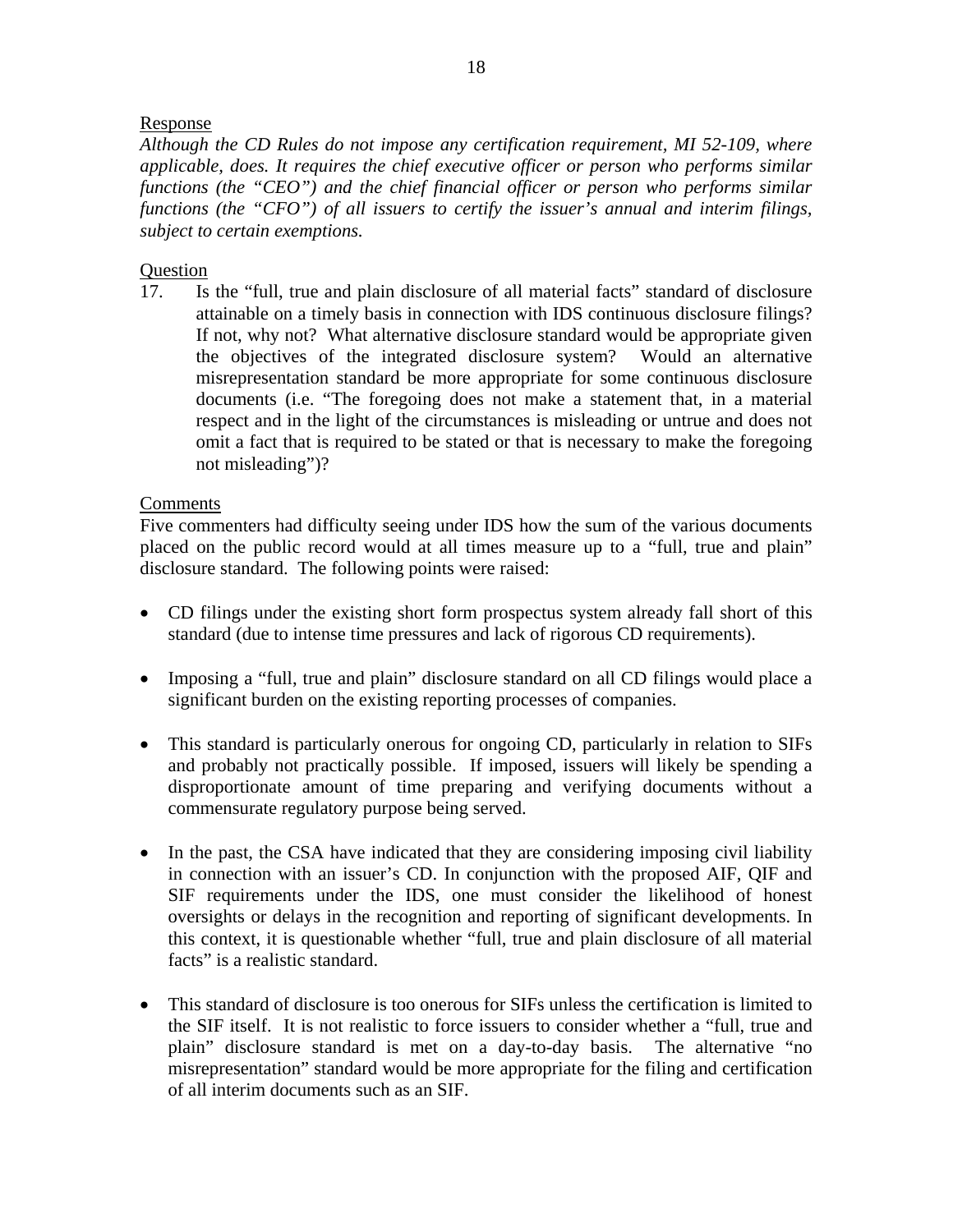Response

*Although the CD Rules do not impose any certification requirement, MI 52-109, where applicable, does. It requires the chief executive officer or person who performs similar functions (the "CEO") and the chief financial officer or person who performs similar functions (the "CFO") of all issuers to certify the issuer's annual and interim filings, subject to certain exemptions.*

Question

17. Is the "full, true and plain disclosure of all material facts" standard of disclosure attainable on a timely basis in connection with IDS continuous disclosure filings? If not, why not? What alternative disclosure standard would be appropriate given the objectives of the integrated disclosure system? Would an alternative misrepresentation standard be more appropriate for some continuous disclosure documents (i.e. "The foregoing does not make a statement that, in a material respect and in the light of the circumstances is misleading or untrue and does not omit a fact that is required to be stated or that is necessary to make the foregoing not misleading")?

Comments

Five commenters had difficulty seeing under IDS how the sum of the various documents placed on the public record would at all times measure up to a "full, true and plain" disclosure standard. The following points were raised:

- CD filings under the existing short form prospectus system already fall short of this standard (due to intense time pressures and lack of rigorous CD requirements).
- Imposing a "full, true and plain" disclosure standard on all CD filings would place a significant burden on the existing reporting processes of companies.
- This standard is particularly onerous for ongoing CD, particularly in relation to SIFs and probably not practically possible. If imposed, issuers will likely be spending a disproportionate amount of time preparing and verifying documents without a commensurate regulatory purpose being served.
- In the past, the CSA have indicated that they are considering imposing civil liability in connection with an issuer's CD. In conjunction with the proposed AIF, QIF and SIF requirements under the IDS, one must consider the likelihood of honest oversights or delays in the recognition and reporting of significant developments. In this context, it is questionable whether "full, true and plain disclosure of all material facts" is a realistic standard.
- This standard of disclosure is too onerous for SIFs unless the certification is limited to the SIF itself. It is not realistic to force issuers to consider whether a "full, true and plain" disclosure standard is met on a day-to-day basis. The alternative "no misrepresentation" standard would be more appropriate for the filing and certification of all interim documents such as an SIF.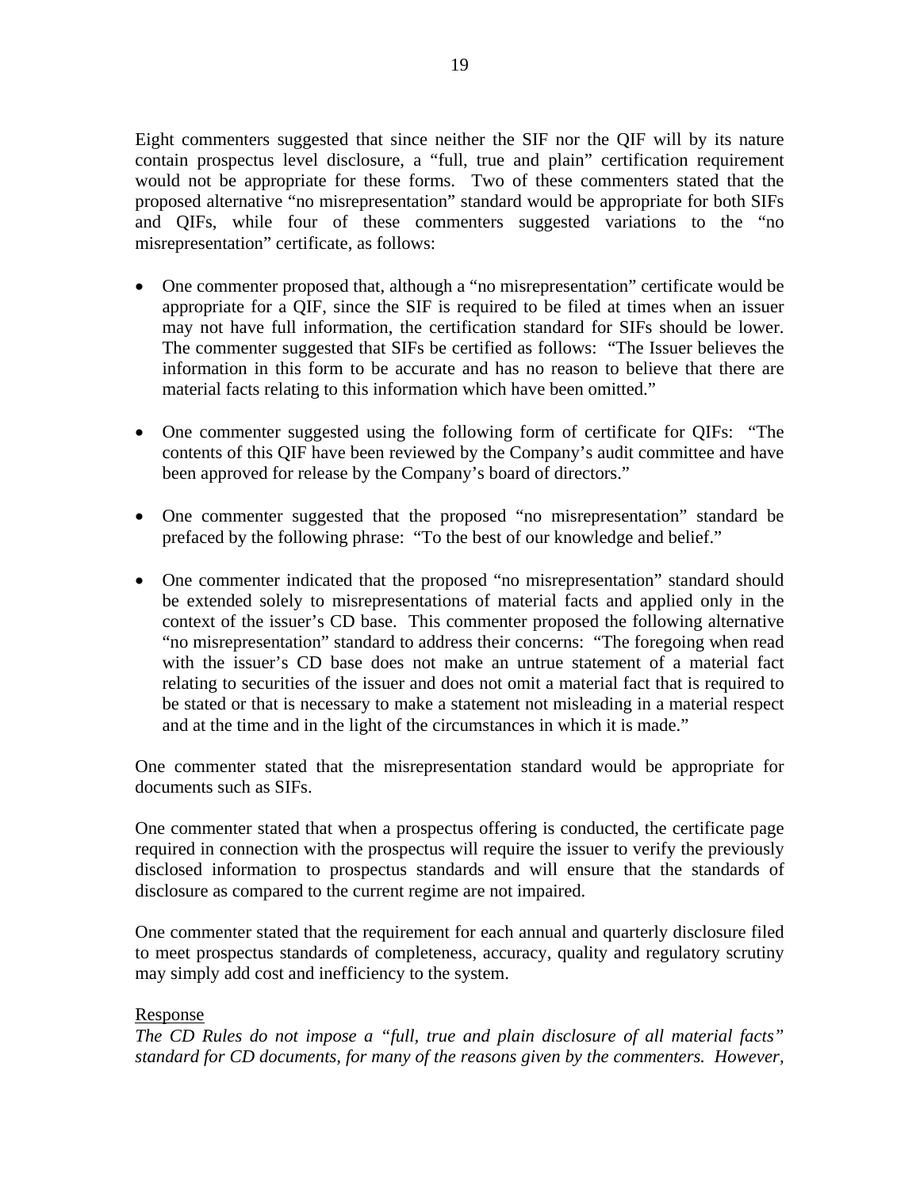Eight commenters suggested that since neither the SIF nor the QIF will by its nature contain prospectus level disclosure, a "full, true and plain" certification requirement would not be appropriate for these forms. Two of these commenters stated that the proposed alternative "no misrepresentation" standard would be appropriate for both SIFs and QIFs, while four of these commenters suggested variations to the "no misrepresentation" certificate, as follows:

- One commenter proposed that, although a "no misrepresentation" certificate would be appropriate for a QIF, since the SIF is required to be filed at times when an issuer may not have full information, the certification standard for SIFs should be lower. The commenter suggested that SIFs be certified as follows: "The Issuer believes the information in this form to be accurate and has no reason to believe that there are material facts relating to this information which have been omitted."

- One commenter suggested using the following form of certificate for QIFs: "The contents of this QIF have been reviewed by the Company's audit committee and have been approved for release by the Company's board of directors."

- One commenter suggested that the proposed "no misrepresentation" standard be prefaced by the following phrase: "To the best of our knowledge and belief."

- One commenter indicated that the proposed "no misrepresentation" standard should be extended solely to misrepresentations of material facts and applied only in the context of the issuer's CD base. This commenter proposed the following alternative "no misrepresentation" standard to address their concerns: "The foregoing when read with the issuer's CD base does not make an untrue statement of a material fact relating to securities of the issuer and does not omit a material fact that is required to be stated or that is necessary to make a statement not misleading in a material respect and at the time and in the light of the circumstances in which it is made."

One commenter stated that the misrepresentation standard would be appropriate for documents such as SIFs.

One commenter stated that when a prospectus offering is conducted, the certificate page required in connection with the prospectus will require the issuer to verify the previously disclosed information to prospectus standards and will ensure that the standards of disclosure as compared to the current regime are not impaired.

One commenter stated that the requirement for each annual and quarterly disclosure filed to meet prospectus standards of completeness, accuracy, quality and regulatory scrutiny may simply add cost and inefficiency to the system.

Response

*The CD Rules do not impose a "full, true and plain disclosure of all material facts" standard for CD documents, for many of the reasons given by the commenters. However,*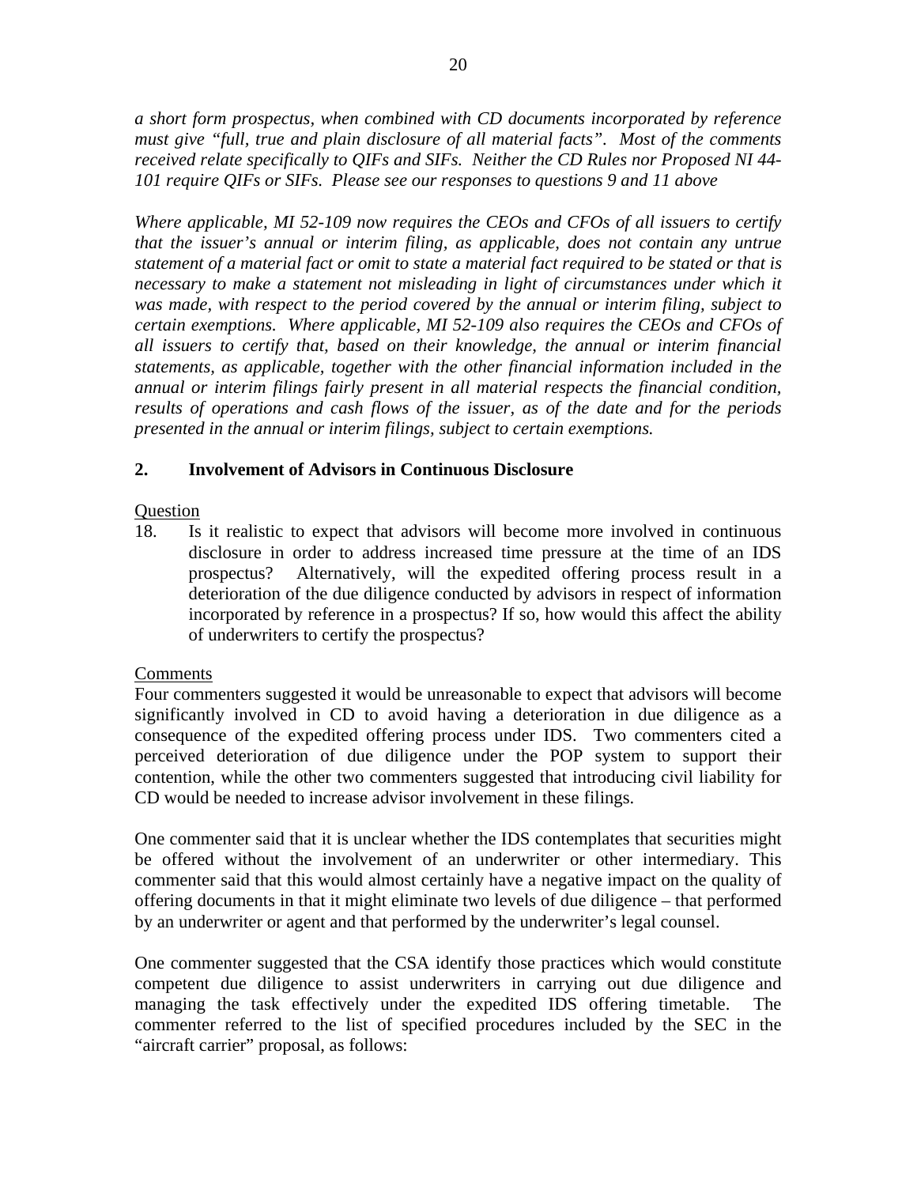*a short form prospectus, when combined with CD documents incorporated by reference must give "full, true and plain disclosure of all material facts". Most of the comments received relate specifically to QIFs and SIFs. Neither the CD Rules nor Proposed NI 44-101 require QIFs or SIFs. Please see our responses to questions 9 and 11 above*

*Where applicable, MI 52-109 now requires the CEOs and CFOs of all issuers to certify that the issuer's annual or interim filing, as applicable, does not contain any untrue statement of a material fact or omit to state a material fact required to be stated or that is necessary to make a statement not misleading in light of circumstances under which it was made, with respect to the period covered by the annual or interim filing, subject to certain exemptions. Where applicable, MI 52-109 also requires the CEOs and CFOs of all issuers to certify that, based on their knowledge, the annual or interim financial statements, as applicable, together with the other financial information included in the annual or interim filings fairly present in all material respects the financial condition, results of operations and cash flows of the issuer, as of the date and for the periods presented in the annual or interim filings, subject to certain exemptions.*

## 2. Involvement of Advisors in Continuous Disclosure

Question

18. Is it realistic to expect that advisors will become more involved in continuous disclosure in order to address increased time pressure at the time of an IDS prospectus? Alternatively, will the expedited offering process result in a deterioration of the due diligence conducted by advisors in respect of information incorporated by reference in a prospectus? If so, how would this affect the ability of underwriters to certify the prospectus?

Comments

Four commenters suggested it would be unreasonable to expect that advisors will become significantly involved in CD to avoid having a deterioration in due diligence as a consequence of the expedited offering process under IDS. Two commenters cited a perceived deterioration of due diligence under the POP system to support their contention, while the other two commenters suggested that introducing civil liability for CD would be needed to increase advisor involvement in these filings.

One commenter said that it is unclear whether the IDS contemplates that securities might be offered without the involvement of an underwriter or other intermediary. This commenter said that this would almost certainly have a negative impact on the quality of offering documents in that it might eliminate two levels of due diligence – that performed by an underwriter or agent and that performed by the underwriter's legal counsel.

One commenter suggested that the CSA identify those practices which would constitute competent due diligence to assist underwriters in carrying out due diligence and managing the task effectively under the expedited IDS offering timetable. The commenter referred to the list of specified procedures included by the SEC in the "aircraft carrier" proposal, as follows: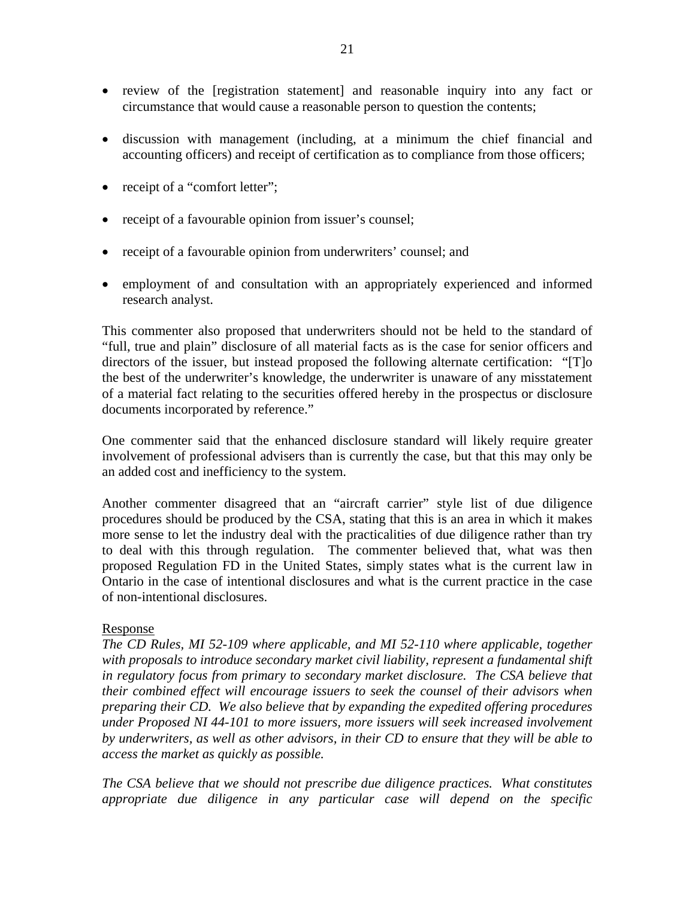- review of the [registration statement] and reasonable inquiry into any fact or circumstance that would cause a reasonable person to question the contents;

- discussion with management (including, at a minimum the chief financial and accounting officers) and receipt of certification as to compliance from those officers;

- receipt of a "comfort letter";

- receipt of a favourable opinion from issuer's counsel;

- receipt of a favourable opinion from underwriters' counsel; and

- employment of and consultation with an appropriately experienced and informed research analyst.

This commenter also proposed that underwriters should not be held to the standard of "full, true and plain" disclosure of all material facts as is the case for senior officers and directors of the issuer, but instead proposed the following alternate certification: "[T]o the best of the underwriter's knowledge, the underwriter is unaware of any misstatement of a material fact relating to the securities offered hereby in the prospectus or disclosure documents incorporated by reference."

One commenter said that the enhanced disclosure standard will likely require greater involvement of professional advisers than is currently the case, but that this may only be an added cost and inefficiency to the system.

Another commenter disagreed that an "aircraft carrier" style list of due diligence procedures should be produced by the CSA, stating that this is an area in which it makes more sense to let the industry deal with the practicalities of due diligence rather than try to deal with this through regulation. The commenter believed that, what was then proposed Regulation FD in the United States, simply states what is the current law in Ontario in the case of intentional disclosures and what is the current practice in the case of non-intentional disclosures.

Response

*The CD Rules, MI 52-109 where applicable, and MI 52-110 where applicable, together with proposals to introduce secondary market civil liability, represent a fundamental shift in regulatory focus from primary to secondary market disclosure. The CSA believe that their combined effect will encourage issuers to seek the counsel of their advisors when preparing their CD. We also believe that by expanding the expedited offering procedures under Proposed NI 44-101 to more issuers, more issuers will seek increased involvement by underwriters, as well as other advisors, in their CD to ensure that they will be able to access the market as quickly as possible.*

*The CSA believe that we should not prescribe due diligence practices. What constitutes appropriate due diligence in any particular case will depend on the specific*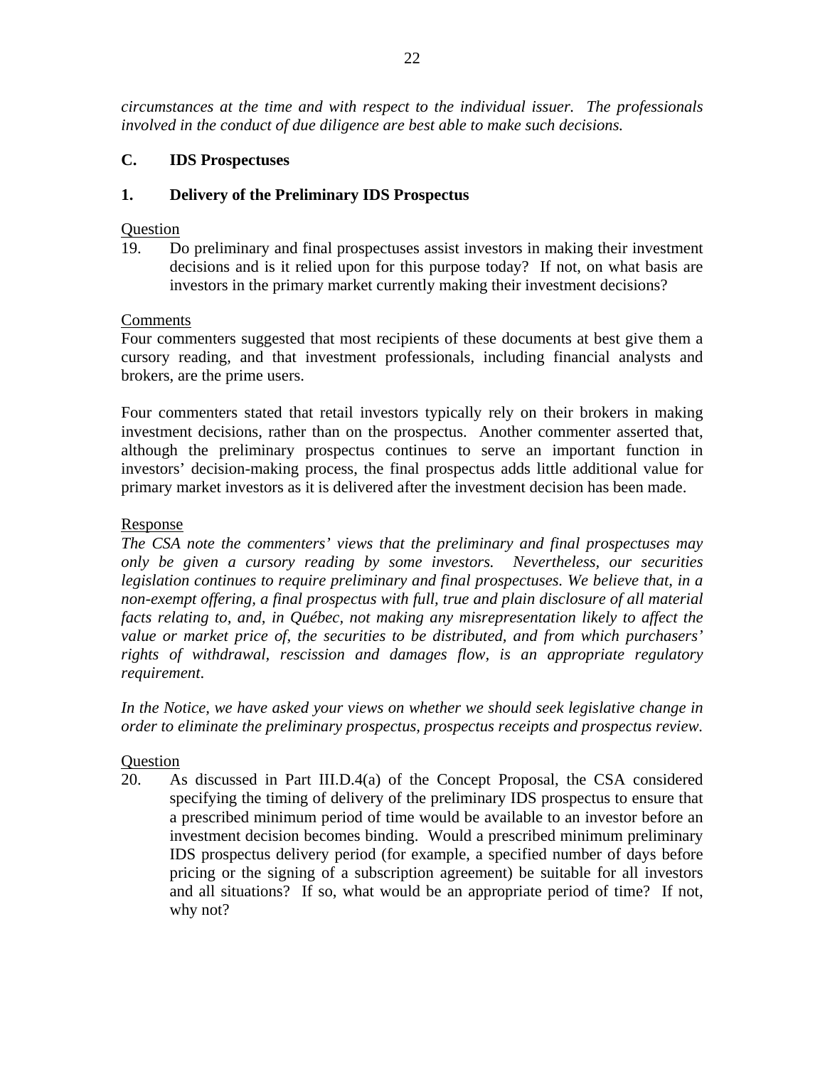*circumstances at the time and with respect to the individual issuer. The professionals involved in the conduct of due diligence are best able to make such decisions.*

## C. IDS Prospectuses

### 1. Delivery of the Preliminary IDS Prospectus

Question

19. Do preliminary and final prospectuses assist investors in making their investment decisions and is it relied upon for this purpose today? If not, on what basis are investors in the primary market currently making their investment decisions?

Comments

Four commenters suggested that most recipients of these documents at best give them a cursory reading, and that investment professionals, including financial analysts and brokers, are the prime users.

Four commenters stated that retail investors typically rely on their brokers in making investment decisions, rather than on the prospectus. Another commenter asserted that, although the preliminary prospectus continues to serve an important function in investors' decision-making process, the final prospectus adds little additional value for primary market investors as it is delivered after the investment decision has been made.

Response

*The CSA note the commenters' views that the preliminary and final prospectuses may only be given a cursory reading by some investors. Nevertheless, our securities legislation continues to require preliminary and final prospectuses. We believe that, in a non-exempt offering, a final prospectus with full, true and plain disclosure of all material facts relating to, and, in Québec, not making any misrepresentation likely to affect the value or market price of, the securities to be distributed, and from which purchasers' rights of withdrawal, rescission and damages flow, is an appropriate regulatory requirement.*

*In the Notice, we have asked your views on whether we should seek legislative change in order to eliminate the preliminary prospectus, prospectus receipts and prospectus review.*

Question

20. As discussed in Part III.D.4(a) of the Concept Proposal, the CSA considered specifying the timing of delivery of the preliminary IDS prospectus to ensure that a prescribed minimum period of time would be available to an investor before an investment decision becomes binding. Would a prescribed minimum preliminary IDS prospectus delivery period (for example, a specified number of days before pricing or the signing of a subscription agreement) be suitable for all investors and all situations? If so, what would be an appropriate period of time? If not, why not?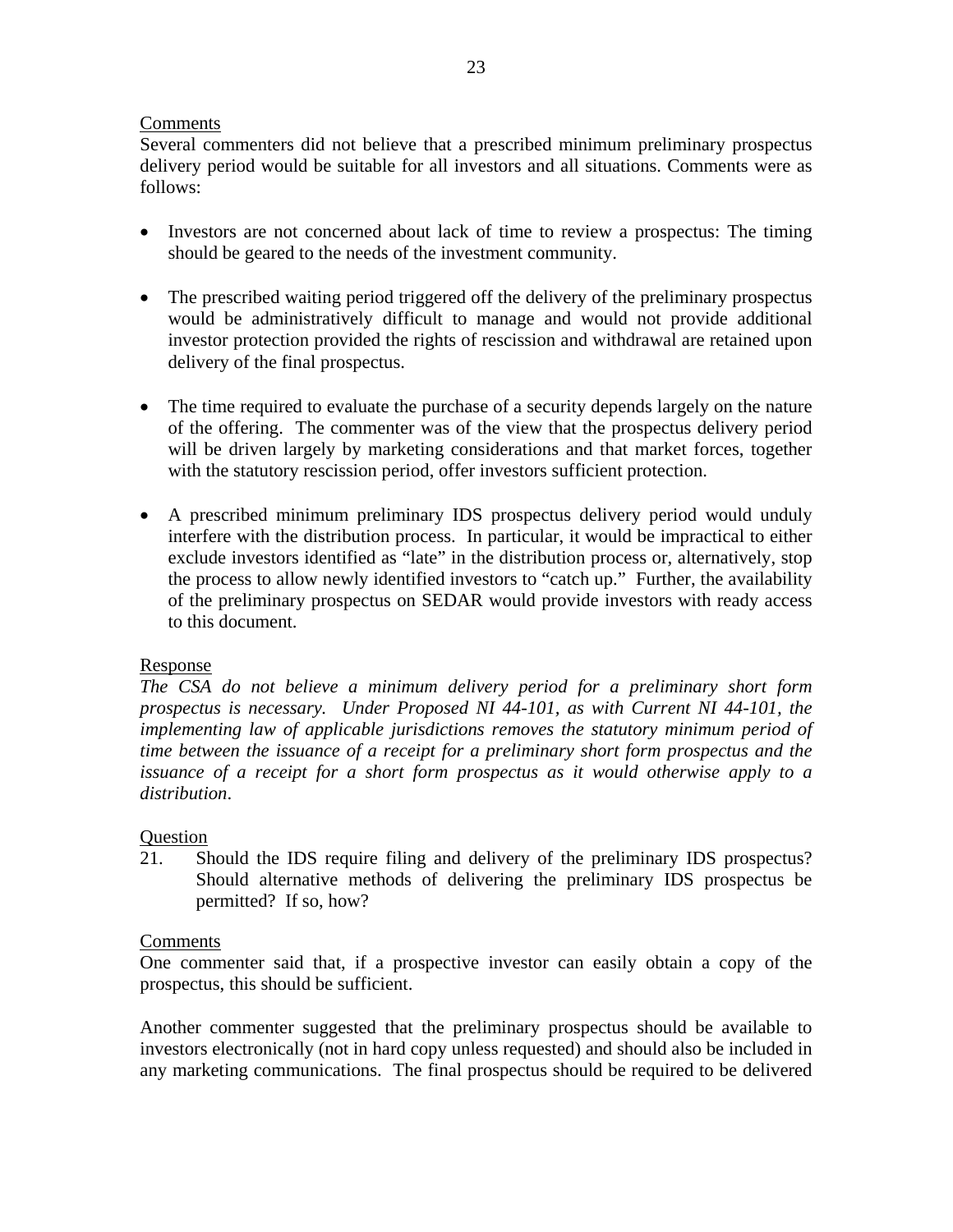Comments

Several commenters did not believe that a prescribed minimum preliminary prospectus delivery period would be suitable for all investors and all situations. Comments were as follows:

- Investors are not concerned about lack of time to review a prospectus: The timing should be geared to the needs of the investment community.
- The prescribed waiting period triggered off the delivery of the preliminary prospectus would be administratively difficult to manage and would not provide additional investor protection provided the rights of rescission and withdrawal are retained upon delivery of the final prospectus.
- The time required to evaluate the purchase of a security depends largely on the nature of the offering. The commenter was of the view that the prospectus delivery period will be driven largely by marketing considerations and that market forces, together with the statutory rescission period, offer investors sufficient protection.
- A prescribed minimum preliminary IDS prospectus delivery period would unduly interfere with the distribution process. In particular, it would be impractical to either exclude investors identified as "late" in the distribution process or, alternatively, stop the process to allow newly identified investors to "catch up." Further, the availability of the preliminary prospectus on SEDAR would provide investors with ready access to this document.

Response

*The CSA do not believe a minimum delivery period for a preliminary short form prospectus is necessary. Under Proposed NI 44-101, as with Current NI 44-101, the implementing law of applicable jurisdictions removes the statutory minimum period of time between the issuance of a receipt for a preliminary short form prospectus and the issuance of a receipt for a short form prospectus as it would otherwise apply to a distribution*.

Question

21. Should the IDS require filing and delivery of the preliminary IDS prospectus? Should alternative methods of delivering the preliminary IDS prospectus be permitted? If so, how?

Comments

One commenter said that, if a prospective investor can easily obtain a copy of the prospectus, this should be sufficient.

Another commenter suggested that the preliminary prospectus should be available to investors electronically (not in hard copy unless requested) and should also be included in any marketing communications. The final prospectus should be required to be delivered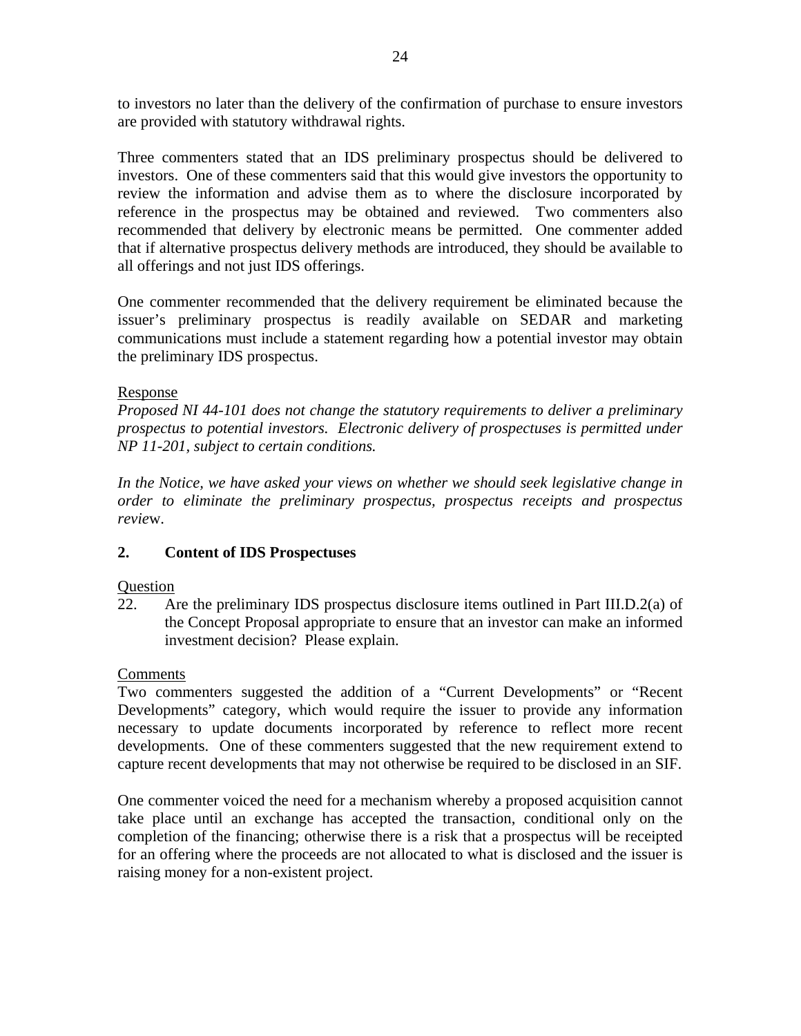to investors no later than the delivery of the confirmation of purchase to ensure investors are provided with statutory withdrawal rights.

Three commenters stated that an IDS preliminary prospectus should be delivered to investors. One of these commenters said that this would give investors the opportunity to review the information and advise them as to where the disclosure incorporated by reference in the prospectus may be obtained and reviewed. Two commenters also recommended that delivery by electronic means be permitted. One commenter added that if alternative prospectus delivery methods are introduced, they should be available to all offerings and not just IDS offerings.

One commenter recommended that the delivery requirement be eliminated because the issuer's preliminary prospectus is readily available on SEDAR and marketing communications must include a statement regarding how a potential investor may obtain the preliminary IDS prospectus.

Response

*Proposed NI 44-101 does not change the statutory requirements to deliver a preliminary prospectus to potential investors. Electronic delivery of prospectuses is permitted under NP 11-201, subject to certain conditions.*

*In the Notice, we have asked your views on whether we should seek legislative change in order to eliminate the preliminary prospectus, prospectus receipts and prospectus review.*

**2. Content of IDS Prospectuses**

Question

22. Are the preliminary IDS prospectus disclosure items outlined in Part III.D.2(a) of the Concept Proposal appropriate to ensure that an investor can make an informed investment decision? Please explain.

Comments

Two commenters suggested the addition of a "Current Developments" or "Recent Developments" category, which would require the issuer to provide any information necessary to update documents incorporated by reference to reflect more recent developments. One of these commenters suggested that the new requirement extend to capture recent developments that may not otherwise be required to be disclosed in an SIF.

One commenter voiced the need for a mechanism whereby a proposed acquisition cannot take place until an exchange has accepted the transaction, conditional only on the completion of the financing; otherwise there is a risk that a prospectus will be receipted for an offering where the proceeds are not allocated to what is disclosed and the issuer is raising money for a non-existent project.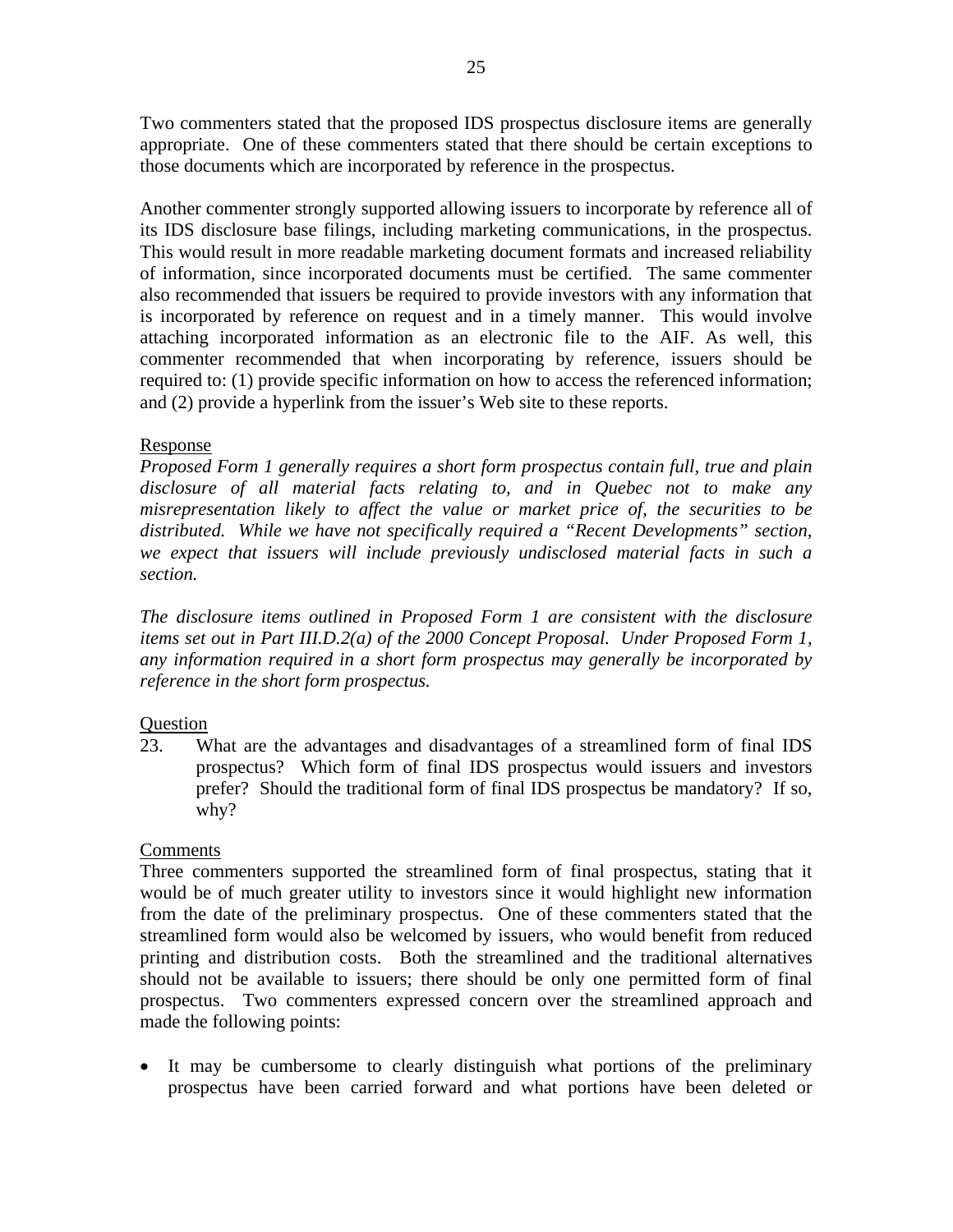Two commenters stated that the proposed IDS prospectus disclosure items are generally appropriate. One of these commenters stated that there should be certain exceptions to those documents which are incorporated by reference in the prospectus.

Another commenter strongly supported allowing issuers to incorporate by reference all of its IDS disclosure base filings, including marketing communications, in the prospectus. This would result in more readable marketing document formats and increased reliability of information, since incorporated documents must be certified. The same commenter also recommended that issuers be required to provide investors with any information that is incorporated by reference on request and in a timely manner. This would involve attaching incorporated information as an electronic file to the AIF. As well, this commenter recommended that when incorporating by reference, issuers should be required to: (1) provide specific information on how to access the referenced information; and (2) provide a hyperlink from the issuer's Web site to these reports.

Response

*Proposed Form 1 generally requires a short form prospectus contain full, true and plain disclosure of all material facts relating to, and in Quebec not to make any misrepresentation likely to affect the value or market price of, the securities to be distributed. While we have not specifically required a "Recent Developments" section, we expect that issuers will include previously undisclosed material facts in such a section.*

*The disclosure items outlined in Proposed Form 1 are consistent with the disclosure items set out in Part III.D.2(a) of the 2000 Concept Proposal. Under Proposed Form 1, any information required in a short form prospectus may generally be incorporated by reference in the short form prospectus.*

Question

23. What are the advantages and disadvantages of a streamlined form of final IDS prospectus? Which form of final IDS prospectus would issuers and investors prefer? Should the traditional form of final IDS prospectus be mandatory? If so, why?

Comments

Three commenters supported the streamlined form of final prospectus, stating that it would be of much greater utility to investors since it would highlight new information from the date of the preliminary prospectus. One of these commenters stated that the streamlined form would also be welcomed by issuers, who would benefit from reduced printing and distribution costs. Both the streamlined and the traditional alternatives should not be available to issuers; there should be only one permitted form of final prospectus. Two commenters expressed concern over the streamlined approach and made the following points:

- It may be cumbersome to clearly distinguish what portions of the preliminary prospectus have been carried forward and what portions have been deleted or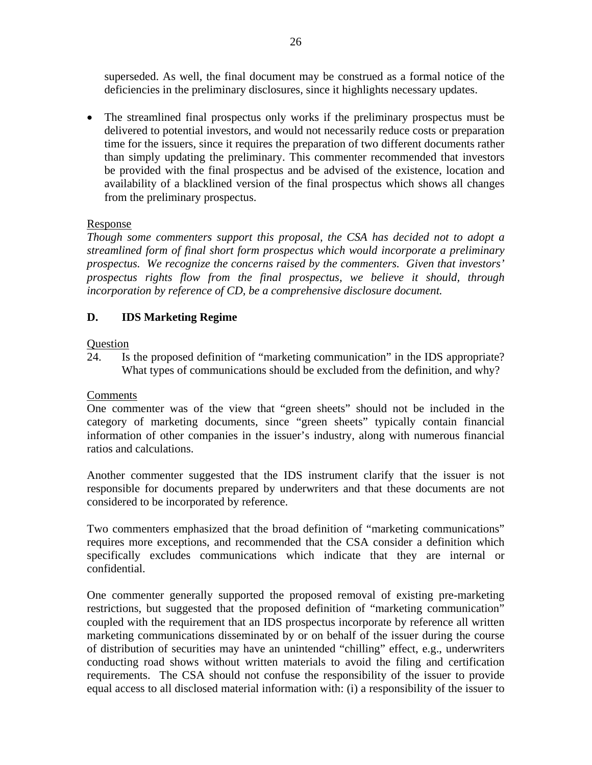superseded. As well, the final document may be construed as a formal notice of the deficiencies in the preliminary disclosures, since it highlights necessary updates.

- The streamlined final prospectus only works if the preliminary prospectus must be delivered to potential investors, and would not necessarily reduce costs or preparation time for the issuers, since it requires the preparation of two different documents rather than simply updating the preliminary. This commenter recommended that investors be provided with the final prospectus and be advised of the existence, location and availability of a blacklined version of the final prospectus which shows all changes from the preliminary prospectus.

Response

*Though some commenters support this proposal, the CSA has decided not to adopt a streamlined form of final short form prospectus which would incorporate a preliminary prospectus. We recognize the concerns raised by the commenters. Given that investors' prospectus rights flow from the final prospectus, we believe it should, through incorporation by reference of CD, be a comprehensive disclosure document.*

## D. IDS Marketing Regime

Question

24. Is the proposed definition of "marketing communication" in the IDS appropriate? What types of communications should be excluded from the definition, and why?

Comments

One commenter was of the view that "green sheets" should not be included in the category of marketing documents, since "green sheets" typically contain financial information of other companies in the issuer's industry, along with numerous financial ratios and calculations.

Another commenter suggested that the IDS instrument clarify that the issuer is not responsible for documents prepared by underwriters and that these documents are not considered to be incorporated by reference.

Two commenters emphasized that the broad definition of "marketing communications" requires more exceptions, and recommended that the CSA consider a definition which specifically excludes communications which indicate that they are internal or confidential.

One commenter generally supported the proposed removal of existing pre-marketing restrictions, but suggested that the proposed definition of "marketing communication" coupled with the requirement that an IDS prospectus incorporate by reference all written marketing communications disseminated by or on behalf of the issuer during the course of distribution of securities may have an unintended "chilling" effect, e.g., underwriters conducting road shows without written materials to avoid the filing and certification requirements. The CSA should not confuse the responsibility of the issuer to provide equal access to all disclosed material information with: (i) a responsibility of the issuer to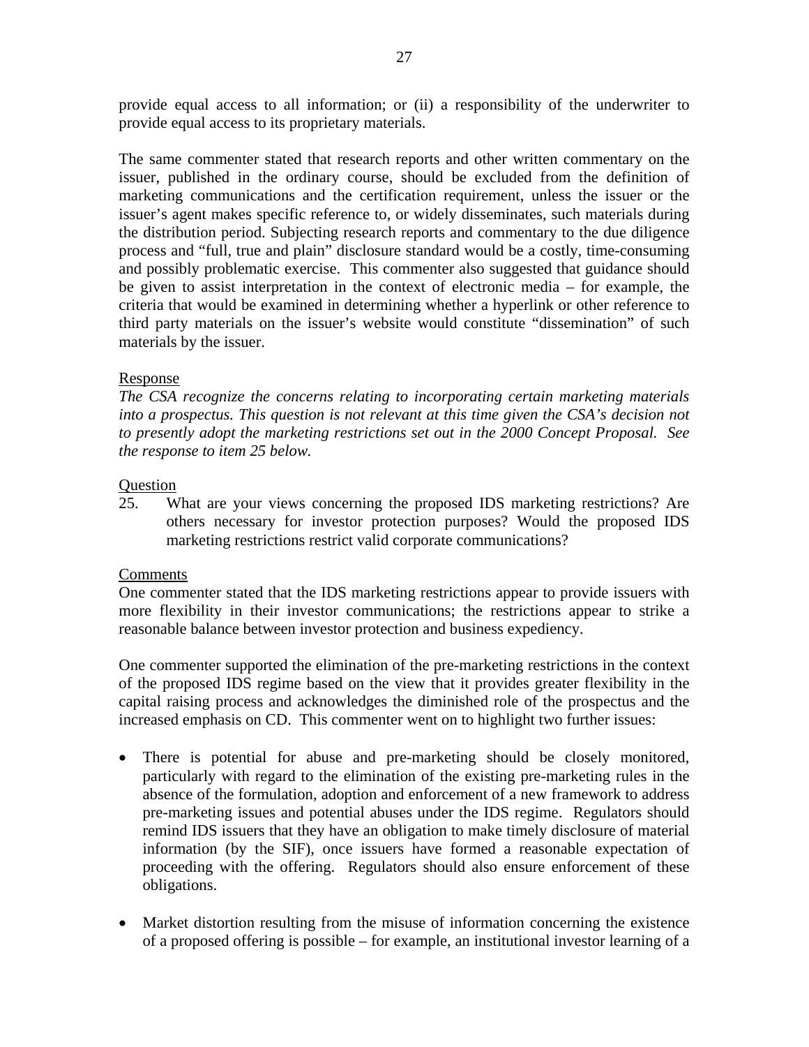provide equal access to all information; or (ii) a responsibility of the underwriter to provide equal access to its proprietary materials.

The same commenter stated that research reports and other written commentary on the issuer, published in the ordinary course, should be excluded from the definition of marketing communications and the certification requirement, unless the issuer or the issuer's agent makes specific reference to, or widely disseminates, such materials during the distribution period. Subjecting research reports and commentary to the due diligence process and "full, true and plain" disclosure standard would be a costly, time-consuming and possibly problematic exercise. This commenter also suggested that guidance should be given to assist interpretation in the context of electronic media – for example, the criteria that would be examined in determining whether a hyperlink or other reference to third party materials on the issuer's website would constitute "dissemination" of such materials by the issuer.

Response

*The CSA recognize the concerns relating to incorporating certain marketing materials into a prospectus. This question is not relevant at this time given the CSA's decision not to presently adopt the marketing restrictions set out in the 2000 Concept Proposal. See the response to item 25 below.*

Question

25. What are your views concerning the proposed IDS marketing restrictions? Are others necessary for investor protection purposes? Would the proposed IDS marketing restrictions restrict valid corporate communications?

Comments

One commenter stated that the IDS marketing restrictions appear to provide issuers with more flexibility in their investor communications; the restrictions appear to strike a reasonable balance between investor protection and business expediency.

One commenter supported the elimination of the pre-marketing restrictions in the context of the proposed IDS regime based on the view that it provides greater flexibility in the capital raising process and acknowledges the diminished role of the prospectus and the increased emphasis on CD. This commenter went on to highlight two further issues:

- There is potential for abuse and pre-marketing should be closely monitored, particularly with regard to the elimination of the existing pre-marketing rules in the absence of the formulation, adoption and enforcement of a new framework to address pre-marketing issues and potential abuses under the IDS regime. Regulators should remind IDS issuers that they have an obligation to make timely disclosure of material information (by the SIF), once issuers have formed a reasonable expectation of proceeding with the offering. Regulators should also ensure enforcement of these obligations.

- Market distortion resulting from the misuse of information concerning the existence of a proposed offering is possible – for example, an institutional investor learning of a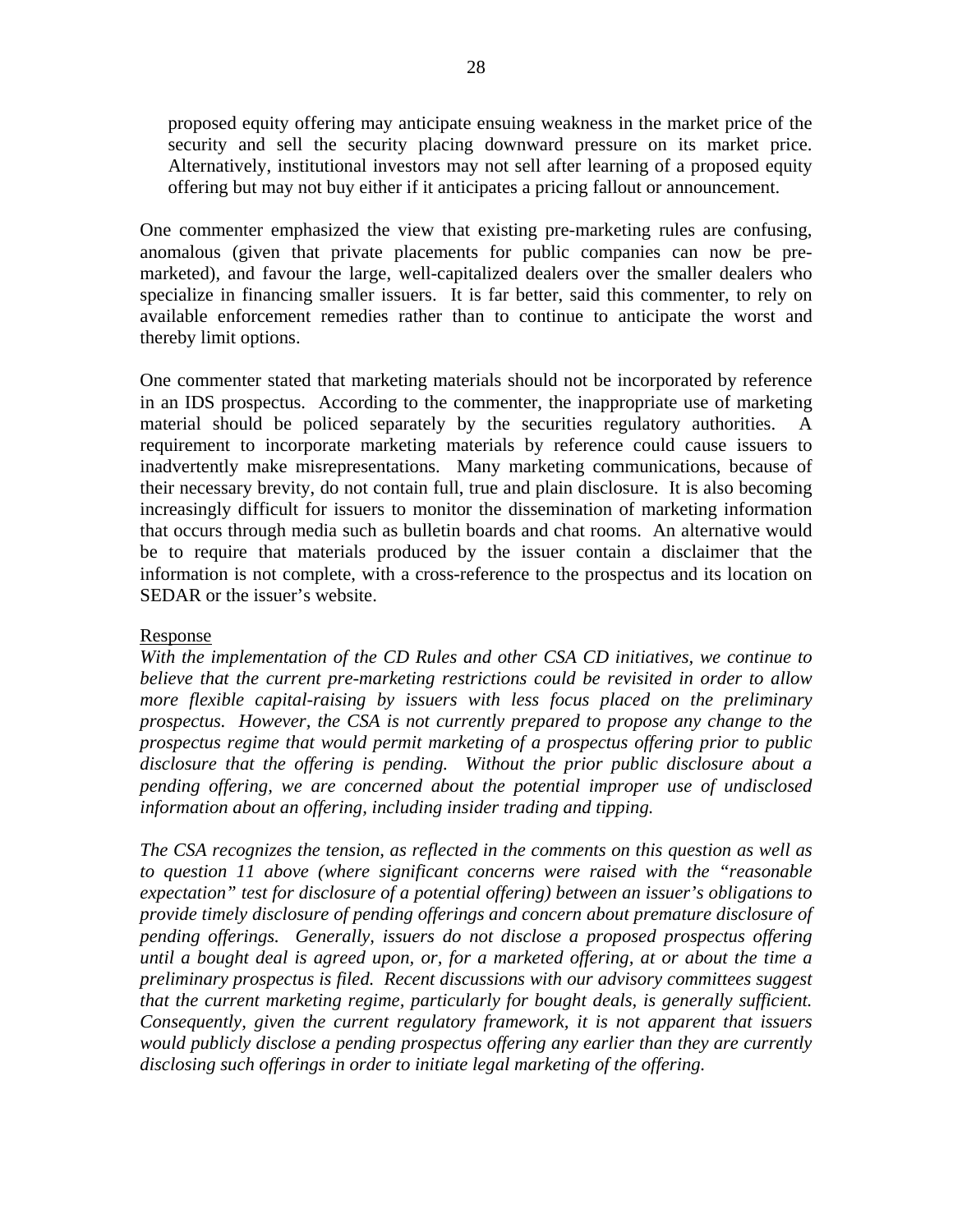> proposed equity offering may anticipate ensuing weakness in the market price of the security and sell the security placing downward pressure on its market price. Alternatively, institutional investors may not sell after learning of a proposed equity offering but may not buy either if it anticipates a pricing fallout or announcement.

One commenter emphasized the view that existing pre-marketing rules are confusing, anomalous (given that private placements for public companies can now be pre-marketed), and favour the large, well-capitalized dealers over the smaller dealers who specialize in financing smaller issuers. It is far better, said this commenter, to rely on available enforcement remedies rather than to continue to anticipate the worst and thereby limit options.

One commenter stated that marketing materials should not be incorporated by reference in an IDS prospectus. According to the commenter, the inappropriate use of marketing material should be policed separately by the securities regulatory authorities. A requirement to incorporate marketing materials by reference could cause issuers to inadvertently make misrepresentations. Many marketing communications, because of their necessary brevity, do not contain full, true and plain disclosure. It is also becoming increasingly difficult for issuers to monitor the dissemination of marketing information that occurs through media such as bulletin boards and chat rooms. An alternative would be to require that materials produced by the issuer contain a disclaimer that the information is not complete, with a cross-reference to the prospectus and its location on SEDAR or the issuer's website.

<u>Response</u>

*With the implementation of the CD Rules and other CSA CD initiatives, we continue to believe that the current pre-marketing restrictions could be revisited in order to allow more flexible capital-raising by issuers with less focus placed on the preliminary prospectus. However, the CSA is not currently prepared to propose any change to the prospectus regime that would permit marketing of a prospectus offering prior to public disclosure that the offering is pending. Without the prior public disclosure about a pending offering, we are concerned about the potential improper use of undisclosed information about an offering, including insider trading and tipping.*

*The CSA recognizes the tension, as reflected in the comments on this question as well as to question 11 above (where significant concerns were raised with the "reasonable expectation" test for disclosure of a potential offering) between an issuer's obligations to provide timely disclosure of pending offerings and concern about premature disclosure of pending offerings. Generally, issuers do not disclose a proposed prospectus offering until a bought deal is agreed upon, or, for a marketed offering, at or about the time a preliminary prospectus is filed. Recent discussions with our advisory committees suggest that the current marketing regime, particularly for bought deals, is generally sufficient. Consequently, given the current regulatory framework, it is not apparent that issuers would publicly disclose a pending prospectus offering any earlier than they are currently disclosing such offerings in order to initiate legal marketing of the offering.*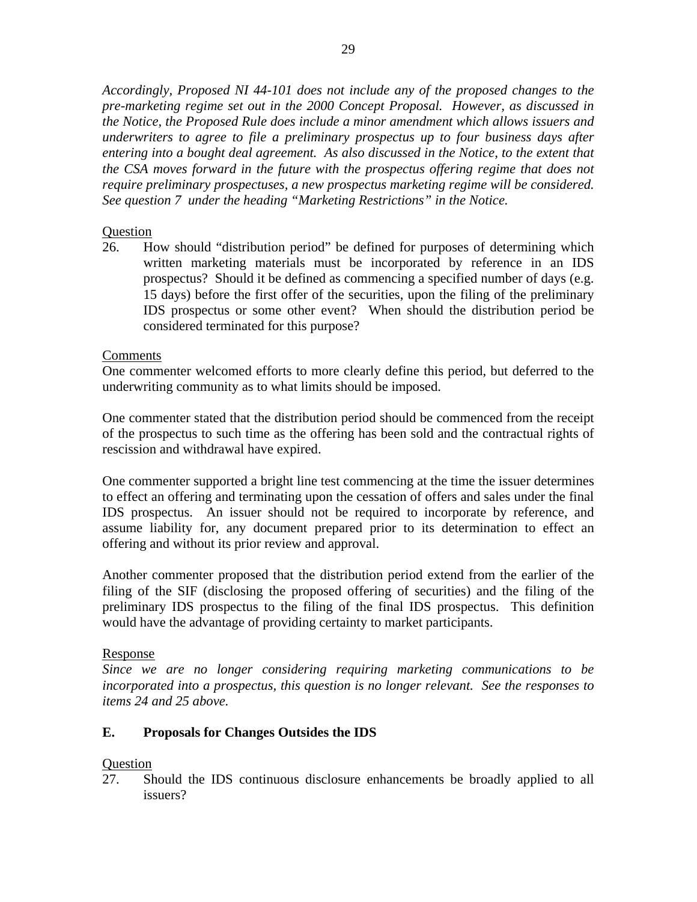*Accordingly, Proposed NI 44-101 does not include any of the proposed changes to the pre-marketing regime set out in the 2000 Concept Proposal. However, as discussed in the Notice, the Proposed Rule does include a minor amendment which allows issuers and underwriters to agree to file a preliminary prospectus up to four business days after entering into a bought deal agreement. As also discussed in the Notice, to the extent that the CSA moves forward in the future with the prospectus offering regime that does not require preliminary prospectuses, a new prospectus marketing regime will be considered. See question 7 under the heading "Marketing Restrictions" in the Notice.*

Question

26. How should "distribution period" be defined for purposes of determining which written marketing materials must be incorporated by reference in an IDS prospectus? Should it be defined as commencing a specified number of days (e.g. 15 days) before the first offer of the securities, upon the filing of the preliminary IDS prospectus or some other event? When should the distribution period be considered terminated for this purpose?

Comments

One commenter welcomed efforts to more clearly define this period, but deferred to the underwriting community as to what limits should be imposed.

One commenter stated that the distribution period should be commenced from the receipt of the prospectus to such time as the offering has been sold and the contractual rights of rescission and withdrawal have expired.

One commenter supported a bright line test commencing at the time the issuer determines to effect an offering and terminating upon the cessation of offers and sales under the final IDS prospectus. An issuer should not be required to incorporate by reference, and assume liability for, any document prepared prior to its determination to effect an offering and without its prior review and approval.

Another commenter proposed that the distribution period extend from the earlier of the filing of the SIF (disclosing the proposed offering of securities) and the filing of the preliminary IDS prospectus to the filing of the final IDS prospectus. This definition would have the advantage of providing certainty to market participants.

Response

*Since we are no longer considering requiring marketing communications to be incorporated into a prospectus, this question is no longer relevant. See the responses to items 24 and 25 above.*

## E. Proposals for Changes Outsides the IDS

Question

27. Should the IDS continuous disclosure enhancements be broadly applied to all issuers?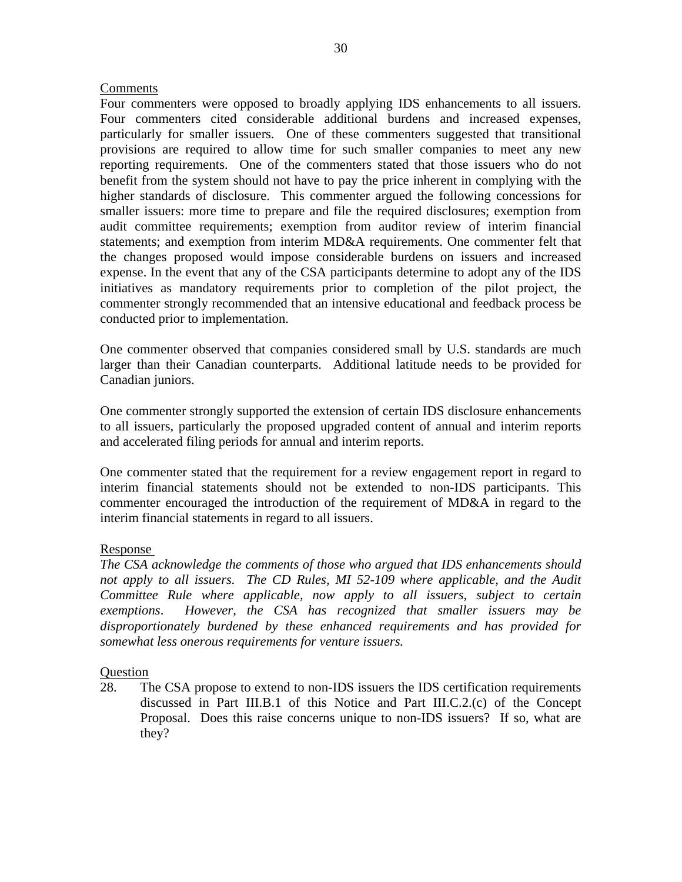Comments

Four commenters were opposed to broadly applying IDS enhancements to all issuers. Four commenters cited considerable additional burdens and increased expenses, particularly for smaller issuers. One of these commenters suggested that transitional provisions are required to allow time for such smaller companies to meet any new reporting requirements. One of the commenters stated that those issuers who do not benefit from the system should not have to pay the price inherent in complying with the higher standards of disclosure. This commenter argued the following concessions for smaller issuers: more time to prepare and file the required disclosures; exemption from audit committee requirements; exemption from auditor review of interim financial statements; and exemption from interim MD&A requirements. One commenter felt that the changes proposed would impose considerable burdens on issuers and increased expense. In the event that any of the CSA participants determine to adopt any of the IDS initiatives as mandatory requirements prior to completion of the pilot project, the commenter strongly recommended that an intensive educational and feedback process be conducted prior to implementation.

One commenter observed that companies considered small by U.S. standards are much larger than their Canadian counterparts. Additional latitude needs to be provided for Canadian juniors.

One commenter strongly supported the extension of certain IDS disclosure enhancements to all issuers, particularly the proposed upgraded content of annual and interim reports and accelerated filing periods for annual and interim reports.

One commenter stated that the requirement for a review engagement report in regard to interim financial statements should not be extended to non-IDS participants. This commenter encouraged the introduction of the requirement of MD&A in regard to the interim financial statements in regard to all issuers.

Response

*The CSA acknowledge the comments of those who argued that IDS enhancements should not apply to all issuers. The CD Rules, MI 52-109 where applicable, and the Audit Committee Rule where applicable, now apply to all issuers, subject to certain exemptions. However, the CSA has recognized that smaller issuers may be disproportionately burdened by these enhanced requirements and has provided for somewhat less onerous requirements for venture issuers.*

Question

28. The CSA propose to extend to non-IDS issuers the IDS certification requirements discussed in Part III.B.1 of this Notice and Part III.C.2.(c) of the Concept Proposal. Does this raise concerns unique to non-IDS issuers? If so, what are they?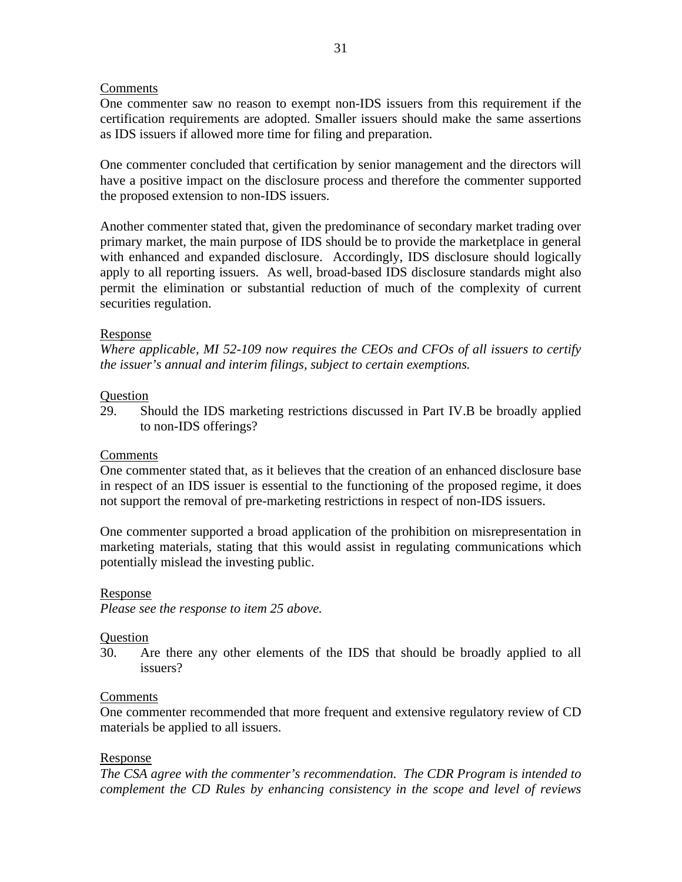Comments

One commenter saw no reason to exempt non-IDS issuers from this requirement if the certification requirements are adopted. Smaller issuers should make the same assertions as IDS issuers if allowed more time for filing and preparation.

One commenter concluded that certification by senior management and the directors will have a positive impact on the disclosure process and therefore the commenter supported the proposed extension to non-IDS issuers.

Another commenter stated that, given the predominance of secondary market trading over primary market, the main purpose of IDS should be to provide the marketplace in general with enhanced and expanded disclosure. Accordingly, IDS disclosure should logically apply to all reporting issuers. As well, broad-based IDS disclosure standards might also permit the elimination or substantial reduction of much of the complexity of current securities regulation.

Response

*Where applicable, MI 52-109 now requires the CEOs and CFOs of all issuers to certify the issuer's annual and interim filings, subject to certain exemptions.*

Question

29. Should the IDS marketing restrictions discussed in Part IV.B be broadly applied to non-IDS offerings?

Comments

One commenter stated that, as it believes that the creation of an enhanced disclosure base in respect of an IDS issuer is essential to the functioning of the proposed regime, it does not support the removal of pre-marketing restrictions in respect of non-IDS issuers.

One commenter supported a broad application of the prohibition on misrepresentation in marketing materials, stating that this would assist in regulating communications which potentially mislead the investing public.

Response

*Please see the response to item 25 above.*

Question

30. Are there any other elements of the IDS that should be broadly applied to all issuers?

Comments

One commenter recommended that more frequent and extensive regulatory review of CD materials be applied to all issuers.

Response

*The CSA agree with the commenter's recommendation. The CDR Program is intended to complement the CD Rules by enhancing consistency in the scope and level of reviews*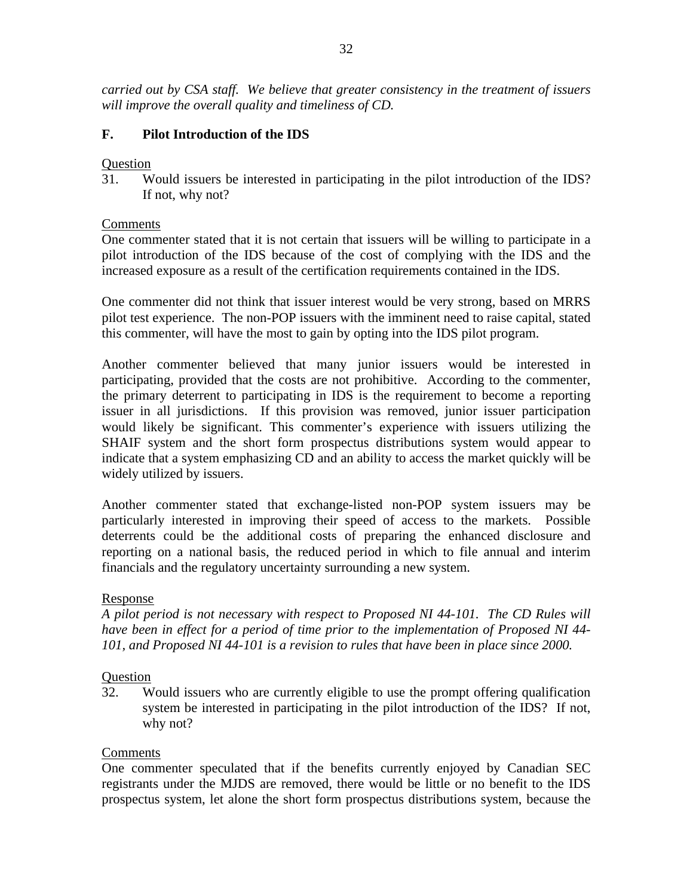*carried out by CSA staff. We believe that greater consistency in the treatment of issuers will improve the overall quality and timeliness of CD.*

## F. Pilot Introduction of the IDS

Question

31. Would issuers be interested in participating in the pilot introduction of the IDS? If not, why not?

Comments

One commenter stated that it is not certain that issuers will be willing to participate in a pilot introduction of the IDS because of the cost of complying with the IDS and the increased exposure as a result of the certification requirements contained in the IDS.

One commenter did not think that issuer interest would be very strong, based on MRRS pilot test experience. The non-POP issuers with the imminent need to raise capital, stated this commenter, will have the most to gain by opting into the IDS pilot program.

Another commenter believed that many junior issuers would be interested in participating, provided that the costs are not prohibitive. According to the commenter, the primary deterrent to participating in IDS is the requirement to become a reporting issuer in all jurisdictions. If this provision was removed, junior issuer participation would likely be significant. This commenter's experience with issuers utilizing the SHAIF system and the short form prospectus distributions system would appear to indicate that a system emphasizing CD and an ability to access the market quickly will be widely utilized by issuers.

Another commenter stated that exchange-listed non-POP system issuers may be particularly interested in improving their speed of access to the markets. Possible deterrents could be the additional costs of preparing the enhanced disclosure and reporting on a national basis, the reduced period in which to file annual and interim financials and the regulatory uncertainty surrounding a new system.

Response

*A pilot period is not necessary with respect to Proposed NI 44-101. The CD Rules will have been in effect for a period of time prior to the implementation of Proposed NI 44-101, and Proposed NI 44-101 is a revision to rules that have been in place since 2000.*

Question

32. Would issuers who are currently eligible to use the prompt offering qualification system be interested in participating in the pilot introduction of the IDS? If not, why not?

Comments

One commenter speculated that if the benefits currently enjoyed by Canadian SEC registrants under the MJDS are removed, there would be little or no benefit to the IDS prospectus system, let alone the short form prospectus distributions system, because the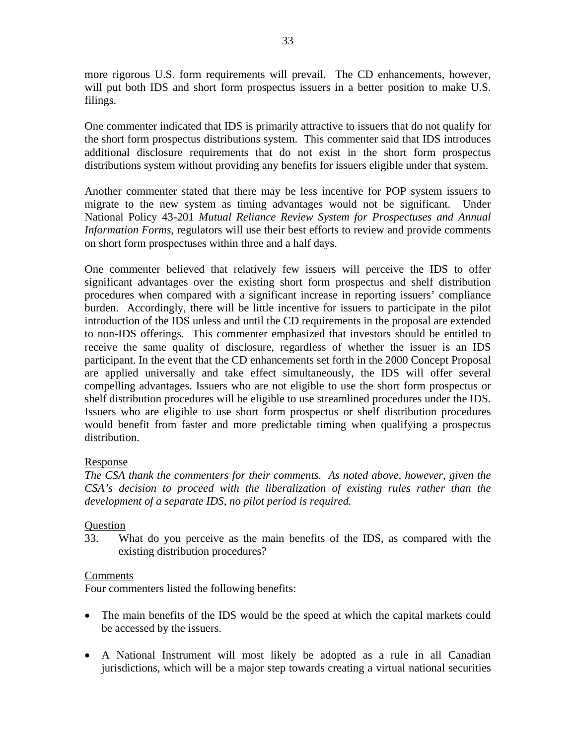more rigorous U.S. form requirements will prevail. The CD enhancements, however, will put both IDS and short form prospectus issuers in a better position to make U.S. filings.

One commenter indicated that IDS is primarily attractive to issuers that do not qualify for the short form prospectus distributions system. This commenter said that IDS introduces additional disclosure requirements that do not exist in the short form prospectus distributions system without providing any benefits for issuers eligible under that system.

Another commenter stated that there may be less incentive for POP system issuers to migrate to the new system as timing advantages would not be significant. Under National Policy 43-201 *Mutual Reliance Review System for Prospectuses and Annual Information Forms*, regulators will use their best efforts to review and provide comments on short form prospectuses within three and a half days.

One commenter believed that relatively few issuers will perceive the IDS to offer significant advantages over the existing short form prospectus and shelf distribution procedures when compared with a significant increase in reporting issuers' compliance burden. Accordingly, there will be little incentive for issuers to participate in the pilot introduction of the IDS unless and until the CD requirements in the proposal are extended to non-IDS offerings. This commenter emphasized that investors should be entitled to receive the same quality of disclosure, regardless of whether the issuer is an IDS participant. In the event that the CD enhancements set forth in the 2000 Concept Proposal are applied universally and take effect simultaneously, the IDS will offer several compelling advantages. Issuers who are not eligible to use the short form prospectus or shelf distribution procedures will be eligible to use streamlined procedures under the IDS. Issuers who are eligible to use short form prospectus or shelf distribution procedures would benefit from faster and more predictable timing when qualifying a prospectus distribution.

Response

*The CSA thank the commenters for their comments. As noted above, however, given the CSA's decision to proceed with the liberalization of existing rules rather than the development of a separate IDS, no pilot period is required.*

Question

33. What do you perceive as the main benefits of the IDS, as compared with the existing distribution procedures?

Comments

Four commenters listed the following benefits:

- The main benefits of the IDS would be the speed at which the capital markets could be accessed by the issuers.

- A National Instrument will most likely be adopted as a rule in all Canadian jurisdictions, which will be a major step towards creating a virtual national securities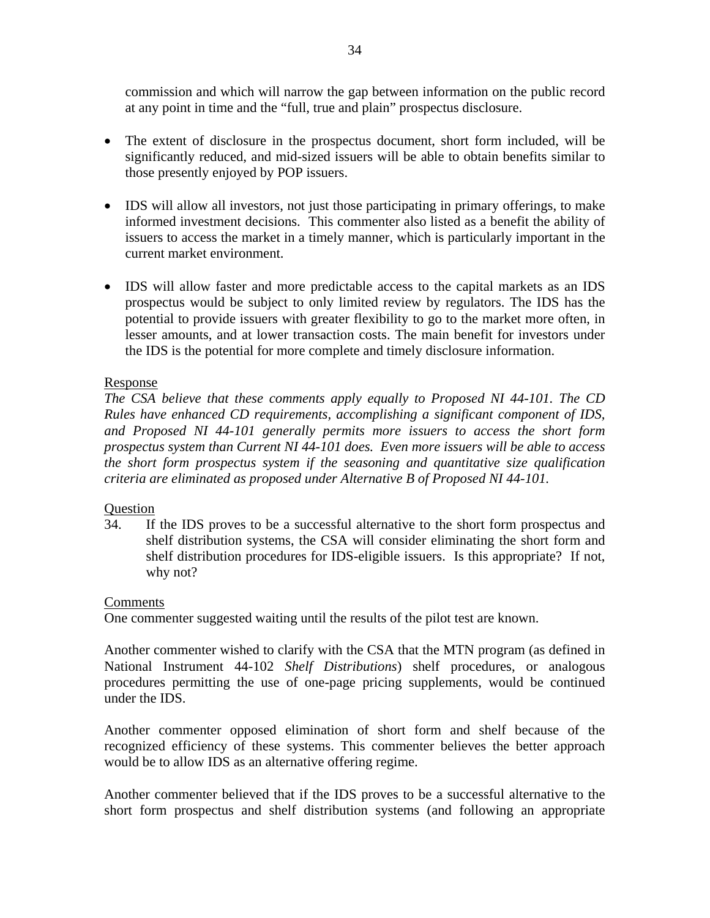commission and which will narrow the gap between information on the public record at any point in time and the "full, true and plain" prospectus disclosure.

- The extent of disclosure in the prospectus document, short form included, will be significantly reduced, and mid-sized issuers will be able to obtain benefits similar to those presently enjoyed by POP issuers.

- IDS will allow all investors, not just those participating in primary offerings, to make informed investment decisions. This commenter also listed as a benefit the ability of issuers to access the market in a timely manner, which is particularly important in the current market environment.

- IDS will allow faster and more predictable access to the capital markets as an IDS prospectus would be subject to only limited review by regulators. The IDS has the potential to provide issuers with greater flexibility to go to the market more often, in lesser amounts, and at lower transaction costs. The main benefit for investors under the IDS is the potential for more complete and timely disclosure information.

Response

*The CSA believe that these comments apply equally to Proposed NI 44-101. The CD Rules have enhanced CD requirements, accomplishing a significant component of IDS, and Proposed NI 44-101 generally permits more issuers to access the short form prospectus system than Current NI 44-101 does. Even more issuers will be able to access the short form prospectus system if the seasoning and quantitative size qualification criteria are eliminated as proposed under Alternative B of Proposed NI 44-101.*

Question

34. If the IDS proves to be a successful alternative to the short form prospectus and shelf distribution systems, the CSA will consider eliminating the short form and shelf distribution procedures for IDS-eligible issuers. Is this appropriate? If not, why not?

Comments

One commenter suggested waiting until the results of the pilot test are known.

Another commenter wished to clarify with the CSA that the MTN program (as defined in National Instrument 44-102 *Shelf Distributions*) shelf procedures, or analogous procedures permitting the use of one-page pricing supplements, would be continued under the IDS.

Another commenter opposed elimination of short form and shelf because of the recognized efficiency of these systems. This commenter believes the better approach would be to allow IDS as an alternative offering regime.

Another commenter believed that if the IDS proves to be a successful alternative to the short form prospectus and shelf distribution systems (and following an appropriate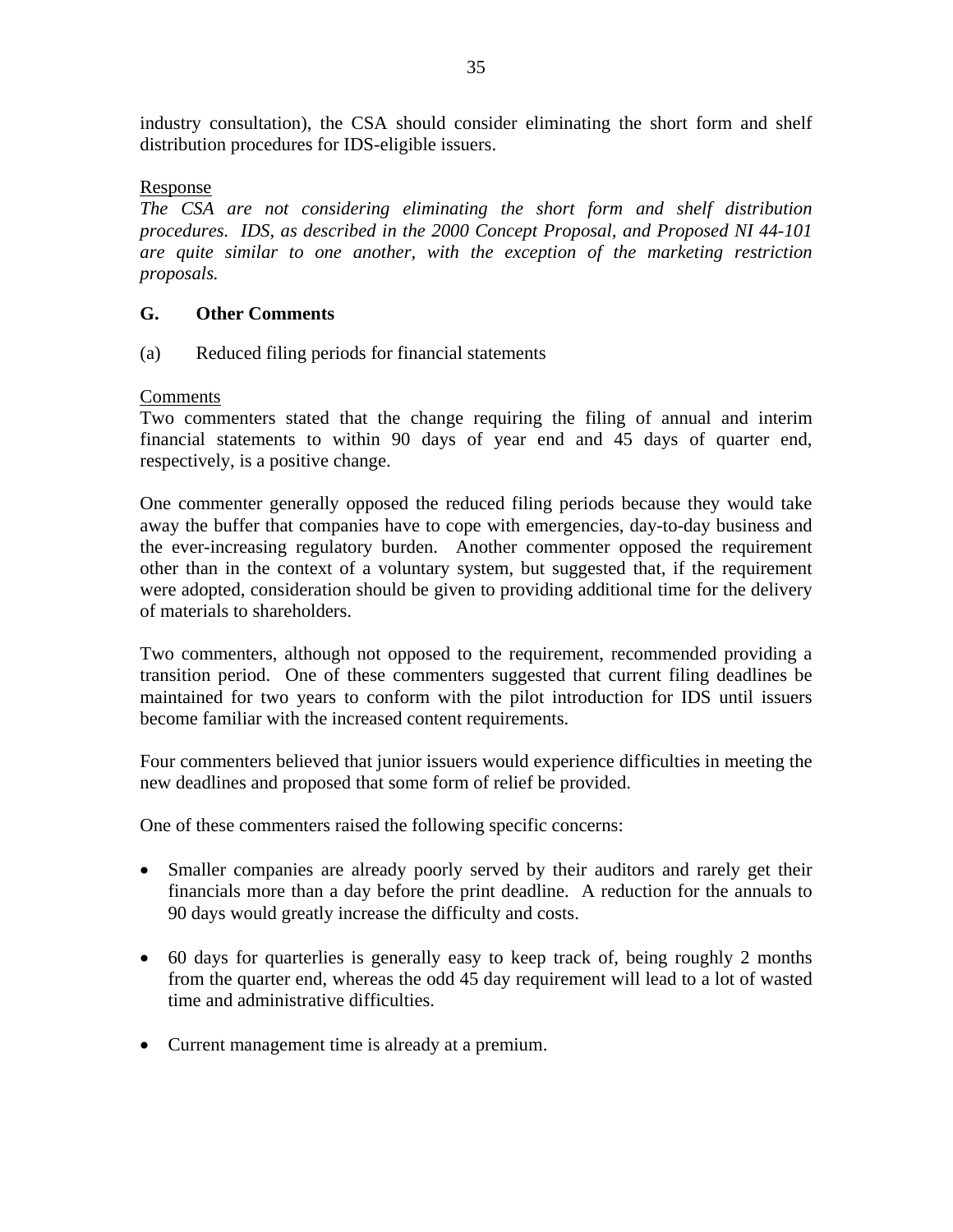industry consultation), the CSA should consider eliminating the short form and shelf distribution procedures for IDS-eligible issuers.

Response

*The CSA are not considering eliminating the short form and shelf distribution procedures. IDS, as described in the 2000 Concept Proposal, and Proposed NI 44-101 are quite similar to one another, with the exception of the marketing restriction proposals.*

### G. Other Comments

(a) Reduced filing periods for financial statements

Comments

Two commenters stated that the change requiring the filing of annual and interim financial statements to within 90 days of year end and 45 days of quarter end, respectively, is a positive change.

One commenter generally opposed the reduced filing periods because they would take away the buffer that companies have to cope with emergencies, day-to-day business and the ever-increasing regulatory burden. Another commenter opposed the requirement other than in the context of a voluntary system, but suggested that, if the requirement were adopted, consideration should be given to providing additional time for the delivery of materials to shareholders.

Two commenters, although not opposed to the requirement, recommended providing a transition period. One of these commenters suggested that current filing deadlines be maintained for two years to conform with the pilot introduction for IDS until issuers become familiar with the increased content requirements.

Four commenters believed that junior issuers would experience difficulties in meeting the new deadlines and proposed that some form of relief be provided.

One of these commenters raised the following specific concerns:

- Smaller companies are already poorly served by their auditors and rarely get their financials more than a day before the print deadline. A reduction for the annuals to 90 days would greatly increase the difficulty and costs.

- 60 days for quarterlies is generally easy to keep track of, being roughly 2 months from the quarter end, whereas the odd 45 day requirement will lead to a lot of wasted time and administrative difficulties.

- Current management time is already at a premium.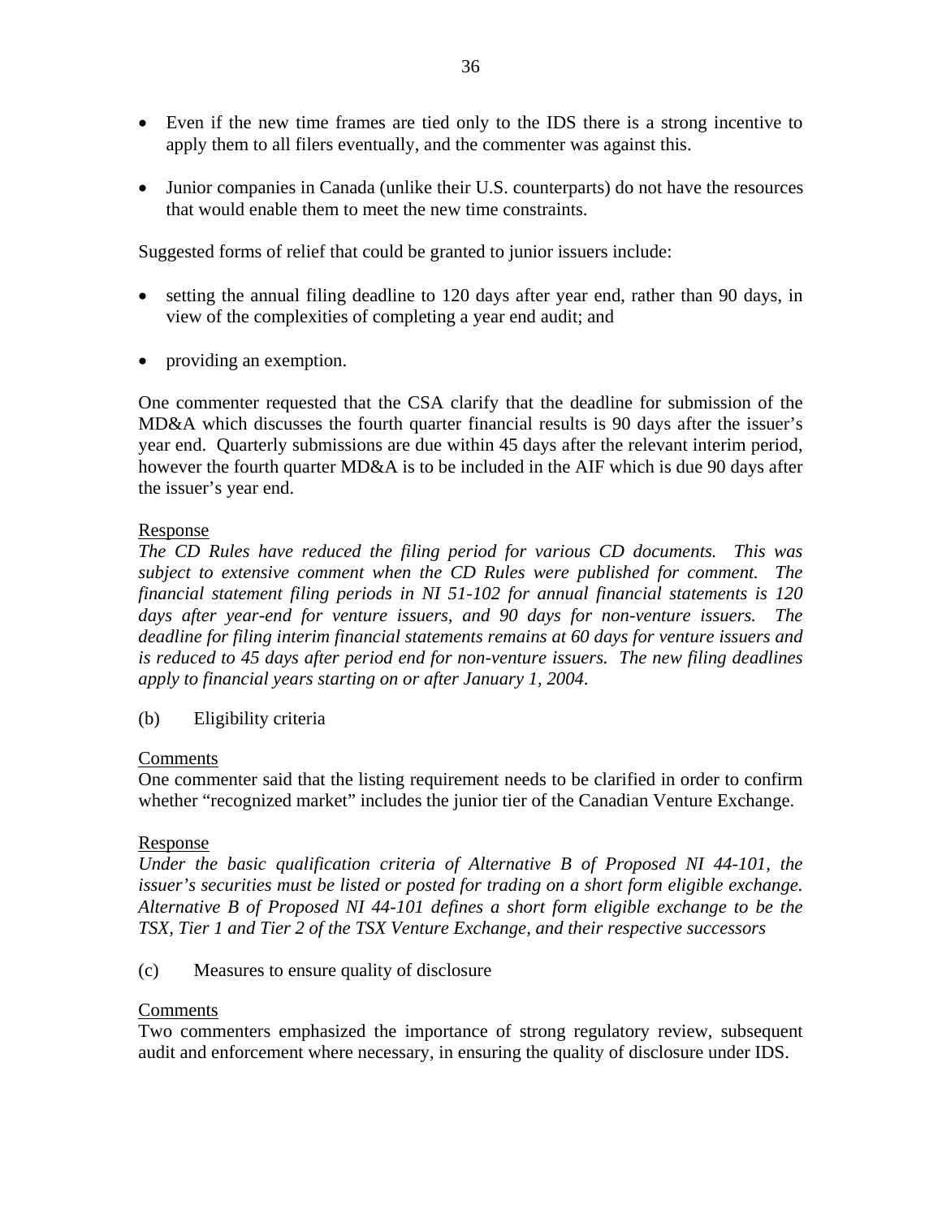- Even if the new time frames are tied only to the IDS there is a strong incentive to apply them to all filers eventually, and the commenter was against this.

- Junior companies in Canada (unlike their U.S. counterparts) do not have the resources that would enable them to meet the new time constraints.

Suggested forms of relief that could be granted to junior issuers include:

- setting the annual filing deadline to 120 days after year end, rather than 90 days, in view of the complexities of completing a year end audit; and

- providing an exemption.

One commenter requested that the CSA clarify that the deadline for submission of the MD&A which discusses the fourth quarter financial results is 90 days after the issuer's year end. Quarterly submissions are due within 45 days after the relevant interim period, however the fourth quarter MD&A is to be included in the AIF which is due 90 days after the issuer's year end.

Response

*The CD Rules have reduced the filing period for various CD documents. This was subject to extensive comment when the CD Rules were published for comment. The financial statement filing periods in NI 51-102 for annual financial statements is 120 days after year-end for venture issuers, and 90 days for non-venture issuers. The deadline for filing interim financial statements remains at 60 days for venture issuers and is reduced to 45 days after period end for non-venture issuers. The new filing deadlines apply to financial years starting on or after January 1, 2004.*

(b) Eligibility criteria

Comments

One commenter said that the listing requirement needs to be clarified in order to confirm whether "recognized market" includes the junior tier of the Canadian Venture Exchange.

Response

*Under the basic qualification criteria of Alternative B of Proposed NI 44-101, the issuer's securities must be listed or posted for trading on a short form eligible exchange. Alternative B of Proposed NI 44-101 defines a short form eligible exchange to be the TSX, Tier 1 and Tier 2 of the TSX Venture Exchange, and their respective successors*

(c) Measures to ensure quality of disclosure

Comments

Two commenters emphasized the importance of strong regulatory review, subsequent audit and enforcement where necessary, in ensuring the quality of disclosure under IDS.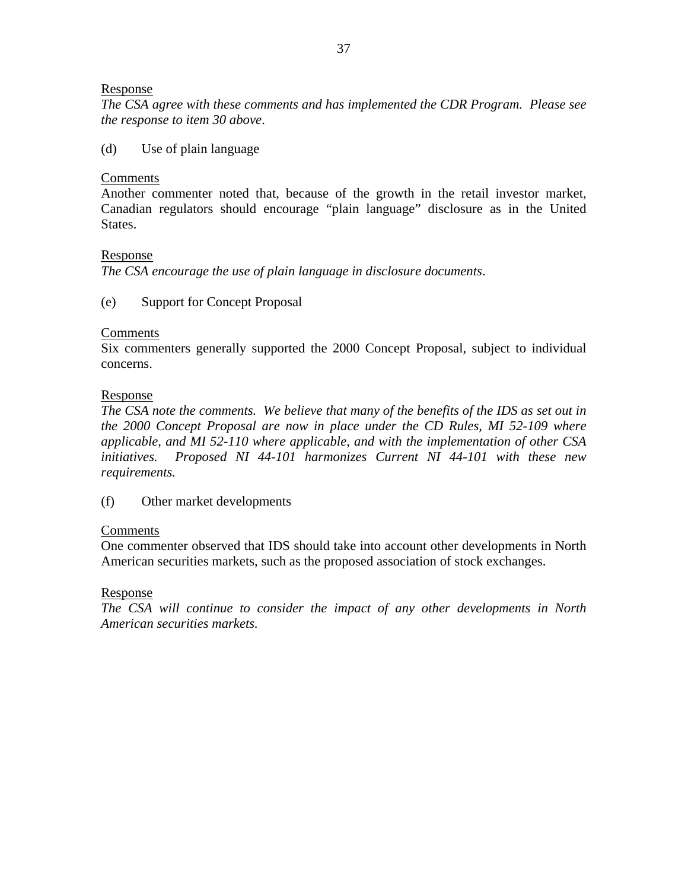<u>Response</u>

*The CSA agree with these comments and has implemented the CDR Program. Please see the response to item 30 above*.

(d) Use of plain language

<u>Comments</u>

Another commenter noted that, because of the growth in the retail investor market, Canadian regulators should encourage "plain language" disclosure as in the United States.

<u>Response</u>

*The CSA encourage the use of plain language in disclosure documents*.

(e) Support for Concept Proposal

<u>Comments</u>

Six commenters generally supported the 2000 Concept Proposal, subject to individual concerns.

<u>Response</u>

*The CSA note the comments. We believe that many of the benefits of the IDS as set out in the 2000 Concept Proposal are now in place under the CD Rules, MI 52-109 where applicable, and MI 52-110 where applicable, and with the implementation of other CSA initiatives. Proposed NI 44-101 harmonizes Current NI 44-101 with these new requirements.*

(f) Other market developments

<u>Comments</u>

One commenter observed that IDS should take into account other developments in North American securities markets, such as the proposed association of stock exchanges.

<u>Response</u>

*The CSA will continue to consider the impact of any other developments in North American securities markets.*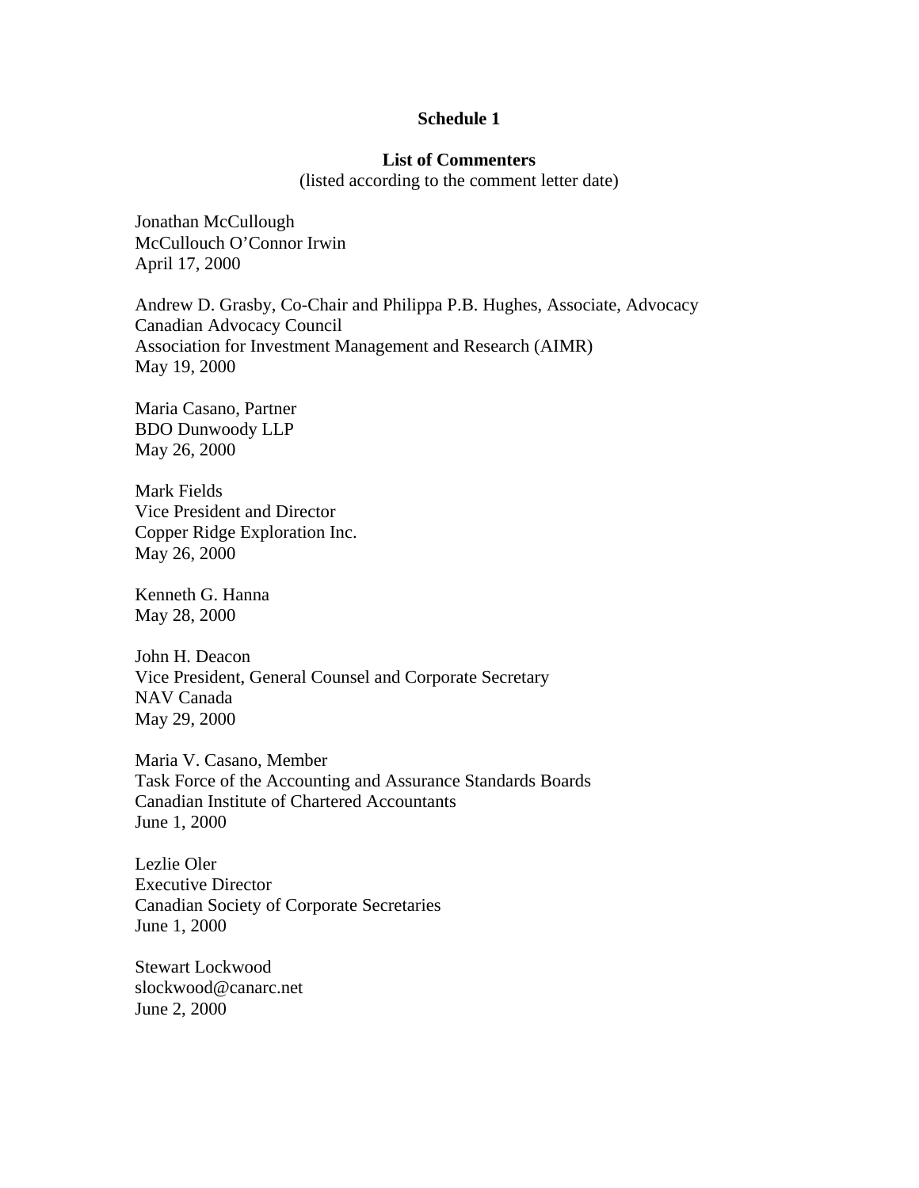**Schedule 1**

**List of Commenters**

(listed according to the comment letter date)

Jonathan McCullough
McCullouch O'Connor Irwin
April 17, 2000

Andrew D. Grasby, Co-Chair and Philippa P.B. Hughes, Associate, Advocacy
Canadian Advocacy Council
Association for Investment Management and Research (AIMR)
May 19, 2000

Maria Casano, Partner
BDO Dunwoody LLP
May 26, 2000

Mark Fields
Vice President and Director
Copper Ridge Exploration Inc.
May 26, 2000

Kenneth G. Hanna
May 28, 2000

John H. Deacon
Vice President, General Counsel and Corporate Secretary
NAV Canada
May 29, 2000

Maria V. Casano, Member
Task Force of the Accounting and Assurance Standards Boards
Canadian Institute of Chartered Accountants
June 1, 2000

Lezlie Oler
Executive Director
Canadian Society of Corporate Secretaries
June 1, 2000

Stewart Lockwood
slockwood@canarc.net
June 2, 2000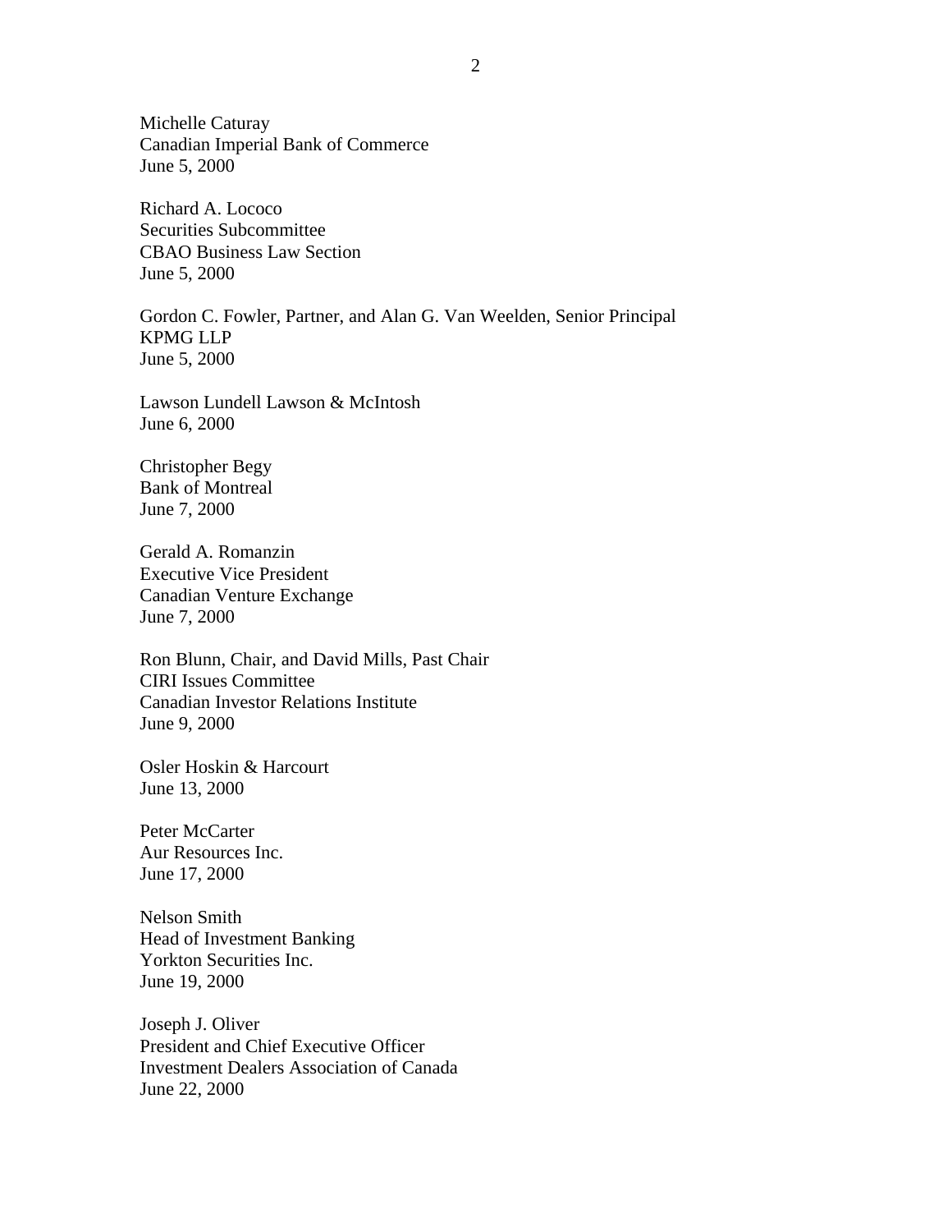Michelle Caturay
Canadian Imperial Bank of Commerce
June 5, 2000

Richard A. Lococo
Securities Subcommittee
CBAO Business Law Section
June 5, 2000

Gordon C. Fowler, Partner, and Alan G. Van Weelden, Senior Principal
KPMG LLP
June 5, 2000

Lawson Lundell Lawson & McIntosh
June 6, 2000

Christopher Begy
Bank of Montreal
June 7, 2000

Gerald A. Romanzin
Executive Vice President
Canadian Venture Exchange
June 7, 2000

Ron Blunn, Chair, and David Mills, Past Chair
CIRI Issues Committee
Canadian Investor Relations Institute
June 9, 2000

Osler Hoskin & Harcourt
June 13, 2000

Peter McCarter
Aur Resources Inc.
June 17, 2000

Nelson Smith
Head of Investment Banking
Yorkton Securities Inc.
June 19, 2000

Joseph J. Oliver
President and Chief Executive Officer
Investment Dealers Association of Canada
June 22, 2000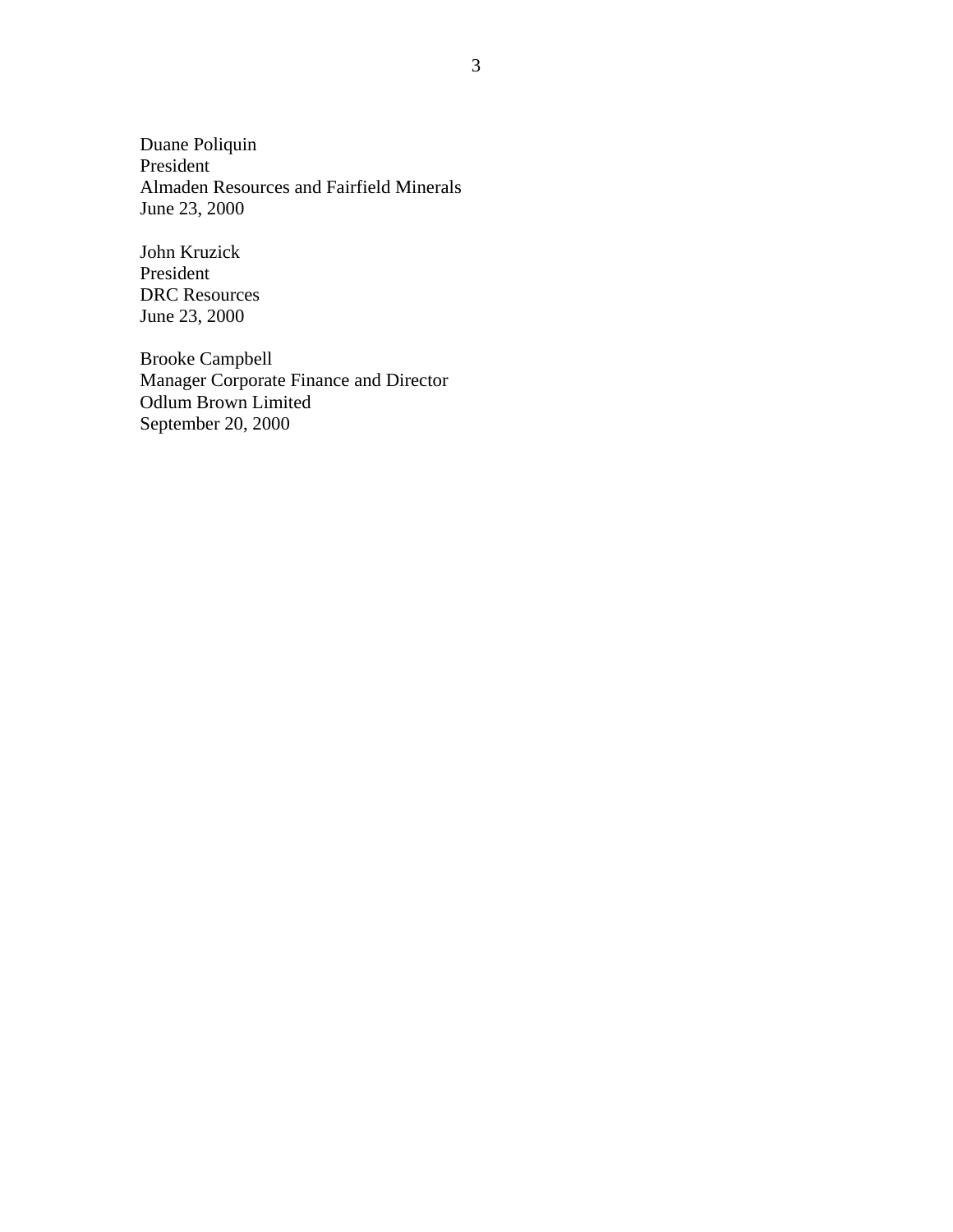Duane Poliquin
President
Almaden Resources and Fairfield Minerals
June 23, 2000

John Kruzick
President
DRC Resources
June 23, 2000

Brooke Campbell
Manager Corporate Finance and Director
Odlum Brown Limited
September 20, 2000